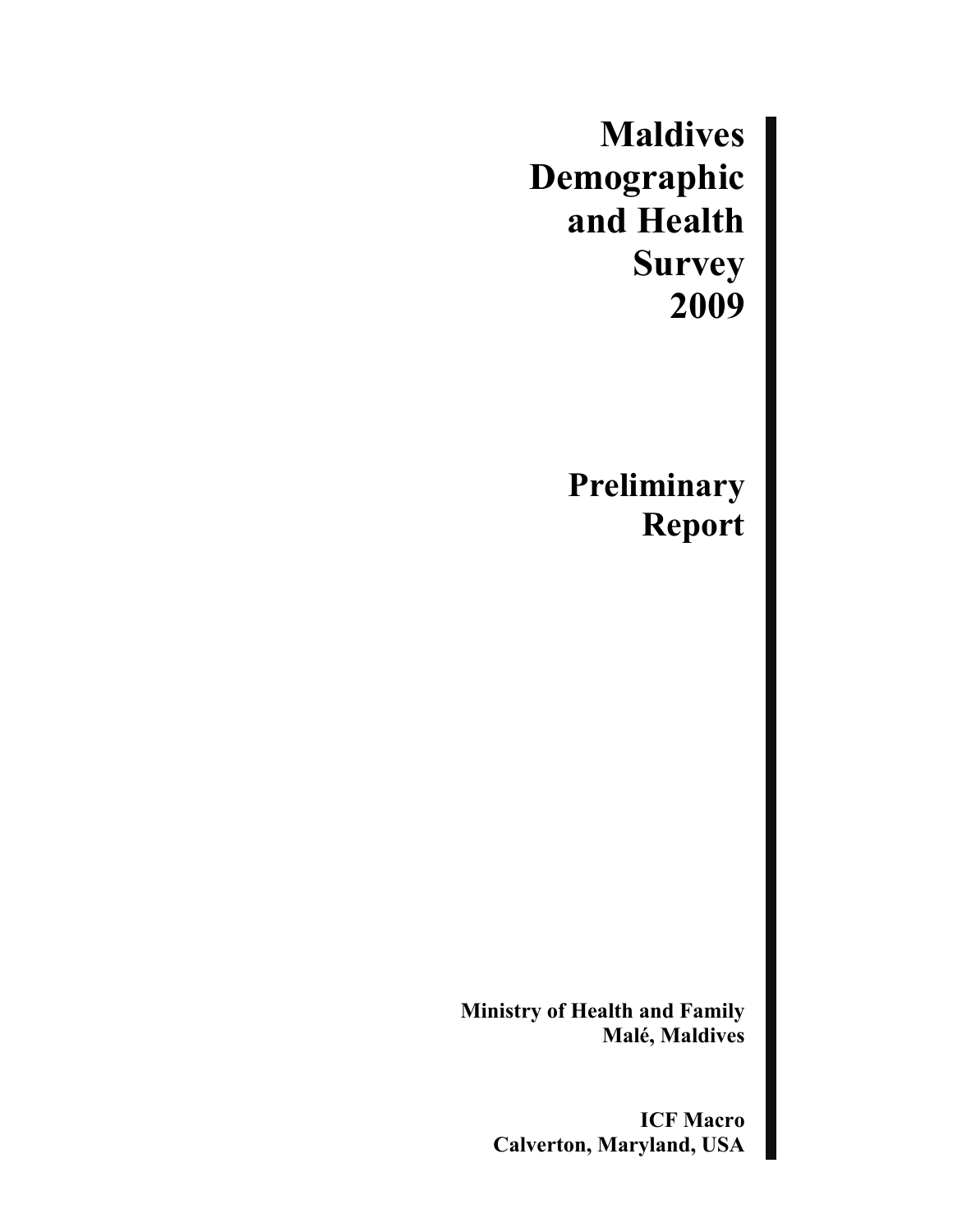# Maldives Demographic and Health Survey 2009

## Preliminary Report

**Ministry of Health and Family**
**Malé, Maldives**

**ICF Macro**
**Calverton, Maryland, USA**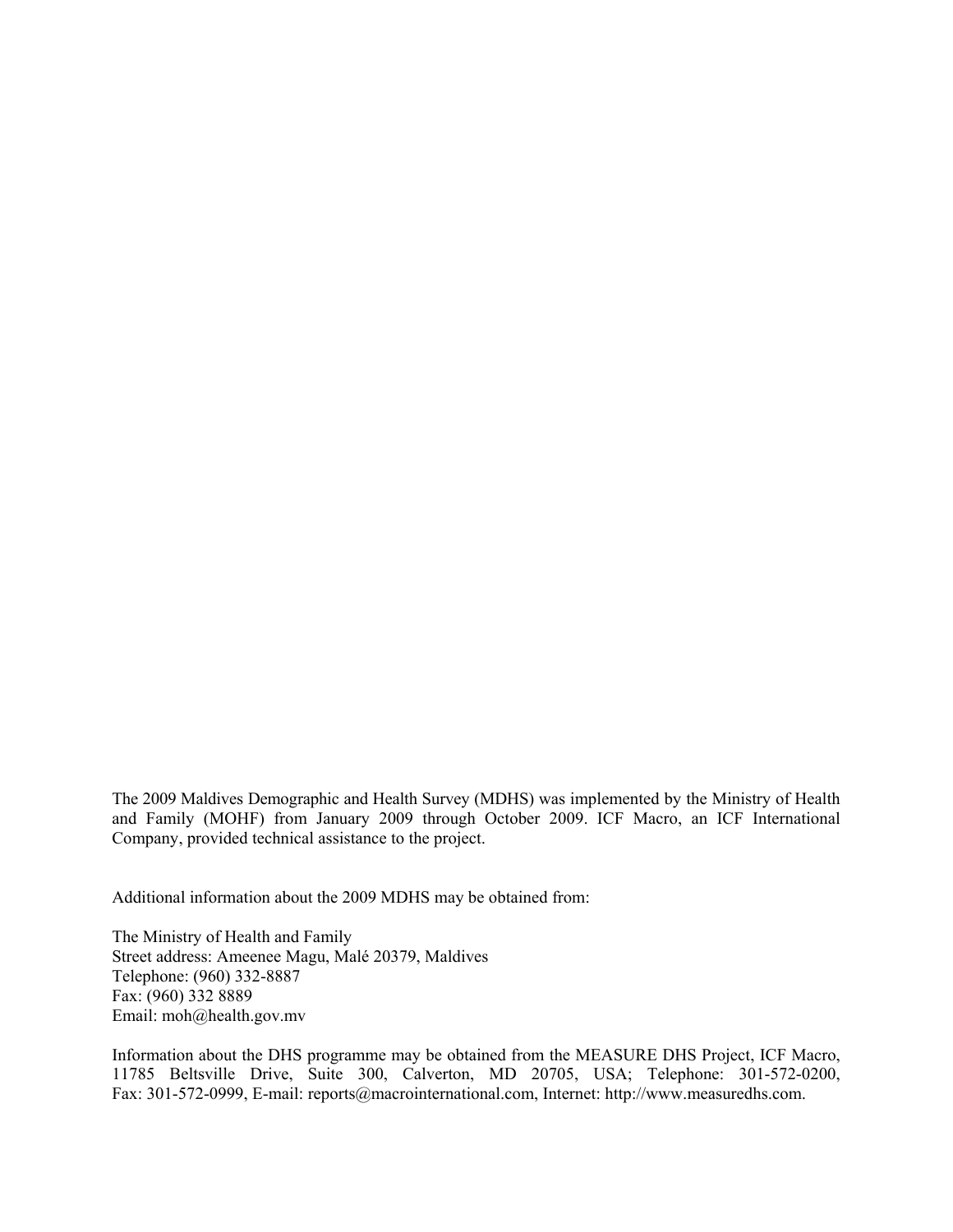The 2009 Maldives Demographic and Health Survey (MDHS) was implemented by the Ministry of Health and Family (MOHF) from January 2009 through October 2009. ICF Macro, an ICF International Company, provided technical assistance to the project.

Additional information about the 2009 MDHS may be obtained from:

The Ministry of Health and Family
Street address: Ameenee Magu, Malé 20379, Maldives
Telephone: (960) 332-8887
Fax: (960) 332 8889
Email: moh@health.gov.mv

Information about the DHS programme may be obtained from the MEASURE DHS Project, ICF Macro, 11785 Beltsville Drive, Suite 300, Calverton, MD 20705, USA; Telephone: 301-572-0200, Fax: 301-572-0999, E-mail: reports@macrointernational.com, Internet: http://www.measuredhs.com.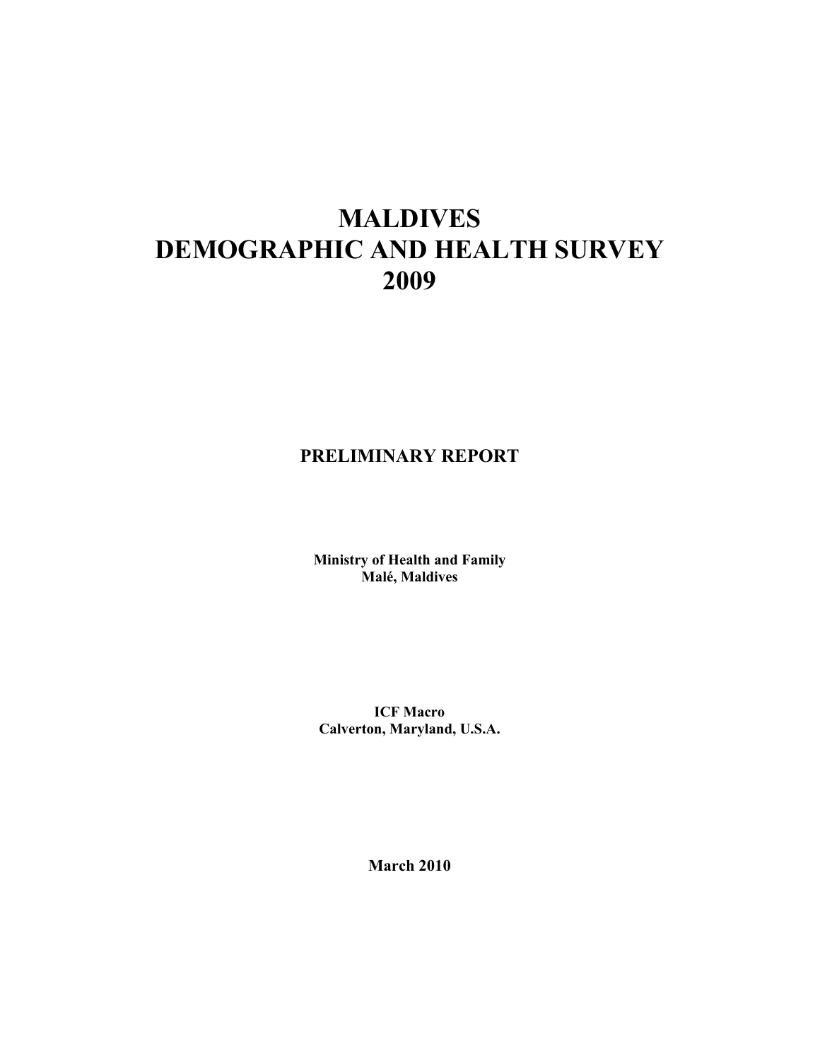# MALDIVES
# DEMOGRAPHIC AND HEALTH SURVEY
# 2009

## PRELIMINARY REPORT

**Ministry of Health and Family**
**Malé, Maldives**

**ICF Macro**
**Calverton, Maryland, U.S.A.**

**March 2010**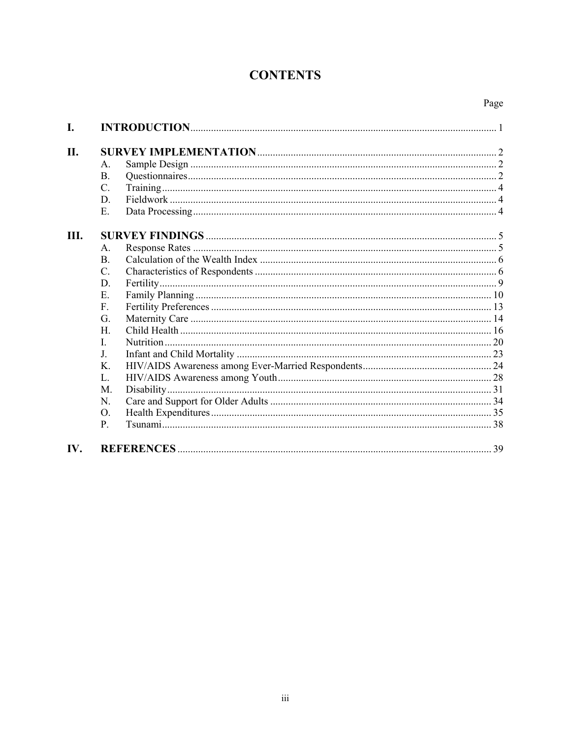# CONTENTS

| | | Page |
|---|---|---|
| **I.** | **INTRODUCTION** | 1 |
| **II.** | **SURVEY IMPLEMENTATION** | 2 |
| | A. Sample Design | 2 |
| | B. Questionnaires | 2 |
| | C. Training | 4 |
| | D. Fieldwork | 4 |
| | E. Data Processing | 4 |
| **III.** | **SURVEY FINDINGS** | 5 |
| | A. Response Rates | 5 |
| | B. Calculation of the Wealth Index | 6 |
| | C. Characteristics of Respondents | 6 |
| | D. Fertility | 9 |
| | E. Family Planning | 10 |
| | F. Fertility Preferences | 13 |
| | G. Maternity Care | 14 |
| | H. Child Health | 16 |
| | I. Nutrition | 20 |
| | J. Infant and Child Mortality | 23 |
| | K. HIV/AIDS Awareness among Ever-Married Respondents | 24 |
| | L. HIV/AIDS Awareness among Youth | 28 |
| | M. Disability | 31 |
| | N. Care and Support for Older Adults | 34 |
| | O. Health Expenditures | 35 |
| | P. Tsunami | 38 |
| **IV.** | **REFERENCES** | 39 |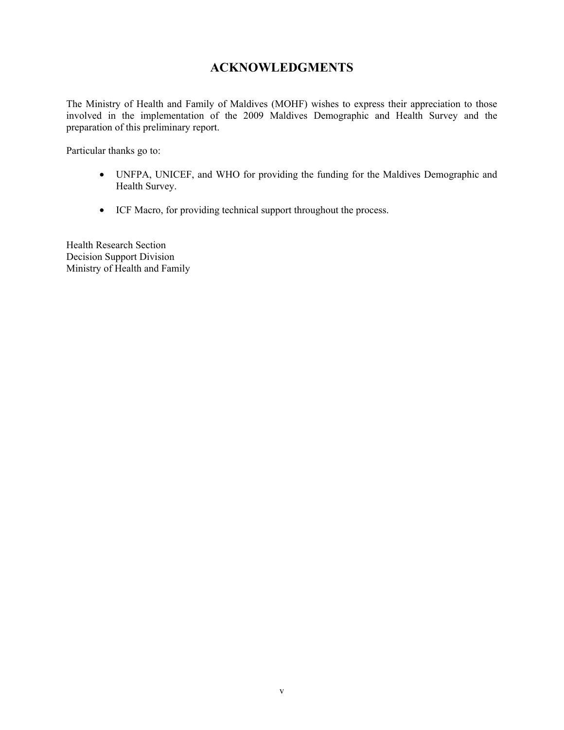# ACKNOWLEDGMENTS

The Ministry of Health and Family of Maldives (MOHF) wishes to express their appreciation to those involved in the implementation of the 2009 Maldives Demographic and Health Survey and the preparation of this preliminary report.

Particular thanks go to:

- UNFPA, UNICEF, and WHO for providing the funding for the Maldives Demographic and Health Survey.

- ICF Macro, for providing technical support throughout the process.

Health Research Section
Decision Support Division
Ministry of Health and Family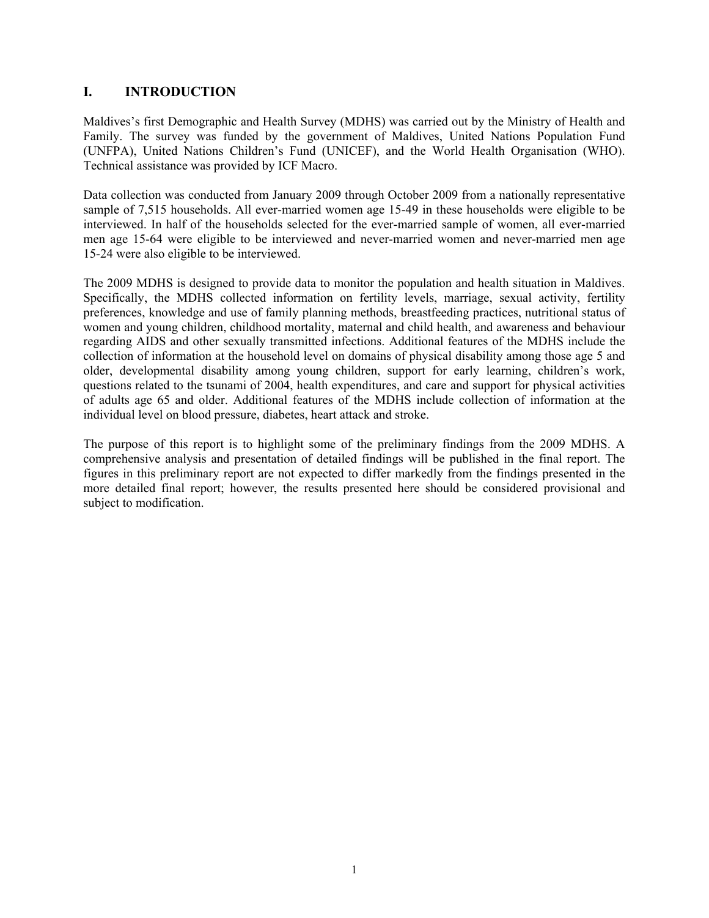# I. INTRODUCTION

Maldives's first Demographic and Health Survey (MDHS) was carried out by the Ministry of Health and Family. The survey was funded by the government of Maldives, United Nations Population Fund (UNFPA), United Nations Children's Fund (UNICEF), and the World Health Organisation (WHO). Technical assistance was provided by ICF Macro.

Data collection was conducted from January 2009 through October 2009 from a nationally representative sample of 7,515 households. All ever-married women age 15-49 in these households were eligible to be interviewed. In half of the households selected for the ever-married sample of women, all ever-married men age 15-64 were eligible to be interviewed and never-married women and never-married men age 15-24 were also eligible to be interviewed.

The 2009 MDHS is designed to provide data to monitor the population and health situation in Maldives. Specifically, the MDHS collected information on fertility levels, marriage, sexual activity, fertility preferences, knowledge and use of family planning methods, breastfeeding practices, nutritional status of women and young children, childhood mortality, maternal and child health, and awareness and behaviour regarding AIDS and other sexually transmitted infections. Additional features of the MDHS include the collection of information at the household level on domains of physical disability among those age 5 and older, developmental disability among young children, support for early learning, children's work, questions related to the tsunami of 2004, health expenditures, and care and support for physical activities of adults age 65 and older. Additional features of the MDHS include collection of information at the individual level on blood pressure, diabetes, heart attack and stroke.

The purpose of this report is to highlight some of the preliminary findings from the 2009 MDHS. A comprehensive analysis and presentation of detailed findings will be published in the final report. The figures in this preliminary report are not expected to differ markedly from the findings presented in the more detailed final report; however, the results presented here should be considered provisional and subject to modification.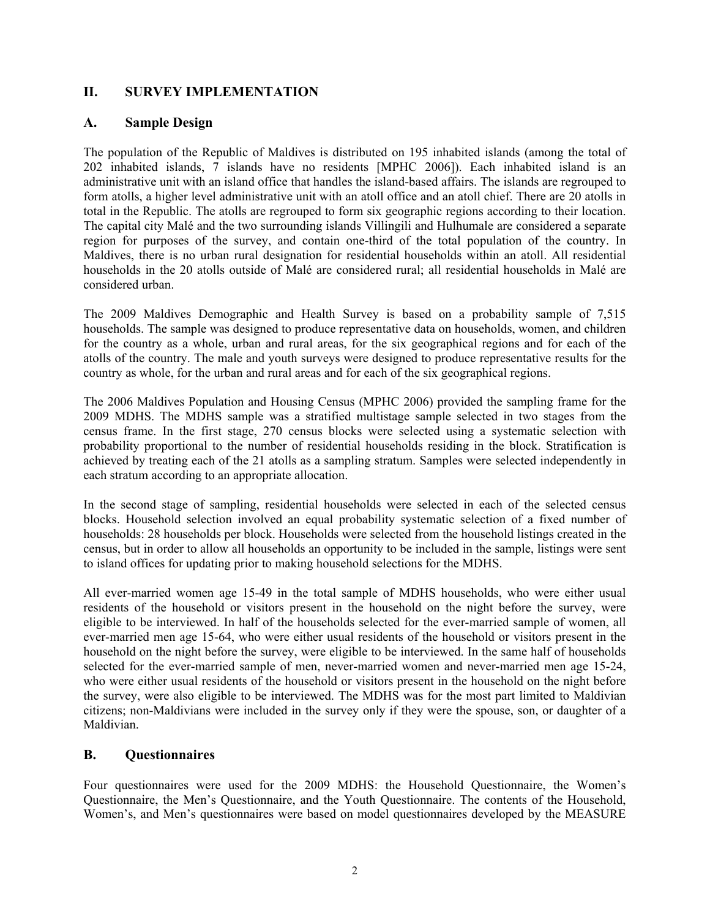## II. SURVEY IMPLEMENTATION

### A. Sample Design

The population of the Republic of Maldives is distributed on 195 inhabited islands (among the total of 202 inhabited islands, 7 islands have no residents [MPHC 2006]). Each inhabited island is an administrative unit with an island office that handles the island-based affairs. The islands are regrouped to form atolls, a higher level administrative unit with an atoll office and an atoll chief. There are 20 atolls in total in the Republic. The atolls are regrouped to form six geographic regions according to their location. The capital city Malé and the two surrounding islands Villingili and Hulhumale are considered a separate region for purposes of the survey, and contain one-third of the total population of the country. In Maldives, there is no urban rural designation for residential households within an atoll. All residential households in the 20 atolls outside of Malé are considered rural; all residential households in Malé are considered urban.

The 2009 Maldives Demographic and Health Survey is based on a probability sample of 7,515 households. The sample was designed to produce representative data on households, women, and children for the country as a whole, urban and rural areas, for the six geographical regions and for each of the atolls of the country. The male and youth surveys were designed to produce representative results for the country as whole, for the urban and rural areas and for each of the six geographical regions.

The 2006 Maldives Population and Housing Census (MPHC 2006) provided the sampling frame for the 2009 MDHS. The MDHS sample was a stratified multistage sample selected in two stages from the census frame. In the first stage, 270 census blocks were selected using a systematic selection with probability proportional to the number of residential households residing in the block. Stratification is achieved by treating each of the 21 atolls as a sampling stratum. Samples were selected independently in each stratum according to an appropriate allocation.

In the second stage of sampling, residential households were selected in each of the selected census blocks. Household selection involved an equal probability systematic selection of a fixed number of households: 28 households per block. Households were selected from the household listings created in the census, but in order to allow all households an opportunity to be included in the sample, listings were sent to island offices for updating prior to making household selections for the MDHS.

All ever-married women age 15-49 in the total sample of MDHS households, who were either usual residents of the household or visitors present in the household on the night before the survey, were eligible to be interviewed. In half of the households selected for the ever-married sample of women, all ever-married men age 15-64, who were either usual residents of the household or visitors present in the household on the night before the survey, were eligible to be interviewed. In the same half of households selected for the ever-married sample of men, never-married women and never-married men age 15-24, who were either usual residents of the household or visitors present in the household on the night before the survey, were also eligible to be interviewed. The MDHS was for the most part limited to Maldivian citizens; non-Maldivians were included in the survey only if they were the spouse, son, or daughter of a Maldivian.

### B. Questionnaires

Four questionnaires were used for the 2009 MDHS: the Household Questionnaire, the Women's Questionnaire, the Men's Questionnaire, and the Youth Questionnaire. The contents of the Household, Women's, and Men's questionnaires were based on model questionnaires developed by the MEASURE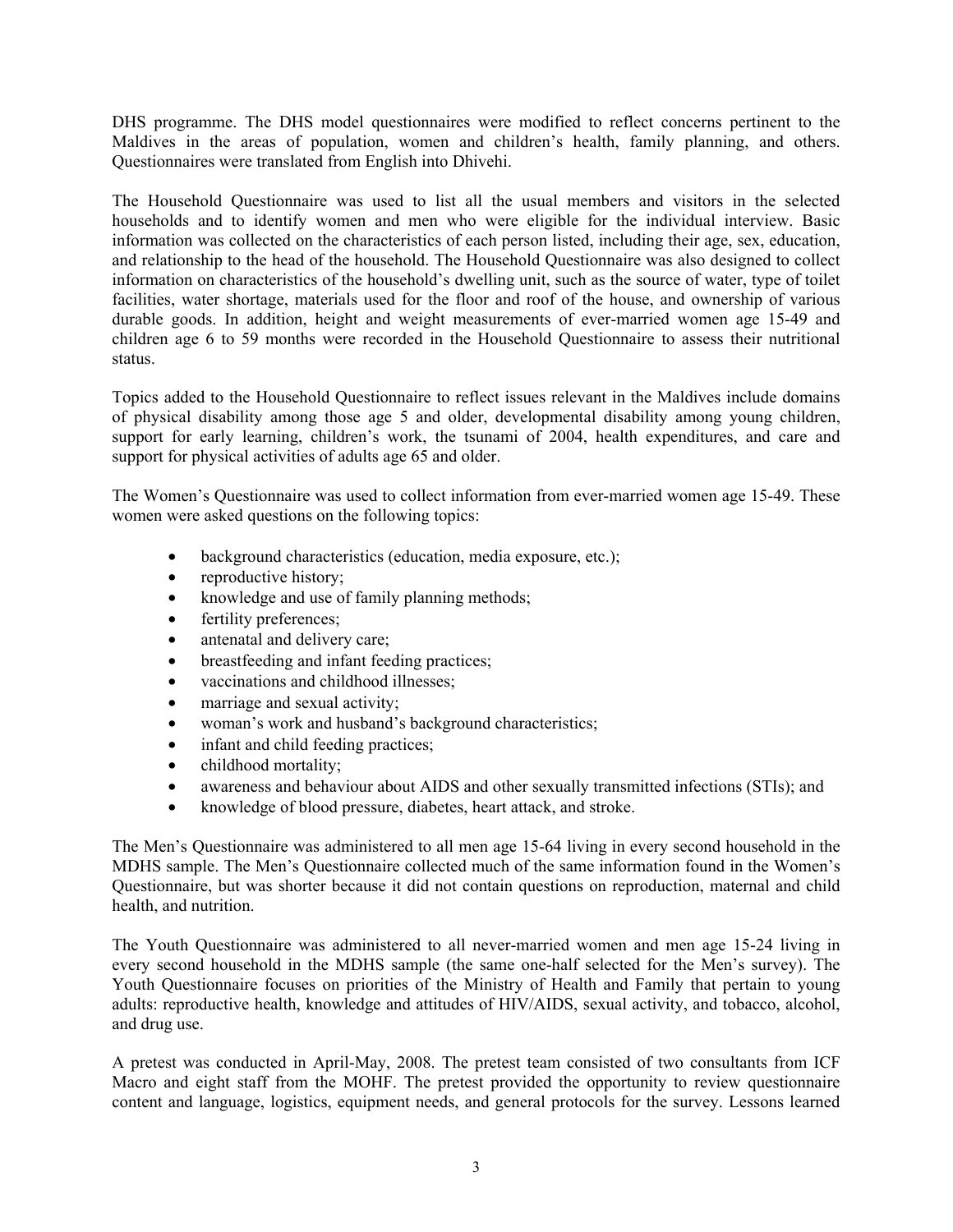DHS programme. The DHS model questionnaires were modified to reflect concerns pertinent to the Maldives in the areas of population, women and children's health, family planning, and others. Questionnaires were translated from English into Dhivehi.

The Household Questionnaire was used to list all the usual members and visitors in the selected households and to identify women and men who were eligible for the individual interview. Basic information was collected on the characteristics of each person listed, including their age, sex, education, and relationship to the head of the household. The Household Questionnaire was also designed to collect information on characteristics of the household's dwelling unit, such as the source of water, type of toilet facilities, water shortage, materials used for the floor and roof of the house, and ownership of various durable goods. In addition, height and weight measurements of ever-married women age 15-49 and children age 6 to 59 months were recorded in the Household Questionnaire to assess their nutritional status.

Topics added to the Household Questionnaire to reflect issues relevant in the Maldives include domains of physical disability among those age 5 and older, developmental disability among young children, support for early learning, children's work, the tsunami of 2004, health expenditures, and care and support for physical activities of adults age 65 and older.

The Women's Questionnaire was used to collect information from ever-married women age 15-49. These women were asked questions on the following topics:

- background characteristics (education, media exposure, etc.);
- reproductive history;
- knowledge and use of family planning methods;
- fertility preferences;
- antenatal and delivery care;
- breastfeeding and infant feeding practices;
- vaccinations and childhood illnesses;
- marriage and sexual activity;
- woman's work and husband's background characteristics;
- infant and child feeding practices;
- childhood mortality;
- awareness and behaviour about AIDS and other sexually transmitted infections (STIs); and
- knowledge of blood pressure, diabetes, heart attack, and stroke.

The Men's Questionnaire was administered to all men age 15-64 living in every second household in the MDHS sample. The Men's Questionnaire collected much of the same information found in the Women's Questionnaire, but was shorter because it did not contain questions on reproduction, maternal and child health, and nutrition.

The Youth Questionnaire was administered to all never-married women and men age 15-24 living in every second household in the MDHS sample (the same one-half selected for the Men's survey). The Youth Questionnaire focuses on priorities of the Ministry of Health and Family that pertain to young adults: reproductive health, knowledge and attitudes of HIV/AIDS, sexual activity, and tobacco, alcohol, and drug use.

A pretest was conducted in April-May, 2008. The pretest team consisted of two consultants from ICF Macro and eight staff from the MOHF. The pretest provided the opportunity to review questionnaire content and language, logistics, equipment needs, and general protocols for the survey. Lessons learned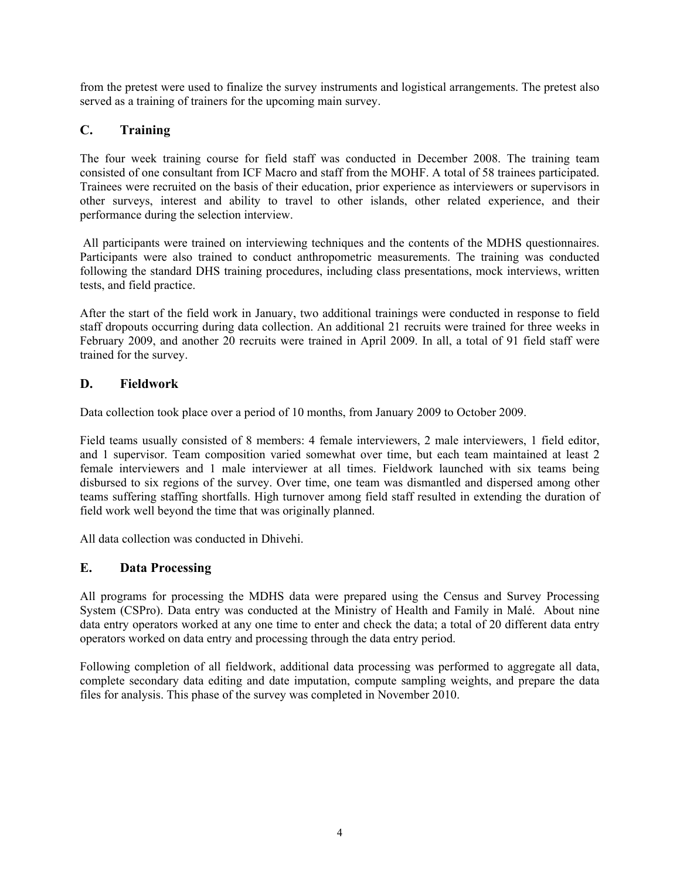from the pretest were used to finalize the survey instruments and logistical arrangements. The pretest also served as a training of trainers for the upcoming main survey.

## C. Training

The four week training course for field staff was conducted in December 2008. The training team consisted of one consultant from ICF Macro and staff from the MOHF. A total of 58 trainees participated. Trainees were recruited on the basis of their education, prior experience as interviewers or supervisors in other surveys, interest and ability to travel to other islands, other related experience, and their performance during the selection interview.

All participants were trained on interviewing techniques and the contents of the MDHS questionnaires. Participants were also trained to conduct anthropometric measurements. The training was conducted following the standard DHS training procedures, including class presentations, mock interviews, written tests, and field practice.

After the start of the field work in January, two additional trainings were conducted in response to field staff dropouts occurring during data collection. An additional 21 recruits were trained for three weeks in February 2009, and another 20 recruits were trained in April 2009. In all, a total of 91 field staff were trained for the survey.

## D. Fieldwork

Data collection took place over a period of 10 months, from January 2009 to October 2009.

Field teams usually consisted of 8 members: 4 female interviewers, 2 male interviewers, 1 field editor, and 1 supervisor. Team composition varied somewhat over time, but each team maintained at least 2 female interviewers and 1 male interviewer at all times. Fieldwork launched with six teams being disbursed to six regions of the survey. Over time, one team was dismantled and dispersed among other teams suffering staffing shortfalls. High turnover among field staff resulted in extending the duration of field work well beyond the time that was originally planned.

All data collection was conducted in Dhivehi.

## E. Data Processing

All programs for processing the MDHS data were prepared using the Census and Survey Processing System (CSPro). Data entry was conducted at the Ministry of Health and Family in Malé. About nine data entry operators worked at any one time to enter and check the data; a total of 20 different data entry operators worked on data entry and processing through the data entry period.

Following completion of all fieldwork, additional data processing was performed to aggregate all data, complete secondary data editing and date imputation, compute sampling weights, and prepare the data files for analysis. This phase of the survey was completed in November 2010.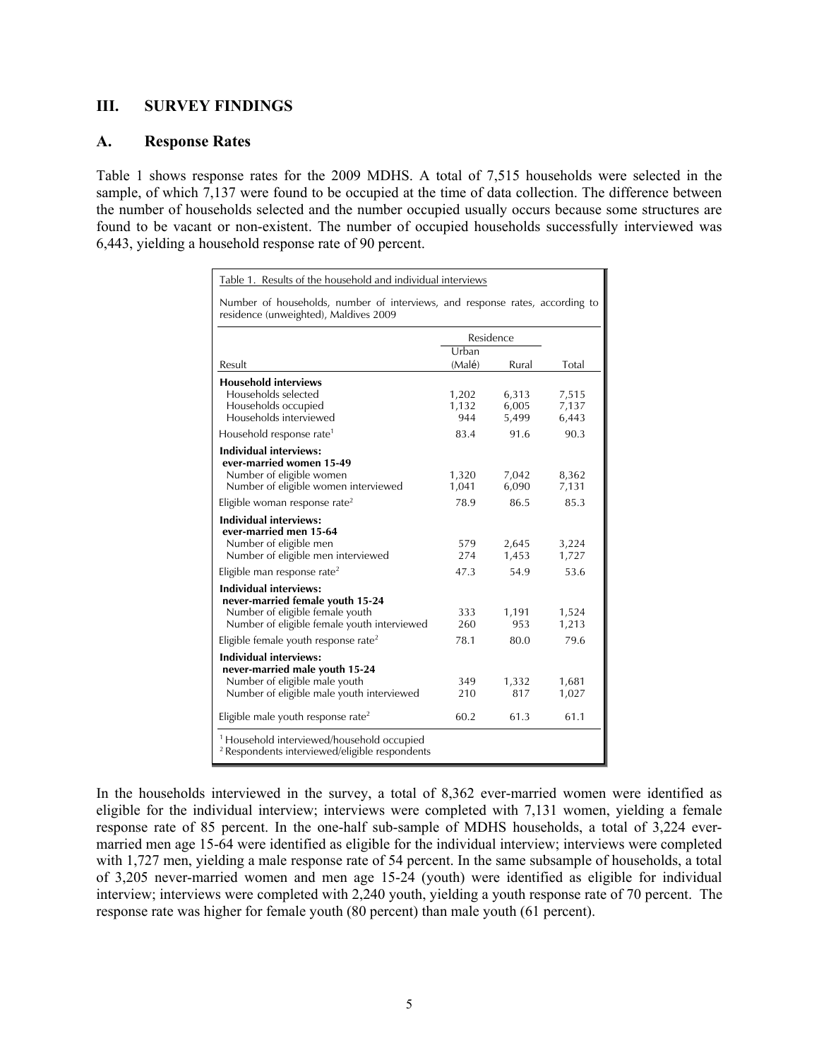## III. SURVEY FINDINGS

### A. Response Rates

Table 1 shows response rates for the 2009 MDHS. A total of 7,515 households were selected in the sample, of which 7,137 were found to be occupied at the time of data collection. The difference between the number of households selected and the number occupied usually occurs because some structures are found to be vacant or non-existent. The number of occupied households successfully interviewed was 6,443, yielding a household response rate of 90 percent.

Table 1. Results of the household and individual interviews

Number of households, number of interviews, and response rates, according to residence (unweighted), Maldives 2009

| Result | Residence | | Total |
|---|---|---|---|
| | Urban (Malé) | Rural | |
| **Household interviews** | | | |
| Households selected | 1,202 | 6,313 | 7,515 |
| Households occupied | 1,132 | 6,005 | 7,137 |
| Households interviewed | 944 | 5,499 | 6,443 |
| Household response rate[1] | 83.4 | 91.6 | 90.3 |
| **Individual interviews: ever-married women 15-49** | | | |
| Number of eligible women | 1,320 | 7,042 | 8,362 |
| Number of eligible women interviewed | 1,041 | 6,090 | 7,131 |
| Eligible woman response rate[2] | 78.9 | 86.5 | 85.3 |
| **Individual interviews: ever-married men 15-64** | | | |
| Number of eligible men | 579 | 2,645 | 3,224 |
| Number of eligible men interviewed | 274 | 1,453 | 1,727 |
| Eligible man response rate[2] | 47.3 | 54.9 | 53.6 |
| **Individual interviews: never-married female youth 15-24** | | | |
| Number of eligible female youth | 333 | 1,191 | 1,524 |
| Number of eligible female youth interviewed | 260 | 953 | 1,213 |
| Eligible female youth response rate[2] | 78.1 | 80.0 | 79.6 |
| **Individual interviews: never-married male youth 15-24** | | | |
| Number of eligible male youth | 349 | 1,332 | 1,681 |
| Number of eligible male youth interviewed | 210 | 817 | 1,027 |
| Eligible male youth response rate[2] | 60.2 | 61.3 | 61.1 |

[1] Household interviewed/household occupied
[2] Respondents interviewed/eligible respondents

In the households interviewed in the survey, a total of 8,362 ever-married women were identified as eligible for the individual interview; interviews were completed with 7,131 women, yielding a female response rate of 85 percent. In the one-half sub-sample of MDHS households, a total of 3,224 ever-married men age 15-64 were identified as eligible for the individual interview; interviews were completed with 1,727 men, yielding a male response rate of 54 percent. In the same subsample of households, a total of 3,205 never-married women and men age 15-24 (youth) were identified as eligible for individual interview; interviews were completed with 2,240 youth, yielding a youth response rate of 70 percent. The response rate was higher for female youth (80 percent) than male youth (61 percent).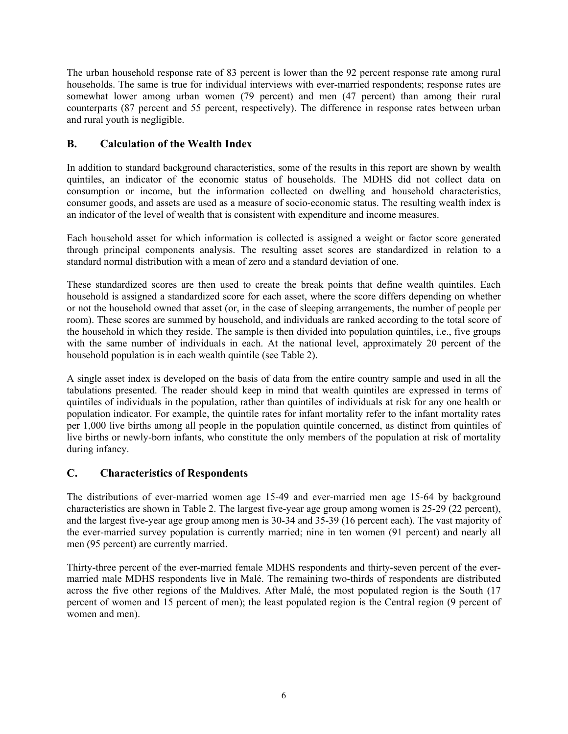The urban household response rate of 83 percent is lower than the 92 percent response rate among rural households. The same is true for individual interviews with ever-married respondents; response rates are somewhat lower among urban women (79 percent) and men (47 percent) than among their rural counterparts (87 percent and 55 percent, respectively). The difference in response rates between urban and rural youth is negligible.

## B. Calculation of the Wealth Index

In addition to standard background characteristics, some of the results in this report are shown by wealth quintiles, an indicator of the economic status of households. The MDHS did not collect data on consumption or income, but the information collected on dwelling and household characteristics, consumer goods, and assets are used as a measure of socio-economic status. The resulting wealth index is an indicator of the level of wealth that is consistent with expenditure and income measures.

Each household asset for which information is collected is assigned a weight or factor score generated through principal components analysis. The resulting asset scores are standardized in relation to a standard normal distribution with a mean of zero and a standard deviation of one.

These standardized scores are then used to create the break points that define wealth quintiles. Each household is assigned a standardized score for each asset, where the score differs depending on whether or not the household owned that asset (or, in the case of sleeping arrangements, the number of people per room). These scores are summed by household, and individuals are ranked according to the total score of the household in which they reside. The sample is then divided into population quintiles, i.e., five groups with the same number of individuals in each. At the national level, approximately 20 percent of the household population is in each wealth quintile (see Table 2).

A single asset index is developed on the basis of data from the entire country sample and used in all the tabulations presented. The reader should keep in mind that wealth quintiles are expressed in terms of quintiles of individuals in the population, rather than quintiles of individuals at risk for any one health or population indicator. For example, the quintile rates for infant mortality refer to the infant mortality rates per 1,000 live births among all people in the population quintile concerned, as distinct from quintiles of live births or newly-born infants, who constitute the only members of the population at risk of mortality during infancy.

## C. Characteristics of Respondents

The distributions of ever-married women age 15-49 and ever-married men age 15-64 by background characteristics are shown in Table 2. The largest five-year age group among women is 25-29 (22 percent), and the largest five-year age group among men is 30-34 and 35-39 (16 percent each). The vast majority of the ever-married survey population is currently married; nine in ten women (91 percent) and nearly all men (95 percent) are currently married.

Thirty-three percent of the ever-married female MDHS respondents and thirty-seven percent of the ever-married male MDHS respondents live in Malé. The remaining two-thirds of respondents are distributed across the five other regions of the Maldives. After Malé, the most populated region is the South (17 percent of women and 15 percent of men); the least populated region is the Central region (9 percent of women and men).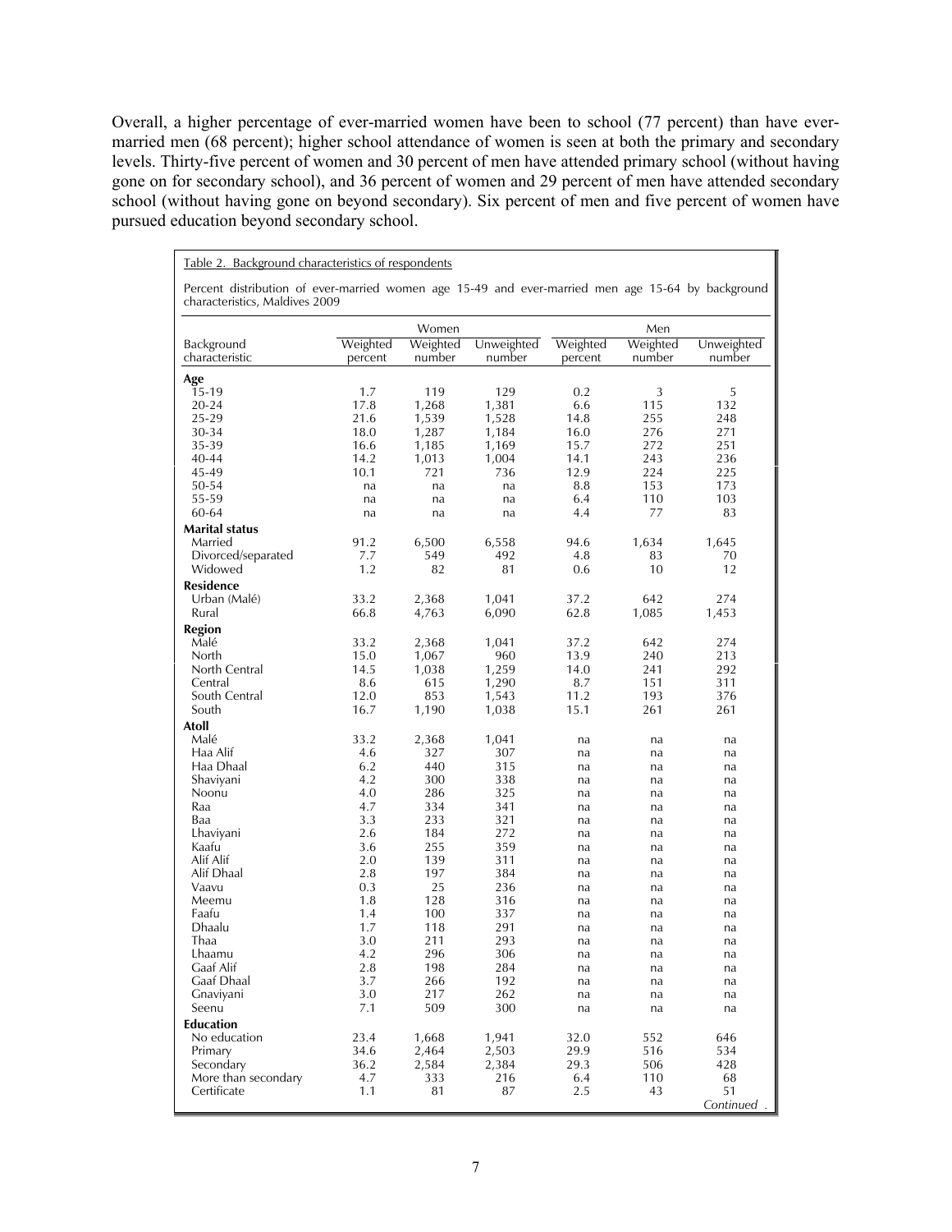Overall, a higher percentage of ever-married women have been to school (77 percent) than have ever-married men (68 percent); higher school attendance of women is seen at both the primary and secondary levels. Thirty-five percent of women and 30 percent of men have attended primary school (without having gone on for secondary school), and 36 percent of women and 29 percent of men have attended secondary school (without having gone on beyond secondary). Six percent of men and five percent of women have pursued education beyond secondary school.

Table 2. Background characteristics of respondents

Percent distribution of ever-married women age 15-49 and ever-married men age 15-64 by background characteristics, Maldives 2009

| Background characteristic | Women | | | Men | | |
|---|---|---|---|---|---|---|
| | Weighted percent | Weighted number | Unweighted number | Weighted percent | Weighted number | Unweighted number |
| **Age** | | | | | | |
| 15-19 | 1.7 | 119 | 129 | 0.2 | 3 | 5 |
| 20-24 | 17.8 | 1,268 | 1,381 | 6.6 | 115 | 132 |
| 25-29 | 21.6 | 1,539 | 1,528 | 14.8 | 255 | 248 |
| 30-34 | 18.0 | 1,287 | 1,184 | 16.0 | 276 | 271 |
| 35-39 | 16.6 | 1,185 | 1,169 | 15.7 | 272 | 251 |
| 40-44 | 14.2 | 1,013 | 1,004 | 14.1 | 243 | 236 |
| 45-49 | 10.1 | 721 | 736 | 12.9 | 224 | 225 |
| 50-54 | na | na | na | 8.8 | 153 | 173 |
| 55-59 | na | na | na | 6.4 | 110 | 103 |
| 60-64 | na | na | na | 4.4 | 77 | 83 |
| **Marital status** | | | | | | |
| Married | 91.2 | 6,500 | 6,558 | 94.6 | 1,634 | 1,645 |
| Divorced/separated | 7.7 | 549 | 492 | 4.8 | 83 | 70 |
| Widowed | 1.2 | 82 | 81 | 0.6 | 10 | 12 |
| **Residence** | | | | | | |
| Urban (Malé) | 33.2 | 2,368 | 1,041 | 37.2 | 642 | 274 |
| Rural | 66.8 | 4,763 | 6,090 | 62.8 | 1,085 | 1,453 |
| **Region** | | | | | | |
| Malé | 33.2 | 2,368 | 1,041 | 37.2 | 642 | 274 |
| North | 15.0 | 1,067 | 960 | 13.9 | 240 | 213 |
| North Central | 14.5 | 1,038 | 1,259 | 14.0 | 241 | 292 |
| Central | 8.6 | 615 | 1,290 | 8.7 | 151 | 311 |
| South Central | 12.0 | 853 | 1,543 | 11.2 | 193 | 376 |
| South | 16.7 | 1,190 | 1,038 | 15.1 | 261 | 261 |
| **Atoll** | | | | | | |
| Malé | 33.2 | 2,368 | 1,041 | na | na | na |
| Haa Alif | 4.6 | 327 | 307 | na | na | na |
| Haa Dhaal | 6.2 | 440 | 315 | na | na | na |
| Shaviyani | 4.2 | 300 | 338 | na | na | na |
| Noonu | 4.0 | 286 | 325 | na | na | na |
| Raa | 4.7 | 334 | 341 | na | na | na |
| Baa | 3.3 | 233 | 321 | na | na | na |
| Lhaviyani | 2.6 | 184 | 272 | na | na | na |
| Kaafu | 3.6 | 255 | 359 | na | na | na |
| Alif Alif | 2.0 | 139 | 311 | na | na | na |
| Alif Dhaal | 2.8 | 197 | 384 | na | na | na |
| Vaavu | 0.3 | 25 | 236 | na | na | na |
| Meemu | 1.8 | 128 | 316 | na | na | na |
| Faafu | 1.4 | 100 | 337 | na | na | na |
| Dhaalu | 1.7 | 118 | 291 | na | na | na |
| Thaa | 3.0 | 211 | 293 | na | na | na |
| Lhaamu | 4.2 | 296 | 306 | na | na | na |
| Gaaf Alif | 2.8 | 198 | 284 | na | na | na |
| Gaaf Dhaal | 3.7 | 266 | 192 | na | na | na |
| Gnaviyani | 3.0 | 217 | 262 | na | na | na |
| Seenu | 7.1 | 509 | 300 | na | na | na |
| **Education** | | | | | | |
| No education | 23.4 | 1,668 | 1,941 | 32.0 | 552 | 646 |
| Primary | 34.6 | 2,464 | 2,503 | 29.9 | 516 | 534 |
| Secondary | 36.2 | 2,584 | 2,384 | 29.3 | 506 | 428 |
| More than secondary | 4.7 | 333 | 216 | 6.4 | 110 | 68 |
| Certificate | 1.1 | 81 | 87 | 2.5 | 43 | 51 |

*Continued…*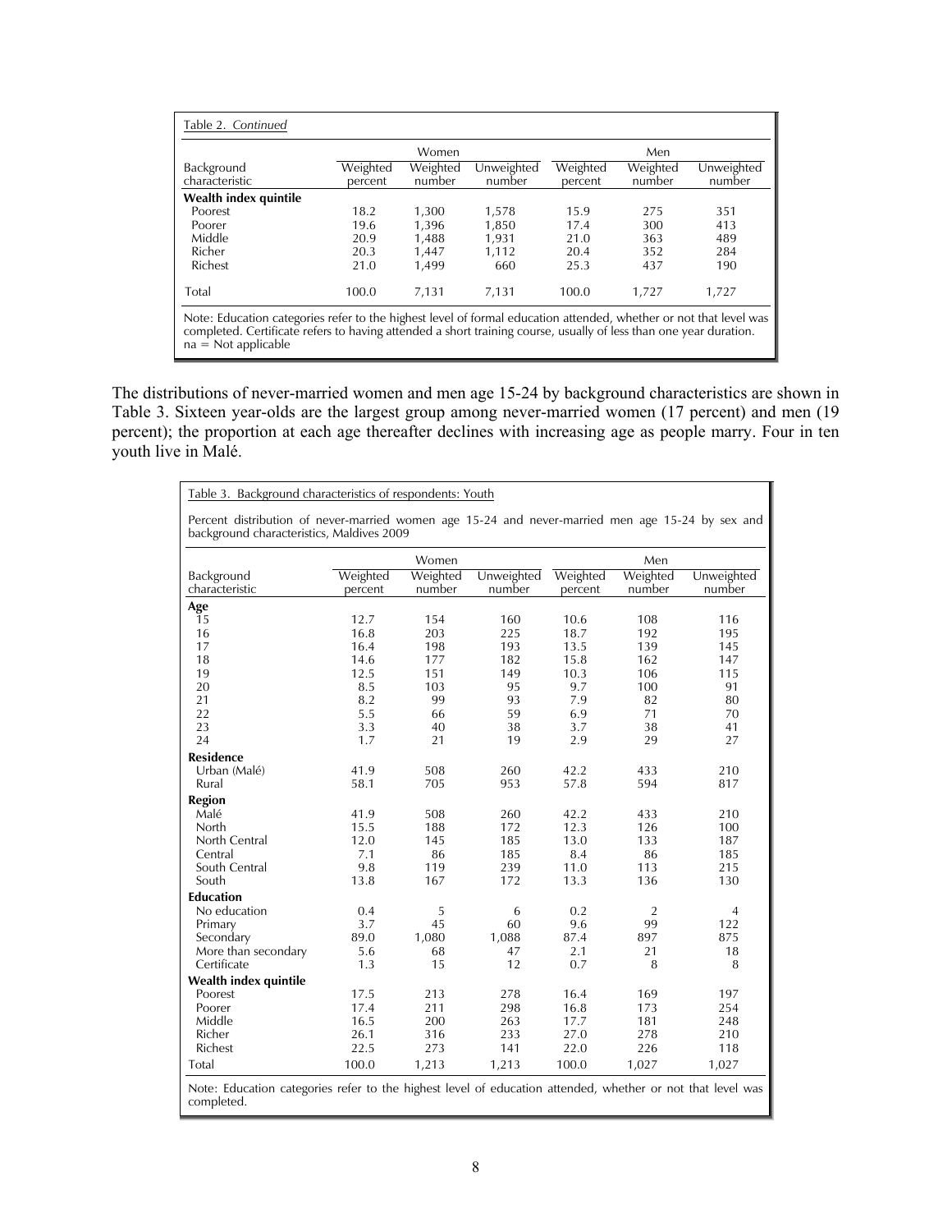Table 2. *Continued*

| Background characteristic | Women | | | Men | | |
|---|---|---|---|---|---|---|
| | Weighted percent | Weighted number | Unweighted number | Weighted percent | Weighted number | Unweighted number |
| **Wealth index quintile** | | | | | | |
| Poorest | 18.2 | 1,300 | 1,578 | 15.9 | 275 | 351 |
| Poorer | 19.6 | 1,396 | 1,850 | 17.4 | 300 | 413 |
| Middle | 20.9 | 1,488 | 1,931 | 21.0 | 363 | 489 |
| Richer | 20.3 | 1,447 | 1,112 | 20.4 | 352 | 284 |
| Richest | 21.0 | 1,499 | 660 | 25.3 | 437 | 190 |
| Total | 100.0 | 7,131 | 7,131 | 100.0 | 1,727 | 1,727 |

Note: Education categories refer to the highest level of formal education attended, whether or not that level was completed. Certificate refers to having attended a short training course, usually of less than one year duration.
na = Not applicable

The distributions of never-married women and men age 15-24 by background characteristics are shown in Table 3. Sixteen year-olds are the largest group among never-married women (17 percent) and men (19 percent); the proportion at each age thereafter declines with increasing age as people marry. Four in ten youth live in Malé.

Table 3. Background characteristics of respondents: Youth

Percent distribution of never-married women age 15-24 and never-married men age 15-24 by sex and background characteristics, Maldives 2009

| Background characteristic | Women | | | Men | | |
|---|---|---|---|---|---|---|
| | Weighted percent | Weighted number | Unweighted number | Weighted percent | Weighted number | Unweighted number |
| **Age** | | | | | | |
| 15 | 12.7 | 154 | 160 | 10.6 | 108 | 116 |
| 16 | 16.8 | 203 | 225 | 18.7 | 192 | 195 |
| 17 | 16.4 | 198 | 193 | 13.5 | 139 | 145 |
| 18 | 14.6 | 177 | 182 | 15.8 | 162 | 147 |
| 19 | 12.5 | 151 | 149 | 10.3 | 106 | 115 |
| 20 | 8.5 | 103 | 95 | 9.7 | 100 | 91 |
| 21 | 8.2 | 99 | 93 | 7.9 | 82 | 80 |
| 22 | 5.5 | 66 | 59 | 6.9 | 71 | 70 |
| 23 | 3.3 | 40 | 38 | 3.7 | 38 | 41 |
| 24 | 1.7 | 21 | 19 | 2.9 | 29 | 27 |
| **Residence** | | | | | | |
| Urban (Malé) | 41.9 | 508 | 260 | 42.2 | 433 | 210 |
| Rural | 58.1 | 705 | 953 | 57.8 | 594 | 817 |
| **Region** | | | | | | |
| Malé | 41.9 | 508 | 260 | 42.2 | 433 | 210 |
| North | 15.5 | 188 | 172 | 12.3 | 126 | 100 |
| North Central | 12.0 | 145 | 185 | 13.0 | 133 | 187 |
| Central | 7.1 | 86 | 185 | 8.4 | 86 | 185 |
| South Central | 9.8 | 119 | 239 | 11.0 | 113 | 215 |
| South | 13.8 | 167 | 172 | 13.3 | 136 | 130 |
| **Education** | | | | | | |
| No education | 0.4 | 5 | 6 | 0.2 | 2 | 4 |
| Primary | 3.7 | 45 | 60 | 9.6 | 99 | 122 |
| Secondary | 89.0 | 1,080 | 1,088 | 87.4 | 897 | 875 |
| More than secondary | 5.6 | 68 | 47 | 2.1 | 21 | 18 |
| Certificate | 1.3 | 15 | 12 | 0.7 | 8 | 8 |
| **Wealth index quintile** | | | | | | |
| Poorest | 17.5 | 213 | 278 | 16.4 | 169 | 197 |
| Poorer | 17.4 | 211 | 298 | 16.8 | 173 | 254 |
| Middle | 16.5 | 200 | 263 | 17.7 | 181 | 248 |
| Richer | 26.1 | 316 | 233 | 27.0 | 278 | 210 |
| Richest | 22.5 | 273 | 141 | 22.0 | 226 | 118 |
| Total | 100.0 | 1,213 | 1,213 | 100.0 | 1,027 | 1,027 |

Note: Education categories refer to the highest level of education attended, whether or not that level was completed.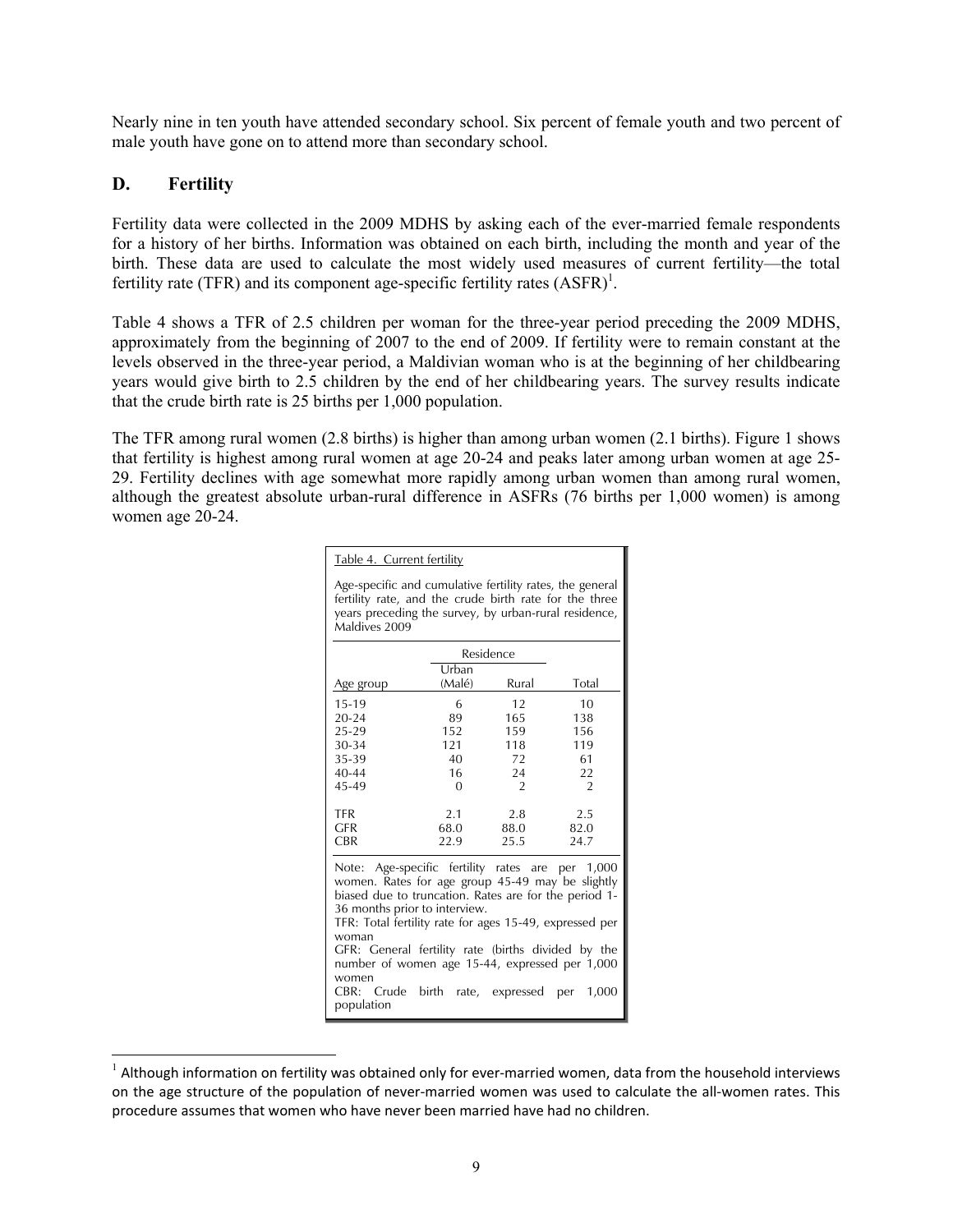Nearly nine in ten youth have attended secondary school. Six percent of female youth and two percent of male youth have gone on to attend more than secondary school.

## D. Fertility

Fertility data were collected in the 2009 MDHS by asking each of the ever-married female respondents for a history of her births. Information was obtained on each birth, including the month and year of the birth. These data are used to calculate the most widely used measures of current fertility—the total fertility rate (TFR) and its component age-specific fertility rates (ASFR)[1].

Table 4 shows a TFR of 2.5 children per woman for the three-year period preceding the 2009 MDHS, approximately from the beginning of 2007 to the end of 2009. If fertility were to remain constant at the levels observed in the three-year period, a Maldivian woman who is at the beginning of her childbearing years would give birth to 2.5 children by the end of her childbearing years. The survey results indicate that the crude birth rate is 25 births per 1,000 population.

The TFR among rural women (2.8 births) is higher than among urban women (2.1 births). Figure 1 shows that fertility is highest among rural women at age 20-24 and peaks later among urban women at age 25-29. Fertility declines with age somewhat more rapidly among urban women than among rural women, although the greatest absolute urban-rural difference in ASFRs (76 births per 1,000 women) is among women age 20-24.

Table 4. Current fertility

Age-specific and cumulative fertility rates, the general fertility rate, and the crude birth rate for the three years preceding the survey, by urban-rural residence, Maldives 2009

| | Residence | | |
|---|---|---|---|
| Age group | Urban (Malé) | Rural | Total |
| 15-19 | 6 | 12 | 10 |
| 20-24 | 89 | 165 | 138 |
| 25-29 | 152 | 159 | 156 |
| 30-34 | 121 | 118 | 119 |
| 35-39 | 40 | 72 | 61 |
| 40-44 | 16 | 24 | 22 |
| 45-49 | 0 | 2 | 2 |
| TFR | 2.1 | 2.8 | 2.5 |
| GFR | 68.0 | 88.0 | 82.0 |
| CBR | 22.9 | 25.5 | 24.7 |

Note: Age-specific fertility rates are per 1,000 women. Rates for age group 45-49 may be slightly biased due to truncation. Rates are for the period 1-36 months prior to interview.
TFR: Total fertility rate for ages 15-49, expressed per woman
GFR: General fertility rate (births divided by the number of women age 15-44, expressed per 1,000 women
CBR: Crude birth rate, expressed per 1,000 population

[1] Although information on fertility was obtained only for ever-married women, data from the household interviews on the age structure of the population of never-married women was used to calculate the all-women rates. This procedure assumes that women who have never been married have had no children.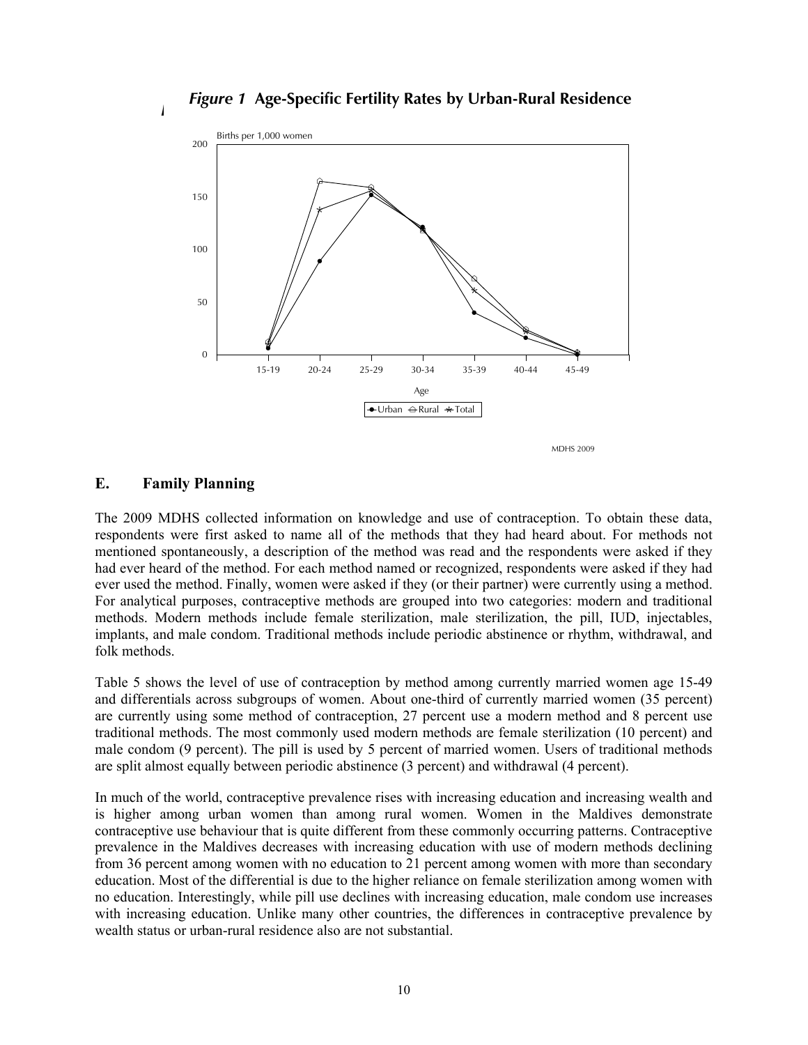*Figure 1* **Age-Specific Fertility Rates by Urban-Rural Residence**

## E. Family Planning

The 2009 MDHS collected information on knowledge and use of contraception. To obtain these data, respondents were first asked to name all of the methods that they had heard about. For methods not mentioned spontaneously, a description of the method was read and the respondents were asked if they had ever heard of the method. For each method named or recognized, respondents were asked if they had ever used the method. Finally, women were asked if they (or their partner) were currently using a method. For analytical purposes, contraceptive methods are grouped into two categories: modern and traditional methods. Modern methods include female sterilization, male sterilization, the pill, IUD, injectables, implants, and male condom. Traditional methods include periodic abstinence or rhythm, withdrawal, and folk methods.

Table 5 shows the level of use of contraception by method among currently married women age 15-49 and differentials across subgroups of women. About one-third of currently married women (35 percent) are currently using some method of contraception, 27 percent use a modern method and 8 percent use traditional methods. The most commonly used modern methods are female sterilization (10 percent) and male condom (9 percent). The pill is used by 5 percent of married women. Users of traditional methods are split almost equally between periodic abstinence (3 percent) and withdrawal (4 percent).

In much of the world, contraceptive prevalence rises with increasing education and increasing wealth and is higher among urban women than among rural women. Women in the Maldives demonstrate contraceptive use behaviour that is quite different from these commonly occurring patterns. Contraceptive prevalence in the Maldives decreases with increasing education with use of modern methods declining from 36 percent among women with no education to 21 percent among women with more than secondary education. Most of the differential is due to the higher reliance on female sterilization among women with no education. Interestingly, while pill use declines with increasing education, male condom use increases with increasing education. Unlike many other countries, the differences in contraceptive prevalence by wealth status or urban-rural residence also are not substantial.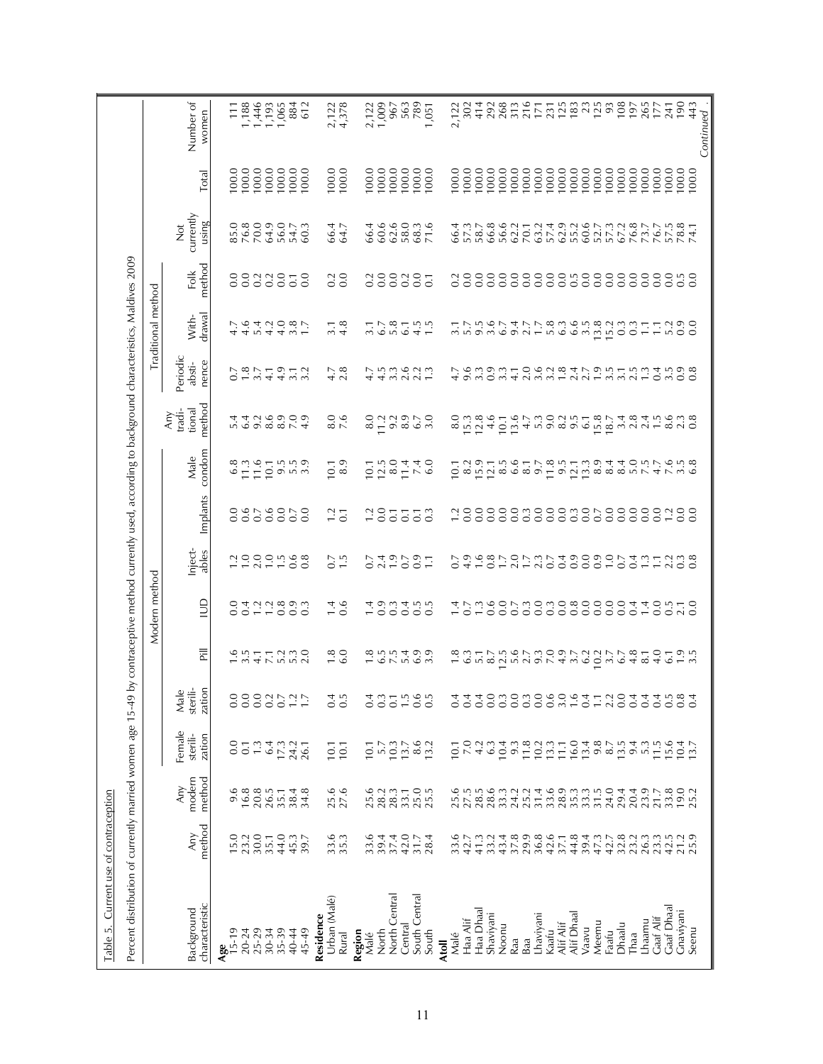Table 5. Current use of contraception

Percent distribution of currently married women age 15-49 by contraceptive method currently used, according to background characteristics, Maldives 2009

| Background characteristic | Any method | Modern method | | | | | | | | Traditional method | | | | Not currently using | Total | Number of women |
|---|---|---|---|---|---|---|---|---|---|---|---|---|---|---|---|---|
| | | Any modern method | Female sterili-zation | Male sterili-zation | Pill | IUD | Inject-ables | Implants | Male condom | Any tradi-tional method | Periodic absti-nence | With-drawal | Folk method | | | |
| **Age** | | | | | | | | | | | | | | | | |
| 15-19 | 15.0 | 9.6 | 0.0 | 0.0 | 1.6 | 0.0 | 1.2 | 0.0 | 6.8 | 5.4 | 0.7 | 4.7 | 0.0 | 85.0 | 100.0 | 111 |
| 20-24 | 23.2 | 16.8 | 0.1 | 0.0 | 3.5 | 0.4 | 1.0 | 0.6 | 11.3 | 6.4 | 1.8 | 4.6 | 0.0 | 76.8 | 100.0 | 1,188 |
| 25-29 | 30.0 | 20.8 | 1.3 | 0.0 | 4.1 | 1.2 | 2.0 | 0.7 | 11.6 | 9.2 | 3.7 | 5.4 | 0.2 | 70.0 | 100.0 | 1,446 |
| 30-34 | 35.1 | 26.5 | 6.4 | 0.2 | 7.1 | 1.2 | 1.0 | 0.6 | 10.1 | 8.6 | 4.1 | 4.2 | 0.2 | 64.9 | 100.0 | 1,193 |
| 35-39 | 44.0 | 35.1 | 17.3 | 0.7 | 5.2 | 0.8 | 1.5 | 0.0 | 9.5 | 8.9 | 4.9 | 4.0 | 0.0 | 56.0 | 100.0 | 1,065 |
| 40-44 | 45.3 | 38.4 | 24.2 | 1.2 | 5.3 | 0.9 | 0.6 | 0.7 | 5.5 | 7.0 | 3.1 | 3.8 | 0.1 | 54.7 | 100.0 | 884 |
| 45-49 | 39.7 | 34.8 | 26.1 | 1.7 | 2.0 | 0.3 | 0.8 | 0.0 | 3.9 | 4.9 | 3.2 | 1.7 | 0.0 | 60.3 | 100.0 | 612 |
| **Residence** | | | | | | | | | | | | | | | | |
| Urban (Malé) | 33.6 | 25.6 | 10.1 | 0.4 | 1.8 | 1.4 | 0.7 | 1.2 | 10.1 | 8.0 | 4.7 | 3.1 | 0.2 | 66.4 | 100.0 | 2,122 |
| Rural | 35.3 | 27.6 | 10.1 | 0.5 | 6.0 | 0.6 | 1.5 | 0.1 | 8.9 | 7.6 | 2.8 | 4.8 | 0.0 | 64.7 | 100.0 | 4,378 |
| **Region** | | | | | | | | | | | | | | | | |
| Malé | 33.6 | 25.6 | 10.1 | 0.4 | 1.8 | 1.4 | 0.7 | 1.2 | 10.1 | 8.0 | 4.7 | 3.1 | 0.2 | 66.4 | 100.0 | 2,122 |
| North | 39.4 | 28.2 | 5.7 | 0.3 | 6.5 | 0.9 | 2.4 | 0.0 | 12.5 | 11.2 | 4.5 | 6.7 | 0.0 | 60.6 | 100.0 | 1,009 |
| North Central | 37.4 | 28.3 | 10.3 | 0.1 | 7.5 | 0.3 | 1.9 | 0.1 | 8.0 | 9.2 | 3.3 | 5.8 | 0.0 | 62.6 | 100.0 | 967 |
| Central | 42.0 | 33.1 | 13.7 | 1.5 | 5.4 | 0.4 | 0.7 | 0.1 | 11.4 | 8.9 | 2.6 | 6.1 | 0.2 | 58.0 | 100.0 | 563 |
| South Central | 31.7 | 25.0 | 8.6 | 0.6 | 6.9 | 0.5 | 0.9 | 0.1 | 7.4 | 6.7 | 2.2 | 4.5 | 0.0 | 68.3 | 100.0 | 789 |
| South | 28.4 | 25.5 | 13.2 | 0.5 | 3.9 | 0.5 | 1.1 | 0.3 | 6.0 | 3.0 | 1.3 | 1.5 | 0.1 | 71.6 | 100.0 | 1,051 |
| **Atoll** | | | | | | | | | | | | | | | | |
| Malé | 33.6 | 25.6 | 10.1 | 0.4 | 1.8 | 1.4 | 0.7 | 1.2 | 10.1 | 8.0 | 4.7 | 3.1 | 0.2 | 66.4 | 100.0 | 2,122 |
| Haa Alif | 42.7 | 27.5 | 7.0 | 0.4 | 6.3 | 0.7 | 4.9 | 0.0 | 8.2 | 15.3 | 9.6 | 5.7 | 0.0 | 57.3 | 100.0 | 302 |
| Haa Dhaal | 41.3 | 28.5 | 4.2 | 0.4 | 5.1 | 1.3 | 1.6 | 0.0 | 15.9 | 12.8 | 3.3 | 9.5 | 0.0 | 58.7 | 100.0 | 414 |
| Shaviyani | 33.2 | 28.6 | 6.3 | 0.0 | 8.7 | 0.6 | 0.8 | 0.0 | 12.1 | 4.6 | 0.9 | 3.6 | 0.0 | 66.8 | 100.0 | 292 |
| Noonu | 43.4 | 33.3 | 10.4 | 0.3 | 12.5 | 0.0 | 1.7 | 0.0 | 8.5 | 10.1 | 3.3 | 6.7 | 0.0 | 56.6 | 100.0 | 268 |
| Raa | 37.8 | 24.2 | 9.3 | 0.0 | 5.6 | 0.7 | 2.0 | 0.0 | 6.6 | 13.6 | 4.1 | 9.4 | 0.0 | 62.2 | 100.0 | 313 |
| Baa | 29.9 | 25.2 | 11.8 | 0.3 | 2.7 | 0.3 | 1.7 | 0.3 | 8.1 | 4.7 | 2.0 | 2.7 | 0.0 | 70.1 | 100.0 | 216 |
| Lhaviyani | 36.8 | 31.4 | 10.2 | 0.0 | 9.3 | 0.0 | 2.3 | 0.0 | 9.7 | 5.3 | 3.6 | 1.7 | 0.0 | 63.2 | 100.0 | 171 |
| Kaafu | 42.6 | 33.6 | 13.3 | 0.6 | 7.0 | 0.3 | 0.7 | 0.0 | 11.8 | 9.0 | 3.2 | 5.8 | 0.0 | 57.4 | 100.0 | 231 |
| Alif Alif | 37.1 | 28.9 | 11.1 | 3.0 | 4.9 | 0.0 | 0.4 | 0.0 | 9.5 | 8.2 | 1.8 | 6.3 | 0.0 | 62.9 | 100.0 | 125 |
| Alif Dhaal | 44.8 | 35.3 | 16.0 | 1.6 | 3.7 | 0.8 | 0.9 | 0.0 | 12.1 | 9.5 | 2.4 | 6.6 | 0.5 | 55.2 | 100.0 | 183 |
| Vaavu | 39.4 | 33.3 | 13.4 | 0.4 | 6.2 | 0.0 | 0.0 | 0.3 | 13.3 | 6.1 | 2.7 | 3.5 | 0.0 | 60.6 | 100.0 | 23 |
| Meemu | 47.3 | 31.5 | 9.8 | 1.1 | 10.2 | 0.0 | 0.9 | 0.0 | 8.9 | 15.8 | 1.9 | 13.8 | 0.0 | 52.7 | 100.0 | 125 |
| Faafu | 42.7 | 24.0 | 8.7 | 2.2 | 3.7 | 0.0 | 1.0 | 0.7 | 8.4 | 18.7 | 3.5 | 15.2 | 0.0 | 57.3 | 100.0 | 93 |
| Dhaalu | 32.8 | 29.4 | 13.5 | 0.0 | 6.7 | 0.0 | 0.7 | 0.0 | 8.4 | 3.4 | 3.1 | 0.3 | 0.0 | 67.2 | 100.0 | 108 |
| Thaa | 23.2 | 20.4 | 9.4 | 0.4 | 4.8 | 0.4 | 0.4 | 0.0 | 5.0 | 2.8 | 2.5 | 0.3 | 0.0 | 76.8 | 100.0 | 197 |
| Lhaamu | 26.3 | 23.9 | 5.3 | 0.4 | 8.1 | 1.4 | 1.3 | 0.0 | 7.5 | 2.4 | 1.3 | 1.1 | 0.0 | 73.7 | 100.0 | 265 |
| Gaaf Alif | 23.3 | 21.7 | 11.5 | 0.4 | 4.0 | 0.0 | 1.1 | 0.0 | 4.7 | 1.5 | 0.4 | 1.1 | 0.0 | 76.7 | 100.0 | 177 |
| Gaaf Dhaal | 42.5 | 33.8 | 15.6 | 0.5 | 6.1 | 0.5 | 2.2 | 1.2 | 7.6 | 8.6 | 3.5 | 5.2 | 0.0 | 57.5 | 100.0 | 241 |
| Gnaviyani | 21.2 | 19.0 | 10.4 | 0.8 | 1.9 | 2.1 | 0.3 | 0.0 | 3.5 | 2.3 | 0.9 | 0.9 | 0.5 | 78.8 | 100.0 | 190 |
| Seenu | 25.9 | 25.2 | 13.7 | 0.4 | 3.5 | 0.0 | 0.8 | 0.0 | 6.8 | 0.8 | 0.8 | 0.0 | 0.0 | 74.1 | 100.0 | 443 |

*Continued...*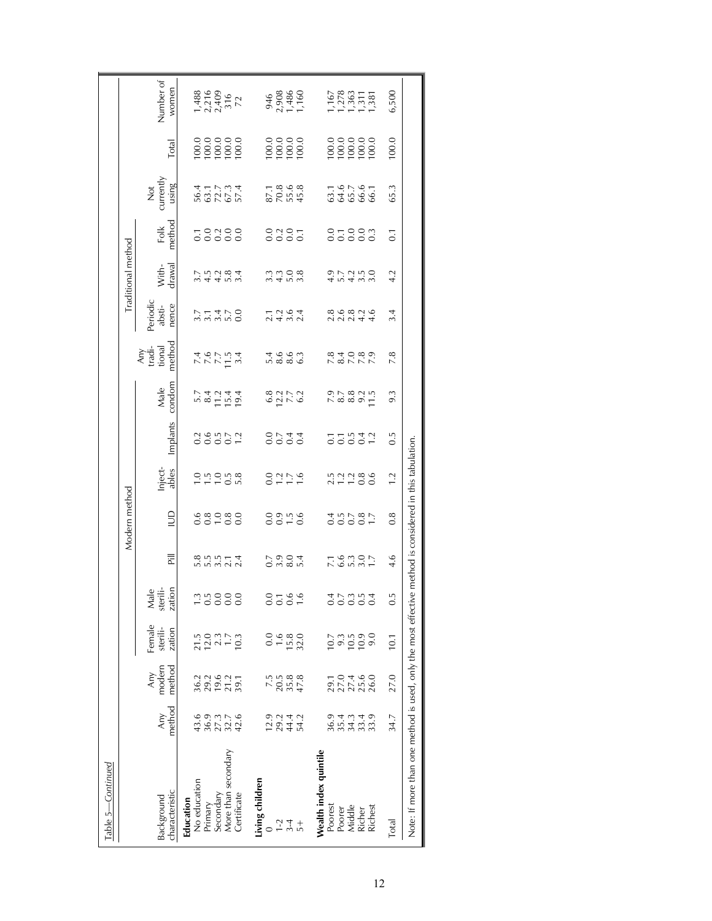Table 5—*Continued*

| Background characteristic | Any method | Modern method | | | | | | | | Traditional method | | | | Not currently using | Total | Number of women |
|---|---|---|---|---|---|---|---|---|---|---|---|---|---|---|---|---|
| | | Any modern method | Female sterili-zation | Male sterili-zation | Pill | IUD | Inject-ables | Implants | Male condom | Any tradi-tional method | Periodic absti-nence | With-drawal | Folk method | | | |
| **Education** | | | | | | | | | | | | | | | | |
| No education | 43.6 | 36.2 | 21.5 | 1.3 | 5.8 | 0.6 | 1.0 | 0.2 | 5.7 | 7.4 | 3.7 | 3.7 | 0.1 | 56.4 | 100.0 | 1,488 |
| Primary | 36.9 | 29.2 | 12.0 | 0.5 | 5.5 | 0.8 | 1.5 | 0.6 | 8.4 | 7.6 | 3.1 | 4.5 | 0.0 | 63.1 | 100.0 | 2,216 |
| Secondary | 27.3 | 19.6 | 2.3 | 0.0 | 3.5 | 1.0 | 1.0 | 0.5 | 11.2 | 7.7 | 3.4 | 4.2 | 0.2 | 72.7 | 100.0 | 2,409 |
| More than secondary | 32.7 | 21.2 | 1.7 | 0.0 | 2.1 | 0.8 | 0.5 | 0.7 | 15.4 | 11.5 | 5.7 | 5.8 | 0.0 | 67.3 | 100.0 | 316 |
| Certificate | 42.6 | 39.1 | 10.3 | 0.0 | 2.4 | 0.0 | 5.8 | 1.2 | 19.4 | 3.4 | 0.0 | 3.4 | 0.0 | 57.4 | 100.0 | 72 |
| **Living children** | | | | | | | | | | | | | | | | |
| 0 | 12.9 | 7.5 | 0.0 | 0.0 | 0.7 | 0.0 | 0.0 | 0.0 | 6.8 | 5.4 | 2.1 | 3.3 | 0.0 | 87.1 | 100.0 | 946 |
| 1-2 | 29.2 | 20.5 | 1.6 | 0.1 | 3.9 | 0.9 | 1.2 | 0.7 | 12.2 | 8.6 | 4.2 | 4.3 | 0.2 | 70.8 | 100.0 | 2,908 |
| 3-4 | 44.4 | 35.8 | 15.8 | 0.6 | 8.0 | 1.5 | 1.7 | 0.4 | 7.7 | 8.6 | 3.6 | 5.0 | 0.0 | 55.6 | 100.0 | 1,486 |
| 5+ | 54.2 | 47.8 | 32.0 | 1.6 | 5.4 | 0.6 | 1.6 | 0.4 | 6.2 | 6.3 | 2.4 | 3.8 | 0.1 | 45.8 | 100.0 | 1,160 |
| **Wealth index quintile** | | | | | | | | | | | | | | | | |
| Poorest | 36.9 | 29.1 | 10.7 | 0.4 | 7.1 | 0.4 | 2.5 | 0.1 | 7.9 | 7.8 | 2.8 | 4.9 | 0.0 | 63.1 | 100.0 | 1,167 |
| Poorer | 35.4 | 27.0 | 9.3 | 0.7 | 6.6 | 0.5 | 1.2 | 0.1 | 8.7 | 8.4 | 2.6 | 5.7 | 0.1 | 64.6 | 100.0 | 1,278 |
| Middle | 34.3 | 27.4 | 10.5 | 0.3 | 5.3 | 0.7 | 1.2 | 0.5 | 8.8 | 7.0 | 2.8 | 4.2 | 0.0 | 65.7 | 100.0 | 1,363 |
| Richer | 33.4 | 25.6 | 10.9 | 0.5 | 3.0 | 0.8 | 0.8 | 0.4 | 9.2 | 7.8 | 4.2 | 3.5 | 0.0 | 66.6 | 100.0 | 1,311 |
| Richest | 33.9 | 26.0 | 9.0 | 0.4 | 1.7 | 1.7 | 0.6 | 1.2 | 11.5 | 7.9 | 4.6 | 3.0 | 0.3 | 66.1 | 100.0 | 1,381 |
| Total | 34.7 | 27.0 | 10.1 | 0.5 | 4.6 | 0.8 | 1.2 | 0.5 | 9.3 | 7.8 | 3.4 | 4.2 | 0.1 | 65.3 | 100.0 | 6,500 |

Note: If more than one method is used, only the most effective method is considered in this tabulation.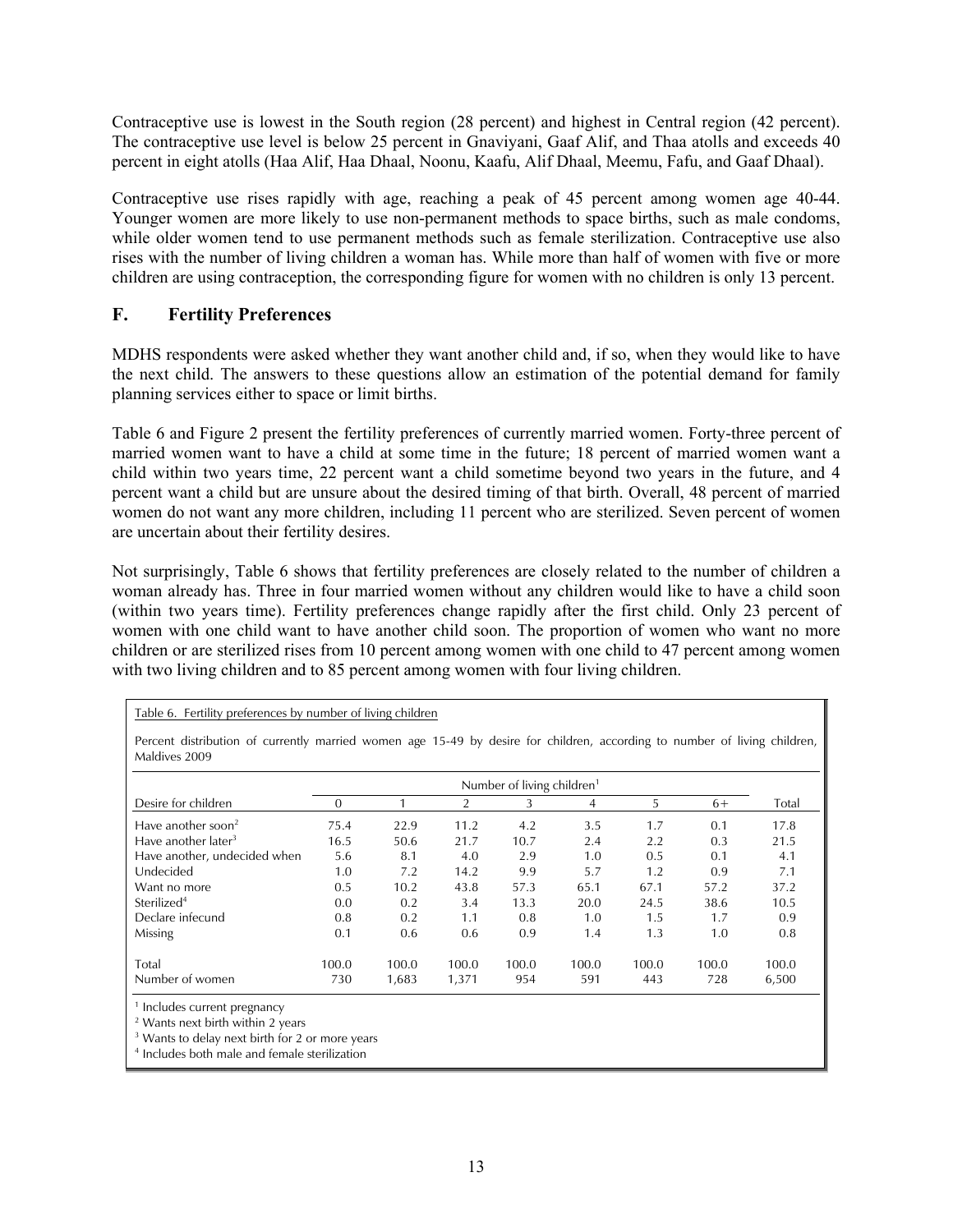Contraceptive use is lowest in the South region (28 percent) and highest in Central region (42 percent). The contraceptive use level is below 25 percent in Gnaviyani, Gaaf Alif, and Thaa atolls and exceeds 40 percent in eight atolls (Haa Alif, Haa Dhaal, Noonu, Kaafu, Alif Dhaal, Meemu, Fafu, and Gaaf Dhaal).

Contraceptive use rises rapidly with age, reaching a peak of 45 percent among women age 40-44. Younger women are more likely to use non-permanent methods to space births, such as male condoms, while older women tend to use permanent methods such as female sterilization. Contraceptive use also rises with the number of living children a woman has. While more than half of women with five or more children are using contraception, the corresponding figure for women with no children is only 13 percent.

## F. Fertility Preferences

MDHS respondents were asked whether they want another child and, if so, when they would like to have the next child. The answers to these questions allow an estimation of the potential demand for family planning services either to space or limit births.

Table 6 and Figure 2 present the fertility preferences of currently married women. Forty-three percent of married women want to have a child at some time in the future; 18 percent of married women want a child within two years time, 22 percent want a child sometime beyond two years in the future, and 4 percent want a child but are unsure about the desired timing of that birth. Overall, 48 percent of married women do not want any more children, including 11 percent who are sterilized. Seven percent of women are uncertain about their fertility desires.

Not surprisingly, Table 6 shows that fertility preferences are closely related to the number of children a woman already has. Three in four married women without any children would like to have a child soon (within two years time). Fertility preferences change rapidly after the first child. Only 23 percent of women with one child want to have another child soon. The proportion of women who want no more children or are sterilized rises from 10 percent among women with one child to 47 percent among women with two living children and to 85 percent among women with four living children.

Table 6. Fertility preferences by number of living children

Percent distribution of currently married women age 15-49 by desire for children, according to number of living children, Maldives 2009

| | Number of living children[1] | | | | | | | |
|---|---|---|---|---|---|---|---|---|
| Desire for children | 0 | 1 | 2 | 3 | 4 | 5 | 6+ | Total |
| Have another soon[2] | 75.4 | 22.9 | 11.2 | 4.2 | 3.5 | 1.7 | 0.1 | 17.8 |
| Have another later[3] | 16.5 | 50.6 | 21.7 | 10.7 | 2.4 | 2.2 | 0.3 | 21.5 |
| Have another, undecided when | 5.6 | 8.1 | 4.0 | 2.9 | 1.0 | 0.5 | 0.1 | 4.1 |
| Undecided | 1.0 | 7.2 | 14.2 | 9.9 | 5.7 | 1.2 | 0.9 | 7.1 |
| Want no more | 0.5 | 10.2 | 43.8 | 57.3 | 65.1 | 67.1 | 57.2 | 37.2 |
| Sterilized[4] | 0.0 | 0.2 | 3.4 | 13.3 | 20.0 | 24.5 | 38.6 | 10.5 |
| Declare infecund | 0.8 | 0.2 | 1.1 | 0.8 | 1.0 | 1.5 | 1.7 | 0.9 |
| Missing | 0.1 | 0.6 | 0.6 | 0.9 | 1.4 | 1.3 | 1.0 | 0.8 |
| Total | 100.0 | 100.0 | 100.0 | 100.0 | 100.0 | 100.0 | 100.0 | 100.0 |
| Number of women | 730 | 1,683 | 1,371 | 954 | 591 | 443 | 728 | 6,500 |

[1] Includes current pregnancy
[2] Wants next birth within 2 years
[3] Wants to delay next birth for 2 or more years
[4] Includes both male and female sterilization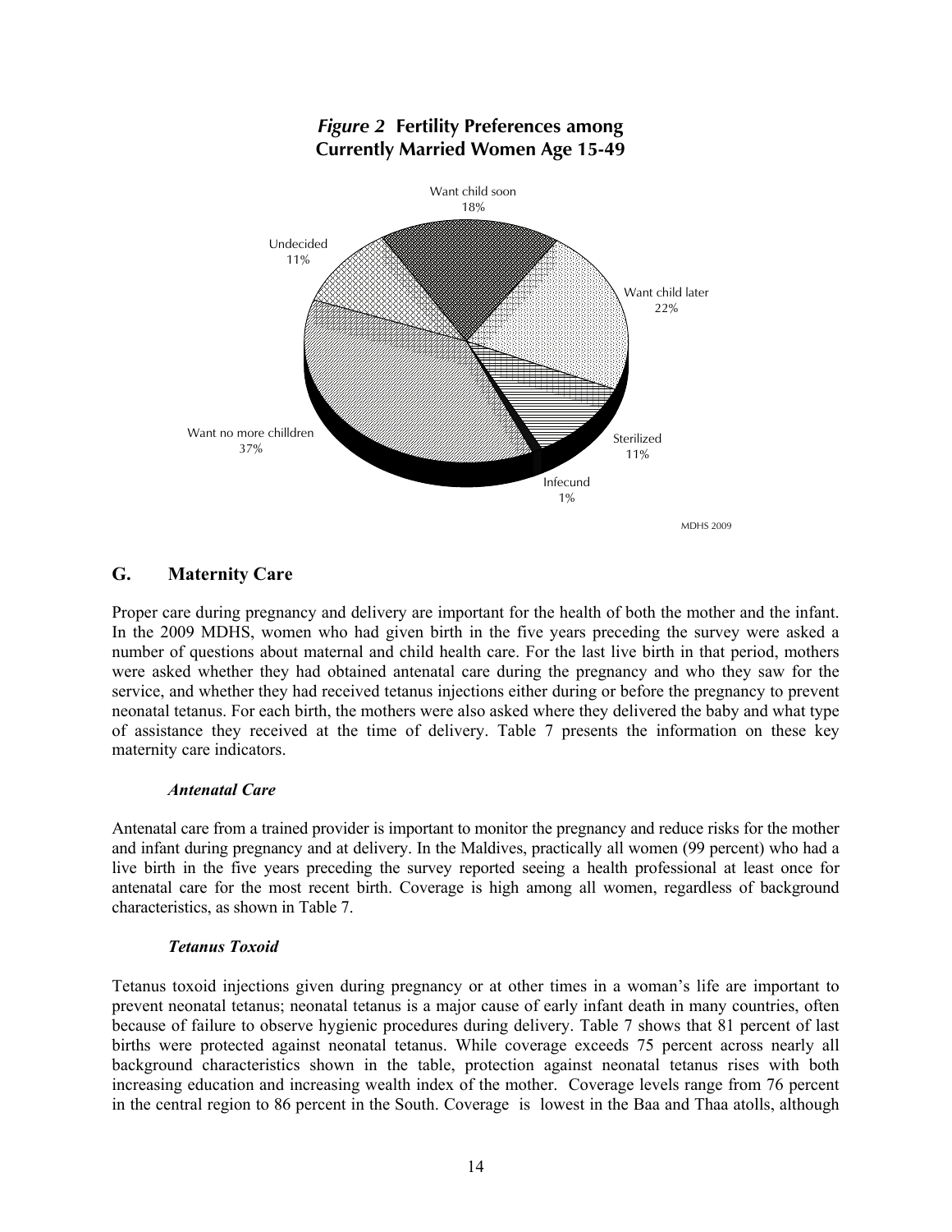*Figure 2* **Fertility Preferences among Currently Married Women Age 15-49**

Want child soon 18%

Want child later 22%

Sterilized 11%

Infecund 1%

Want no more chilldren 37%

Undecided 11%

MDHS 2009

## G. Maternity Care

Proper care during pregnancy and delivery are important for the health of both the mother and the infant. In the 2009 MDHS, women who had given birth in the five years preceding the survey were asked a number of questions about maternal and child health care. For the last live birth in that period, mothers were asked whether they had obtained antenatal care during the pregnancy and who they saw for the service, and whether they had received tetanus injections either during or before the pregnancy to prevent neonatal tetanus. For each birth, the mothers were also asked where they delivered the baby and what type of assistance they received at the time of delivery. Table 7 presents the information on these key maternity care indicators.

### *Antenatal Care*

Antenatal care from a trained provider is important to monitor the pregnancy and reduce risks for the mother and infant during pregnancy and at delivery. In the Maldives, practically all women (99 percent) who had a live birth in the five years preceding the survey reported seeing a health professional at least once for antenatal care for the most recent birth. Coverage is high among all women, regardless of background characteristics, as shown in Table 7.

### *Tetanus Toxoid*

Tetanus toxoid injections given during pregnancy or at other times in a woman's life are important to prevent neonatal tetanus; neonatal tetanus is a major cause of early infant death in many countries, often because of failure to observe hygienic procedures during delivery. Table 7 shows that 81 percent of last births were protected against neonatal tetanus. While coverage exceeds 75 percent across nearly all background characteristics shown in the table, protection against neonatal tetanus rises with both increasing education and increasing wealth index of the mother. Coverage levels range from 76 percent in the central region to 86 percent in the South. Coverage is lowest in the Baa and Thaa atolls, although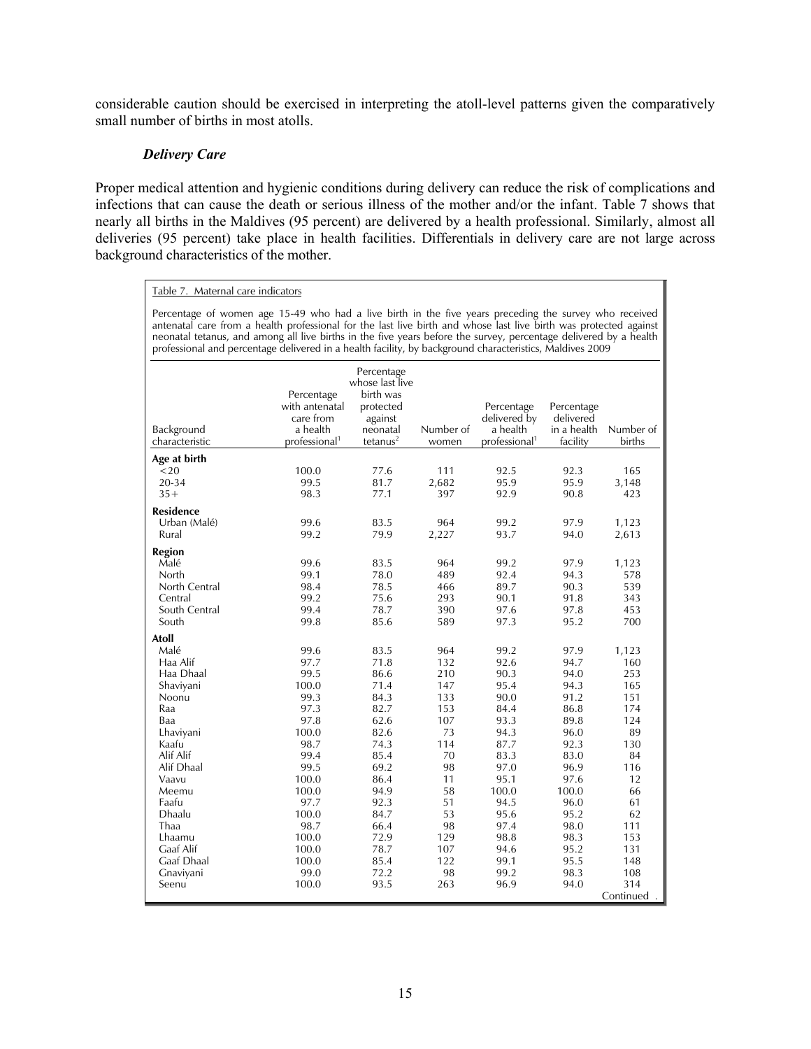considerable caution should be exercised in interpreting the atoll-level patterns given the comparatively small number of births in most atolls.

### *Delivery Care*

Proper medical attention and hygienic conditions during delivery can reduce the risk of complications and infections that can cause the death or serious illness of the mother and/or the infant. Table 7 shows that nearly all births in the Maldives (95 percent) are delivered by a health professional. Similarly, almost all deliveries (95 percent) take place in health facilities. Differentials in delivery care are not large across background characteristics of the mother.

Table 7. Maternal care indicators

Percentage of women age 15-49 who had a live birth in the five years preceding the survey who received antenatal care from a health professional for the last live birth and whose last live birth was protected against neonatal tetanus, and among all live births in the five years before the survey, percentage delivered by a health professional and percentage delivered in a health facility, by background characteristics, Maldives 2009

| Background characteristic | Percentage with antenatal care from a health professional[1] | Percentage whose last live birth was protected against neonatal tetanus[2] | Number of women | Percentage delivered by a health professional[1] | Percentage delivered in a health facility | Number of births |
|---|---|---|---|---|---|---|
| **Age at birth** | | | | | | |
| <20 | 100.0 | 77.6 | 111 | 92.5 | 92.3 | 165 |
| 20-34 | 99.5 | 81.7 | 2,682 | 95.9 | 95.9 | 3,148 |
| 35+ | 98.3 | 77.1 | 397 | 92.9 | 90.8 | 423 |
| **Residence** | | | | | | |
| Urban (Malé) | 99.6 | 83.5 | 964 | 99.2 | 97.9 | 1,123 |
| Rural | 99.2 | 79.9 | 2,227 | 93.7 | 94.0 | 2,613 |
| **Region** | | | | | | |
| Malé | 99.6 | 83.5 | 964 | 99.2 | 97.9 | 1,123 |
| North | 99.1 | 78.0 | 489 | 92.4 | 94.3 | 578 |
| North Central | 98.4 | 78.5 | 466 | 89.7 | 90.3 | 539 |
| Central | 99.2 | 75.6 | 293 | 90.1 | 91.8 | 343 |
| South Central | 99.4 | 78.7 | 390 | 97.6 | 97.8 | 453 |
| South | 99.8 | 85.6 | 589 | 97.3 | 95.2 | 700 |
| **Atoll** | | | | | | |
| Malé | 99.6 | 83.5 | 964 | 99.2 | 97.9 | 1,123 |
| Haa Alif | 97.7 | 71.8 | 132 | 92.6 | 94.7 | 160 |
| Haa Dhaal | 99.5 | 86.6 | 210 | 90.3 | 94.0 | 253 |
| Shaviyani | 100.0 | 71.4 | 147 | 95.4 | 94.3 | 165 |
| Noonu | 99.3 | 84.3 | 133 | 90.0 | 91.2 | 151 |
| Raa | 97.3 | 82.7 | 153 | 84.4 | 86.8 | 174 |
| Baa | 97.8 | 62.6 | 107 | 93.3 | 89.8 | 124 |
| Lhaviyani | 100.0 | 82.6 | 73 | 94.3 | 96.0 | 89 |
| Kaafu | 98.7 | 74.3 | 114 | 87.7 | 92.3 | 130 |
| Alif Alif | 99.4 | 85.4 | 70 | 83.3 | 83.0 | 84 |
| Alif Dhaal | 99.5 | 69.2 | 98 | 97.0 | 96.9 | 116 |
| Vaavu | 100.0 | 86.4 | 11 | 95.1 | 97.6 | 12 |
| Meemu | 100.0 | 94.9 | 58 | 100.0 | 100.0 | 66 |
| Faafu | 97.7 | 92.3 | 51 | 94.5 | 96.0 | 61 |
| Dhaalu | 100.0 | 84.7 | 53 | 95.6 | 95.2 | 62 |
| Thaa | 98.7 | 66.4 | 98 | 97.4 | 98.0 | 111 |
| Lhaamu | 100.0 | 72.9 | 129 | 98.8 | 98.3 | 153 |
| Gaaf Alif | 100.0 | 78.7 | 107 | 94.6 | 95.2 | 131 |
| Gaaf Dhaal | 100.0 | 85.4 | 122 | 99.1 | 95.5 | 148 |
| Gnaviyani | 99.0 | 72.2 | 98 | 99.2 | 98.3 | 108 |
| Seenu | 100.0 | 93.5 | 263 | 96.9 | 94.0 | 314 |

Continued ...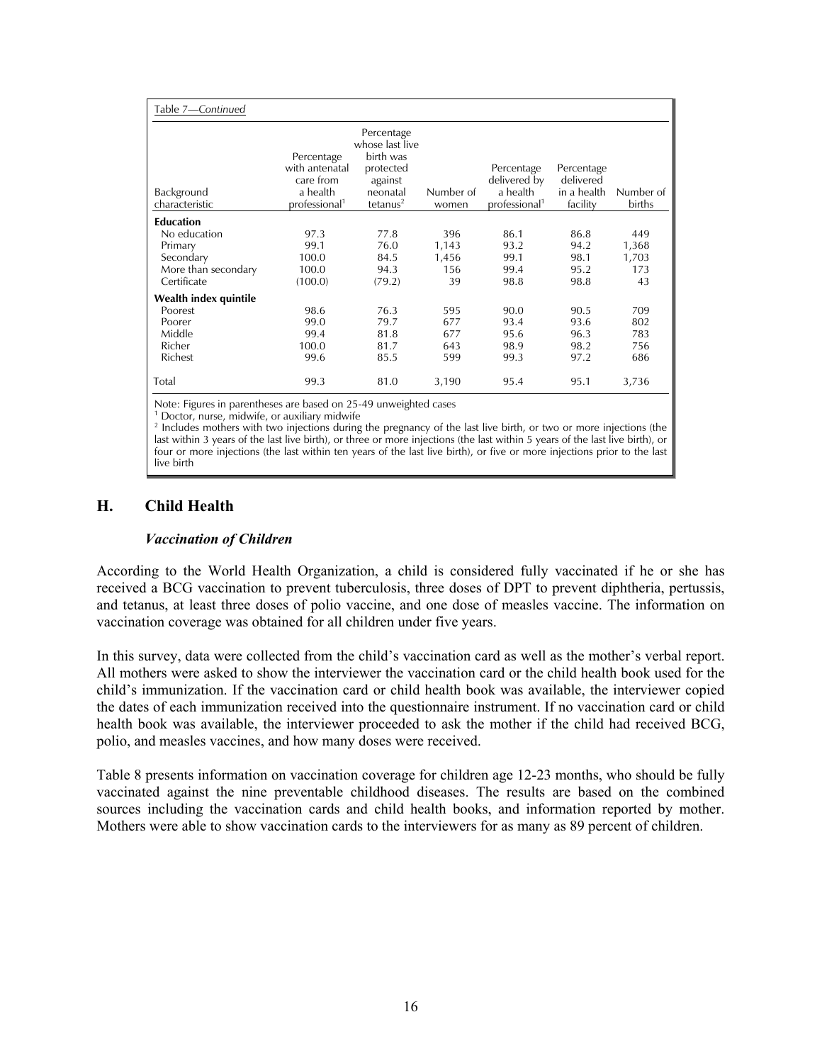Table 7—*Continued*

| Background characteristic | Percentage with antenatal care from a health professional[1] | Percentage whose last live birth was protected against neonatal tetanus[2] | Number of women | Percentage delivered by a health professional[1] | Percentage delivered in a health facility | Number of births |
|---|---|---|---|---|---|---|
| **Education** | | | | | | |
| No education | 97.3 | 77.8 | 396 | 86.1 | 86.8 | 449 |
| Primary | 99.1 | 76.0 | 1,143 | 93.2 | 94.2 | 1,368 |
| Secondary | 100.0 | 84.5 | 1,456 | 99.1 | 98.1 | 1,703 |
| More than secondary | 100.0 | 94.3 | 156 | 99.4 | 95.2 | 173 |
| Certificate | (100.0) | (79.2) | 39 | 98.8 | 98.8 | 43 |
| **Wealth index quintile** | | | | | | |
| Poorest | 98.6 | 76.3 | 595 | 90.0 | 90.5 | 709 |
| Poorer | 99.0 | 79.7 | 677 | 93.4 | 93.6 | 802 |
| Middle | 99.4 | 81.8 | 677 | 95.6 | 96.3 | 783 |
| Richer | 100.0 | 81.7 | 643 | 98.9 | 98.2 | 756 |
| Richest | 99.6 | 85.5 | 599 | 99.3 | 97.2 | 686 |
| Total | 99.3 | 81.0 | 3,190 | 95.4 | 95.1 | 3,736 |

Note: Figures in parentheses are based on 25-49 unweighted cases
[1] Doctor, nurse, midwife, or auxiliary midwife
[2] Includes mothers with two injections during the pregnancy of the last live birth, or two or more injections (the last within 3 years of the last live birth), or three or more injections (the last within 5 years of the last live birth), or four or more injections (the last within ten years of the last live birth), or five or more injections prior to the last live birth

## H. Child Health

### *Vaccination of Children*

According to the World Health Organization, a child is considered fully vaccinated if he or she has received a BCG vaccination to prevent tuberculosis, three doses of DPT to prevent diphtheria, pertussis, and tetanus, at least three doses of polio vaccine, and one dose of measles vaccine. The information on vaccination coverage was obtained for all children under five years.

In this survey, data were collected from the child's vaccination card as well as the mother's verbal report. All mothers were asked to show the interviewer the vaccination card or the child health book used for the child's immunization. If the vaccination card or child health book was available, the interviewer copied the dates of each immunization received into the questionnaire instrument. If no vaccination card or child health book was available, the interviewer proceeded to ask the mother if the child had received BCG, polio, and measles vaccines, and how many doses were received.

Table 8 presents information on vaccination coverage for children age 12-23 months, who should be fully vaccinated against the nine preventable childhood diseases. The results are based on the combined sources including the vaccination cards and child health books, and information reported by mother. Mothers were able to show vaccination cards to the interviewers for as many as 89 percent of children.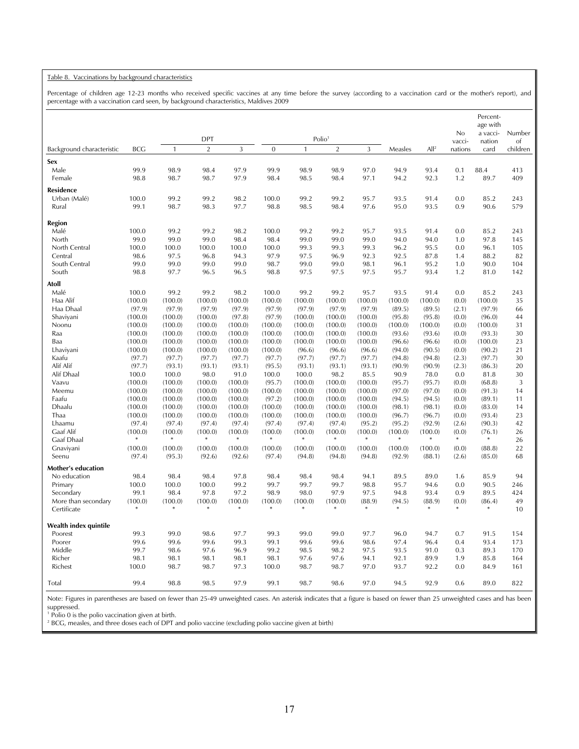Table 8. Vaccinations by background characteristics

Percentage of children age 12-23 months who received specific vaccines at any time before the survey (according to a vaccination card or the mother's report), and percentage with a vaccination card seen, by background characteristics, Maldives 2009

| Background characteristic | BCG | DPT | | | Polio[1] | | | | Measles | All[2] | No vacci-nations | Percent-age with a vacci-nation card | Number of children |
|---|---|---|---|---|---|---|---|---|---|---|---|---|---|
| | | 1 | 2 | 3 | 0 | 1 | 2 | 3 | | | | | |
| **Sex** | | | | | | | | | | | | | |
| Male | 99.9 | 98.9 | 98.4 | 97.9 | 99.9 | 98.9 | 98.9 | 97.0 | 94.9 | 93.4 | 0.1 | 88.4 | 413 |
| Female | 98.8 | 98.7 | 98.7 | 97.9 | 98.4 | 98.5 | 98.4 | 97.1 | 94.2 | 92.3 | 1.2 | 89.7 | 409 |
| **Residence** | | | | | | | | | | | | | |
| Urban (Malé) | 100.0 | 99.2 | 99.2 | 98.2 | 100.0 | 99.2 | 99.2 | 95.7 | 93.5 | 91.4 | 0.0 | 85.2 | 243 |
| Rural | 99.1 | 98.7 | 98.3 | 97.7 | 98.8 | 98.5 | 98.4 | 97.6 | 95.0 | 93.5 | 0.9 | 90.6 | 579 |
| **Region** | | | | | | | | | | | | | |
| Malé | 100.0 | 99.2 | 99.2 | 98.2 | 100.0 | 99.2 | 99.2 | 95.7 | 93.5 | 91.4 | 0.0 | 85.2 | 243 |
| North | 99.0 | 99.0 | 99.0 | 98.4 | 98.4 | 99.0 | 99.0 | 99.0 | 94.0 | 94.0 | 1.0 | 97.8 | 145 |
| North Central | 100.0 | 100.0 | 100.0 | 100.0 | 100.0 | 99.3 | 99.3 | 99.3 | 96.2 | 95.5 | 0.0 | 96.1 | 105 |
| Central | 98.6 | 97.5 | 96.8 | 94.3 | 97.9 | 97.5 | 96.9 | 92.3 | 92.5 | 87.8 | 1.4 | 88.2 | 82 |
| South Central | 99.0 | 99.0 | 99.0 | 99.0 | 98.7 | 99.0 | 99.0 | 98.1 | 96.1 | 95.2 | 1.0 | 90.0 | 104 |
| South | 98.8 | 97.7 | 96.5 | 96.5 | 98.8 | 97.5 | 97.5 | 97.5 | 95.7 | 93.4 | 1.2 | 81.0 | 142 |
| **Atoll** | | | | | | | | | | | | | |
| Malé | 100.0 | 99.2 | 99.2 | 98.2 | 100.0 | 99.2 | 99.2 | 95.7 | 93.5 | 91.4 | 0.0 | 85.2 | 243 |
| Haa Alif | (100.0) | (100.0) | (100.0) | (100.0) | (100.0) | (100.0) | (100.0) | (100.0) | (100.0) | (100.0) | (0.0) | (100.0) | 35 |
| Haa Dhaal | (97.9) | (97.9) | (97.9) | (97.9) | (97.9) | (97.9) | (97.9) | (97.9) | (89.5) | (89.5) | (2.1) | (97.9) | 66 |
| Shaviyani | (100.0) | (100.0) | (100.0) | (97.8) | (97.9) | (100.0) | (100.0) | (100.0) | (95.8) | (95.8) | (0.0) | (96.0) | 44 |
| Noonu | (100.0) | (100.0) | (100.0) | (100.0) | (100.0) | (100.0) | (100.0) | (100.0) | (100.0) | (100.0) | (0.0) | (100.0) | 31 |
| Raa | (100.0) | (100.0) | (100.0) | (100.0) | (100.0) | (100.0) | (100.0) | (100.0) | (93.6) | (93.6) | (0.0) | (93.3) | 30 |
| Baa | (100.0) | (100.0) | (100.0) | (100.0) | (100.0) | (100.0) | (100.0) | (100.0) | (96.6) | (96.6) | (0.0) | (100.0) | 23 |
| Lhaviyani | (100.0) | (100.0) | (100.0) | (100.0) | (100.0) | (96.6) | (96.6) | (96.6) | (94.0) | (90.5) | (0.0) | (90.2) | 21 |
| Kaafu | (97.7) | (97.7) | (97.7) | (97.7) | (97.7) | (97.7) | (97.7) | (97.7) | (94.8) | (94.8) | (2.3) | (97.7) | 30 |
| Alif Alif | (97.7) | (93.1) | (93.1) | (93.1) | (95.5) | (93.1) | (93.1) | (93.1) | (90.9) | (90.9) | (2.3) | (86.3) | 20 |
| Alif Dhaal | 100.0 | 100.0 | 98.0 | 91.0 | 100.0 | 100.0 | 98.2 | 85.5 | 90.9 | 78.0 | 0.0 | 81.8 | 30 |
| Vaavu | (100.0) | (100.0) | (100.0) | (100.0) | (95.7) | (100.0) | (100.0) | (100.0) | (95.7) | (95.7) | (0.0) | (68.8) | 3 |
| Meemu | (100.0) | (100.0) | (100.0) | (100.0) | (100.0) | (100.0) | (100.0) | (100.0) | (97.0) | (97.0) | (0.0) | (91.3) | 14 |
| Faafu | (100.0) | (100.0) | (100.0) | (100.0) | (97.2) | (100.0) | (100.0) | (100.0) | (94.5) | (94.5) | (0.0) | (89.1) | 11 |
| Dhaalu | (100.0) | (100.0) | (100.0) | (100.0) | (100.0) | (100.0) | (100.0) | (100.0) | (98.1) | (98.1) | (0.0) | (83.0) | 14 |
| Thaa | (100.0) | (100.0) | (100.0) | (100.0) | (100.0) | (100.0) | (100.0) | (100.0) | (96.7) | (96.7) | (0.0) | (93.4) | 23 |
| Lhaamu | (97.4) | (97.4) | (97.4) | (97.4) | (97.4) | (97.4) | (97.4) | (95.2) | (95.2) | (92.9) | (2.6) | (90.3) | 42 |
| Gaaf Alif | (100.0) | (100.0) | (100.0) | (100.0) | (100.0) | (100.0) | (100.0) | (100.0) | (100.0) | (100.0) | (0.0) | (76.1) | 26 |
| Gaaf Dhaal | * | * | * | * | * | * | * | * | * | * | * | * | 26 |
| Gnaviyani | (100.0) | (100.0) | (100.0) | (100.0) | (100.0) | (100.0) | (100.0) | (100.0) | (100.0) | (100.0) | (0.0) | (88.8) | 22 |
| Seenu | (97.4) | (95.3) | (92.6) | (92.6) | (97.4) | (94.8) | (94.8) | (94.8) | (92.9) | (88.1) | (2.6) | (85.0) | 68 |
| **Mother's education** | | | | | | | | | | | | | |
| No education | 98.4 | 98.4 | 98.4 | 97.8 | 98.4 | 98.4 | 98.4 | 94.1 | 89.5 | 89.0 | 1.6 | 85.9 | 94 |
| Primary | 100.0 | 100.0 | 100.0 | 99.2 | 99.7 | 99.7 | 99.7 | 98.8 | 95.7 | 94.6 | 0.0 | 90.5 | 246 |
| Secondary | 99.1 | 98.4 | 97.8 | 97.2 | 98.9 | 98.0 | 97.9 | 97.5 | 94.8 | 93.4 | 0.9 | 89.5 | 424 |
| More than secondary | (100.0) | (100.0) | (100.0) | (100.0) | (100.0) | (100.0) | (100.0) | (88.9) | (94.5) | (88.9) | (0.0) | (86.4) | 49 |
| Certificate | * | * | * | * | * | * | * | * | * | * | * | * | 10 |
| **Wealth index quintile** | | | | | | | | | | | | | |
| Poorest | 99.3 | 99.0 | 98.6 | 97.7 | 99.3 | 99.0 | 99.0 | 97.7 | 96.0 | 94.7 | 0.7 | 91.5 | 154 |
| Poorer | 99.6 | 99.6 | 99.6 | 99.3 | 99.1 | 99.6 | 99.6 | 98.6 | 97.4 | 96.4 | 0.4 | 93.4 | 173 |
| Middle | 99.7 | 98.6 | 97.6 | 96.9 | 99.2 | 98.5 | 98.2 | 97.5 | 93.5 | 91.0 | 0.3 | 89.3 | 170 |
| Richer | 98.1 | 98.1 | 98.1 | 98.1 | 98.1 | 97.6 | 97.6 | 94.1 | 92.1 | 89.9 | 1.9 | 85.8 | 164 |
| Richest | 100.0 | 98.7 | 98.7 | 97.3 | 100.0 | 98.7 | 98.7 | 97.0 | 93.7 | 92.2 | 0.0 | 84.9 | 161 |
| Total | 99.4 | 98.8 | 98.5 | 97.9 | 99.1 | 98.7 | 98.6 | 97.0 | 94.5 | 92.9 | 0.6 | 89.0 | 822 |

Note: Figures in parentheses are based on fewer than 25-49 unweighted cases. An asterisk indicates that a figure is based on fewer than 25 unweighted cases and has been suppressed.

[1] Polio 0 is the polio vaccination given at birth.

[2] BCG, measles, and three doses each of DPT and polio vaccine (excluding polio vaccine given at birth)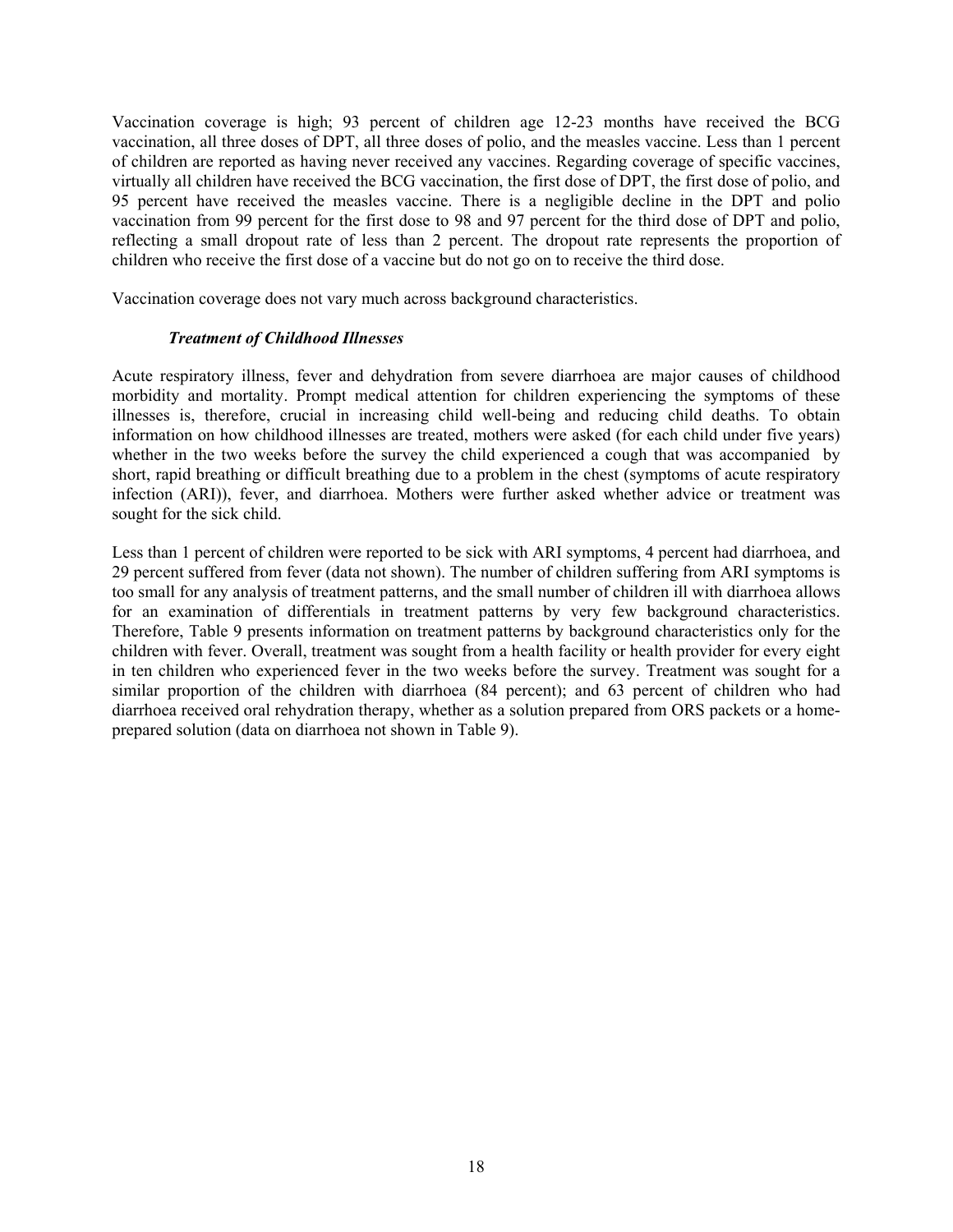Vaccination coverage is high; 93 percent of children age 12-23 months have received the BCG vaccination, all three doses of DPT, all three doses of polio, and the measles vaccine. Less than 1 percent of children are reported as having never received any vaccines. Regarding coverage of specific vaccines, virtually all children have received the BCG vaccination, the first dose of DPT, the first dose of polio, and 95 percent have received the measles vaccine. There is a negligible decline in the DPT and polio vaccination from 99 percent for the first dose to 98 and 97 percent for the third dose of DPT and polio, reflecting a small dropout rate of less than 2 percent. The dropout rate represents the proportion of children who receive the first dose of a vaccine but do not go on to receive the third dose.

Vaccination coverage does not vary much across background characteristics.

### *Treatment of Childhood Illnesses*

Acute respiratory illness, fever and dehydration from severe diarrhoea are major causes of childhood morbidity and mortality. Prompt medical attention for children experiencing the symptoms of these illnesses is, therefore, crucial in increasing child well-being and reducing child deaths. To obtain information on how childhood illnesses are treated, mothers were asked (for each child under five years) whether in the two weeks before the survey the child experienced a cough that was accompanied by short, rapid breathing or difficult breathing due to a problem in the chest (symptoms of acute respiratory infection (ARI)), fever, and diarrhoea. Mothers were further asked whether advice or treatment was sought for the sick child.

Less than 1 percent of children were reported to be sick with ARI symptoms, 4 percent had diarrhoea, and 29 percent suffered from fever (data not shown). The number of children suffering from ARI symptoms is too small for any analysis of treatment patterns, and the small number of children ill with diarrhoea allows for an examination of differentials in treatment patterns by very few background characteristics. Therefore, Table 9 presents information on treatment patterns by background characteristics only for the children with fever. Overall, treatment was sought from a health facility or health provider for every eight in ten children who experienced fever in the two weeks before the survey. Treatment was sought for a similar proportion of the children with diarrhoea (84 percent); and 63 percent of children who had diarrhoea received oral rehydration therapy, whether as a solution prepared from ORS packets or a home-prepared solution (data on diarrhoea not shown in Table 9).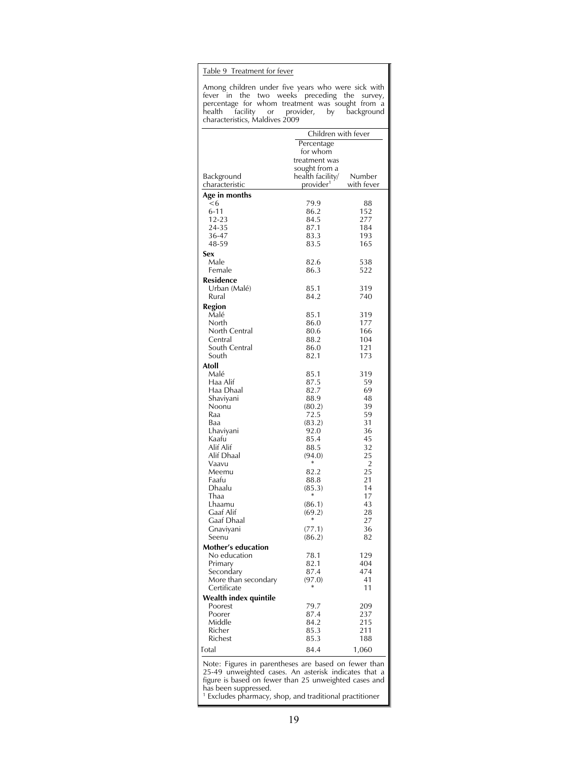Table 9 Treatment for fever

Among children under five years who were sick with fever in the two weeks preceding the survey, percentage for whom treatment was sought from a health facility or provider, by background characteristics, Maldives 2009

| Background characteristic | Children with fever: Percentage for whom treatment was sought from a health facility/ provider[1] | Number with fever |
|---|---|---|
| **Age in months** | | |
| <6 | 79.9 | 88 |
| 6-11 | 86.2 | 152 |
| 12-23 | 84.5 | 277 |
| 24-35 | 87.1 | 184 |
| 36-47 | 83.3 | 193 |
| 48-59 | 83.5 | 165 |
| **Sex** | | |
| Male | 82.6 | 538 |
| Female | 86.3 | 522 |
| **Residence** | | |
| Urban (Malé) | 85.1 | 319 |
| Rural | 84.2 | 740 |
| **Region** | | |
| Malé | 85.1 | 319 |
| North | 86.0 | 177 |
| North Central | 80.6 | 166 |
| Central | 88.2 | 104 |
| South Central | 86.0 | 121 |
| South | 82.1 | 173 |
| **Atoll** | | |
| Malé | 85.1 | 319 |
| Haa Alif | 87.5 | 59 |
| Haa Dhaal | 82.7 | 69 |
| Shaviyani | 88.9 | 48 |
| Noonu | (80.2) | 39 |
| Raa | 72.5 | 59 |
| Baa | (83.2) | 31 |
| Lhaviyani | 92.0 | 36 |
| Kaafu | 85.4 | 45 |
| Alif Alif | 88.5 | 32 |
| Alif Dhaal | (94.0) | 25 |
| Vaavu | * | 2 |
| Meemu | 82.2 | 25 |
| Faafu | 88.8 | 21 |
| Dhaalu | (85.3) | 14 |
| Thaa | * | 17 |
| Lhaamu | (86.1) | 43 |
| Gaaf Alif | (69.2) | 28 |
| Gaaf Dhaal | * | 27 |
| Gnaviyani | (77.1) | 36 |
| Seenu | (86.2) | 82 |
| **Mother's education** | | |
| No education | 78.1 | 129 |
| Primary | 82.1 | 404 |
| Secondary | 87.4 | 474 |
| More than secondary | (97.0) | 41 |
| Certificate | * | 11 |
| **Wealth index quintile** | | |
| Poorest | 79.7 | 209 |
| Poorer | 87.4 | 237 |
| Middle | 84.2 | 215 |
| Richer | 85.3 | 211 |
| Richest | 85.3 | 188 |
| Total | 84.4 | 1,060 |

Note: Figures in parentheses are based on fewer than 25-49 unweighted cases. An asterisk indicates that a figure is based on fewer than 25 unweighted cases and has been suppressed.

[1] Excludes pharmacy, shop, and traditional practitioner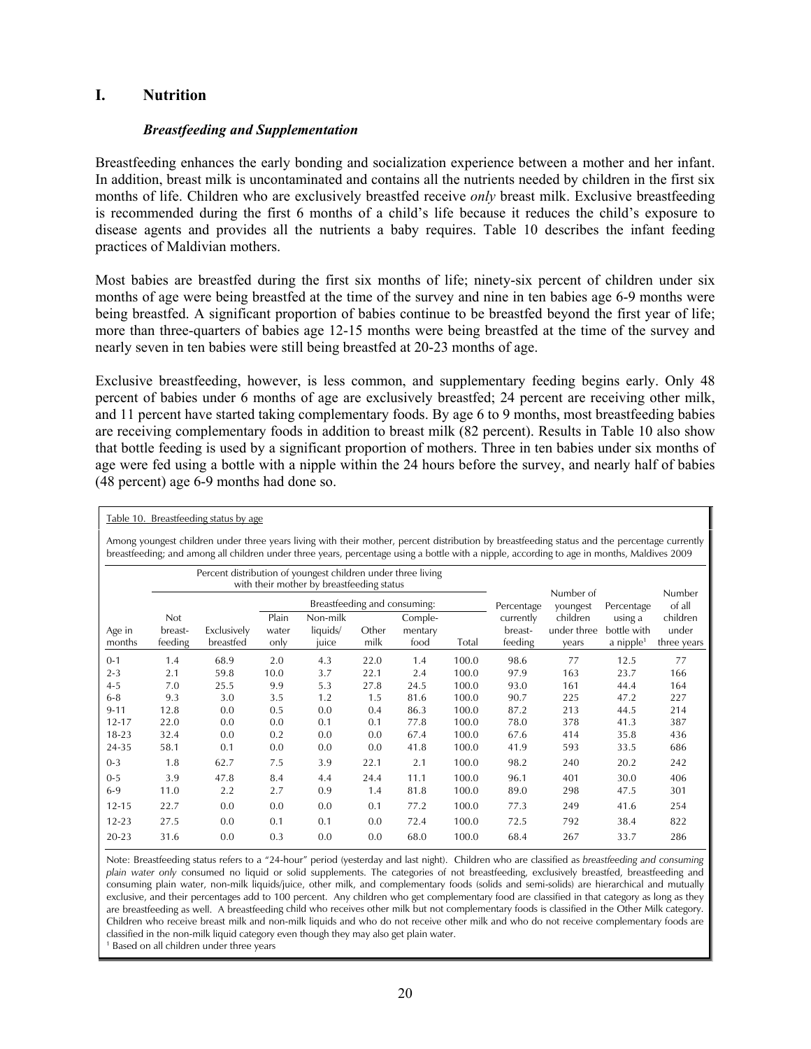# I. Nutrition

### *Breastfeeding and Supplementation*

Breastfeeding enhances the early bonding and socialization experience between a mother and her infant. In addition, breast milk is uncontaminated and contains all the nutrients needed by children in the first six months of life. Children who are exclusively breastfed receive *only* breast milk. Exclusive breastfeeding is recommended during the first 6 months of a child's life because it reduces the child's exposure to disease agents and provides all the nutrients a baby requires. Table 10 describes the infant feeding practices of Maldivian mothers.

Most babies are breastfed during the first six months of life; ninety-six percent of children under six months of age were being breastfed at the time of the survey and nine in ten babies age 6-9 months were being breastfed. A significant proportion of babies continue to be breastfed beyond the first year of life; more than three-quarters of babies age 12-15 months were being breastfed at the time of the survey and nearly seven in ten babies were still being breastfed at 20-23 months of age.

Exclusive breastfeeding, however, is less common, and supplementary feeding begins early. Only 48 percent of babies under 6 months of age are exclusively breastfed; 24 percent are receiving other milk, and 11 percent have started taking complementary foods. By age 6 to 9 months, most breastfeeding babies are receiving complementary foods in addition to breast milk (82 percent). Results in Table 10 also show that bottle feeding is used by a significant proportion of mothers. Three in ten babies under six months of age were fed using a bottle with a nipple within the 24 hours before the survey, and nearly half of babies (48 percent) age 6-9 months had done so.

Table 10. Breastfeeding status by age

Among youngest children under three years living with their mother, percent distribution by breastfeeding status and the percentage currently breastfeeding; and among all children under three years, percentage using a bottle with a nipple, according to age in months, Maldives 2009

| | Percent distribution of youngest children under three living with their mother by breastfeeding status | | | | | | | | | | | |
|---|---|---|---|---|---|---|---|---|---|---|---|---|
| | | | Breastfeeding and consuming: | | | | | | | | | |
| Age in months | Not breast-feeding | Exclusively breastfed | Plain water only | Non-milk liquids/ juice | Other milk | Comple-mentary food | Total | Percentage currently breast-feeding | Number of youngest children under three years | Percentage using a bottle with a nipple[1] | Number of all children under three years |
| 0-1 | 1.4 | 68.9 | 2.0 | 4.3 | 22.0 | 1.4 | 100.0 | 98.6 | 77 | 12.5 | 77 |
| 2-3 | 2.1 | 59.8 | 10.0 | 3.7 | 22.1 | 2.4 | 100.0 | 97.9 | 163 | 23.7 | 166 |
| 4-5 | 7.0 | 25.5 | 9.9 | 5.3 | 27.8 | 24.5 | 100.0 | 93.0 | 161 | 44.4 | 164 |
| 6-8 | 9.3 | 3.0 | 3.5 | 1.2 | 1.5 | 81.6 | 100.0 | 90.7 | 225 | 47.2 | 227 |
| 9-11 | 12.8 | 0.0 | 0.5 | 0.0 | 0.4 | 86.3 | 100.0 | 87.2 | 213 | 44.5 | 214 |
| 12-17 | 22.0 | 0.0 | 0.0 | 0.1 | 0.1 | 77.8 | 100.0 | 78.0 | 378 | 41.3 | 387 |
| 18-23 | 32.4 | 0.0 | 0.2 | 0.0 | 0.0 | 67.4 | 100.0 | 67.6 | 414 | 35.8 | 436 |
| 24-35 | 58.1 | 0.1 | 0.0 | 0.0 | 0.0 | 41.8 | 100.0 | 41.9 | 593 | 33.5 | 686 |
| 0-3 | 1.8 | 62.7 | 7.5 | 3.9 | 22.1 | 2.1 | 100.0 | 98.2 | 240 | 20.2 | 242 |
| 0-5 | 3.9 | 47.8 | 8.4 | 4.4 | 24.4 | 11.1 | 100.0 | 96.1 | 401 | 30.0 | 406 |
| 6-9 | 11.0 | 2.2 | 2.7 | 0.9 | 1.4 | 81.8 | 100.0 | 89.0 | 298 | 47.5 | 301 |
| 12-15 | 22.7 | 0.0 | 0.0 | 0.0 | 0.1 | 77.2 | 100.0 | 77.3 | 249 | 41.6 | 254 |
| 12-23 | 27.5 | 0.0 | 0.1 | 0.1 | 0.0 | 72.4 | 100.0 | 72.5 | 792 | 38.4 | 822 |
| 20-23 | 31.6 | 0.0 | 0.3 | 0.0 | 0.0 | 68.0 | 100.0 | 68.4 | 267 | 33.7 | 286 |

Note: Breastfeeding status refers to a "24-hour" period (yesterday and last night). Children who are classified as *breastfeeding and consuming plain water only* consumed no liquid or solid supplements. The categories of not breastfeeding, exclusively breastfed, breastfeeding and consuming plain water, non-milk liquids/juice, other milk, and complementary foods (solids and semi-solids) are hierarchical and mutually exclusive, and their percentages add to 100 percent. Any children who get complementary food are classified in that category as long as they are breastfeeding as well. A breastfeeding child who receives other milk but not complementary foods is classified in the Other Milk category. Children who receive breast milk and non-milk liquids and who do not receive other milk and who do not receive complementary foods are classified in the non-milk liquid category even though they may also get plain water.

[1] Based on all children under three years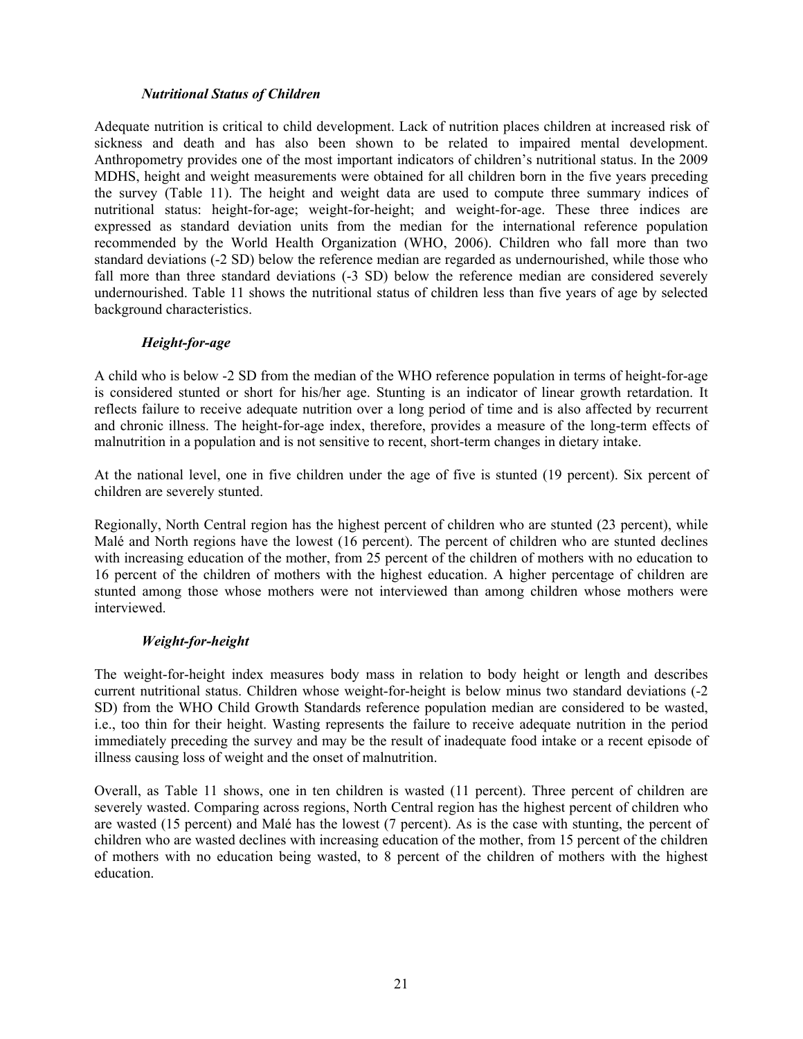### *Nutritional Status of Children*

Adequate nutrition is critical to child development. Lack of nutrition places children at increased risk of sickness and death and has also been shown to be related to impaired mental development. Anthropometry provides one of the most important indicators of children's nutritional status. In the 2009 MDHS, height and weight measurements were obtained for all children born in the five years preceding the survey (Table 11). The height and weight data are used to compute three summary indices of nutritional status: height-for-age; weight-for-height; and weight-for-age. These three indices are expressed as standard deviation units from the median for the international reference population recommended by the World Health Organization (WHO, 2006). Children who fall more than two standard deviations (-2 SD) below the reference median are regarded as undernourished, while those who fall more than three standard deviations (-3 SD) below the reference median are considered severely undernourished. Table 11 shows the nutritional status of children less than five years of age by selected background characteristics.

### *Height-for-age*

A child who is below -2 SD from the median of the WHO reference population in terms of height-for-age is considered stunted or short for his/her age. Stunting is an indicator of linear growth retardation. It reflects failure to receive adequate nutrition over a long period of time and is also affected by recurrent and chronic illness. The height-for-age index, therefore, provides a measure of the long-term effects of malnutrition in a population and is not sensitive to recent, short-term changes in dietary intake.

At the national level, one in five children under the age of five is stunted (19 percent). Six percent of children are severely stunted.

Regionally, North Central region has the highest percent of children who are stunted (23 percent), while Malé and North regions have the lowest (16 percent). The percent of children who are stunted declines with increasing education of the mother, from 25 percent of the children of mothers with no education to 16 percent of the children of mothers with the highest education. A higher percentage of children are stunted among those whose mothers were not interviewed than among children whose mothers were interviewed.

### *Weight-for-height*

The weight-for-height index measures body mass in relation to body height or length and describes current nutritional status. Children whose weight-for-height is below minus two standard deviations (-2 SD) from the WHO Child Growth Standards reference population median are considered to be wasted, i.e., too thin for their height. Wasting represents the failure to receive adequate nutrition in the period immediately preceding the survey and may be the result of inadequate food intake or a recent episode of illness causing loss of weight and the onset of malnutrition.

Overall, as Table 11 shows, one in ten children is wasted (11 percent). Three percent of children are severely wasted. Comparing across regions, North Central region has the highest percent of children who are wasted (15 percent) and Malé has the lowest (7 percent). As is the case with stunting, the percent of children who are wasted declines with increasing education of the mother, from 15 percent of the children of mothers with no education being wasted, to 8 percent of the children of mothers with the highest education.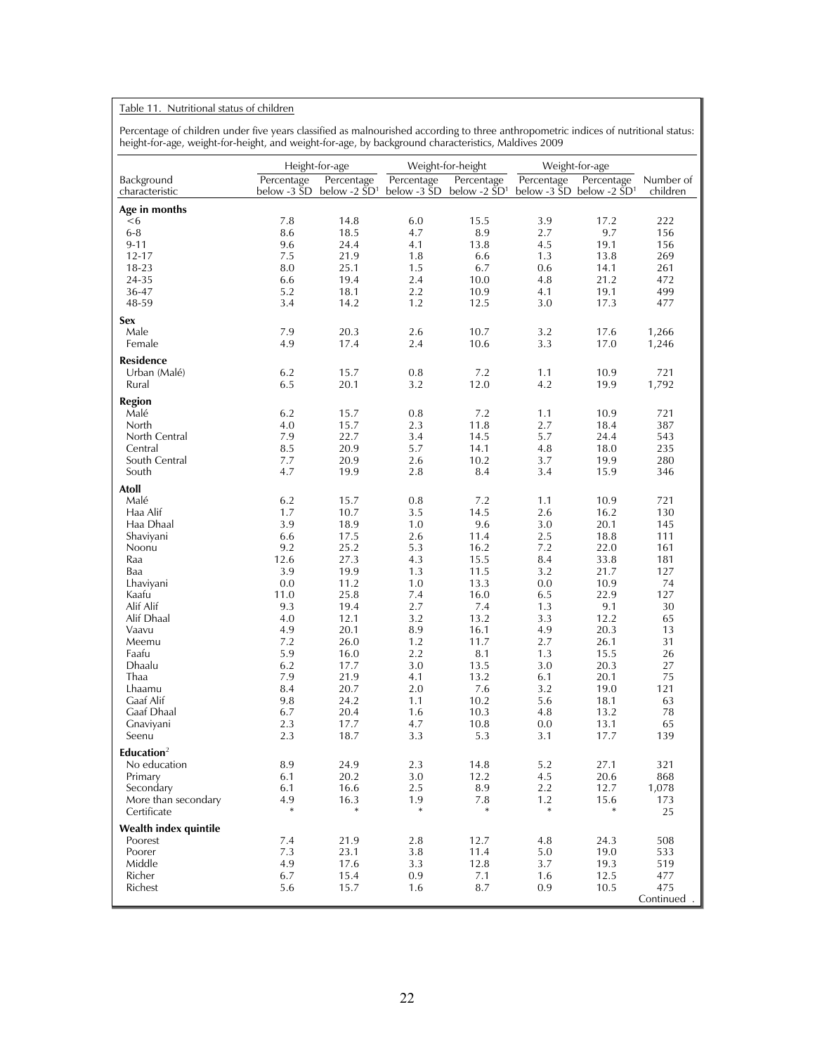Table 11. Nutritional status of children

Percentage of children under five years classified as malnourished according to three anthropometric indices of nutritional status: height-for-age, weight-for-height, and weight-for-age, by background characteristics, Maldives 2009

| Background characteristic | Height-for-age | | Weight-for-height | | Weight-for-age | | Number of children |
|---|---|---|---|---|---|---|---|
| | Percentage below -3 SD | Percentage below -2 SD[1] | Percentage below -3 SD | Percentage below -2 SD[1] | Percentage below -3 SD | Percentage below -2 SD[1] | |
| **Age in months** | | | | | | | |
| <6 | 7.8 | 14.8 | 6.0 | 15.5 | 3.9 | 17.2 | 222 |
| 6-8 | 8.6 | 18.5 | 4.7 | 8.9 | 2.7 | 9.7 | 156 |
| 9-11 | 9.6 | 24.4 | 4.1 | 13.8 | 4.5 | 19.1 | 156 |
| 12-17 | 7.5 | 21.9 | 1.8 | 6.6 | 1.3 | 13.8 | 269 |
| 18-23 | 8.0 | 25.1 | 1.5 | 6.7 | 0.6 | 14.1 | 261 |
| 24-35 | 6.6 | 19.4 | 2.4 | 10.0 | 4.8 | 21.2 | 472 |
| 36-47 | 5.2 | 18.1 | 2.2 | 10.9 | 4.1 | 19.1 | 499 |
| 48-59 | 3.4 | 14.2 | 1.2 | 12.5 | 3.0 | 17.3 | 477 |
| **Sex** | | | | | | | |
| Male | 7.9 | 20.3 | 2.6 | 10.7 | 3.2 | 17.6 | 1,266 |
| Female | 4.9 | 17.4 | 2.4 | 10.6 | 3.3 | 17.0 | 1,246 |
| **Residence** | | | | | | | |
| Urban (Malé) | 6.2 | 15.7 | 0.8 | 7.2 | 1.1 | 10.9 | 721 |
| Rural | 6.5 | 20.1 | 3.2 | 12.0 | 4.2 | 19.9 | 1,792 |
| **Region** | | | | | | | |
| Malé | 6.2 | 15.7 | 0.8 | 7.2 | 1.1 | 10.9 | 721 |
| North | 4.0 | 15.7 | 2.3 | 11.8 | 2.7 | 18.4 | 387 |
| North Central | 7.9 | 22.7 | 3.4 | 14.5 | 5.7 | 24.4 | 543 |
| Central | 8.5 | 20.9 | 5.7 | 14.1 | 4.8 | 18.0 | 235 |
| South Central | 7.7 | 20.9 | 2.6 | 10.2 | 3.7 | 19.9 | 280 |
| South | 4.7 | 19.9 | 2.8 | 8.4 | 3.4 | 15.9 | 346 |
| **Atoll** | | | | | | | |
| Malé | 6.2 | 15.7 | 0.8 | 7.2 | 1.1 | 10.9 | 721 |
| Haa Alif | 1.7 | 10.7 | 3.5 | 14.5 | 2.6 | 16.2 | 130 |
| Haa Dhaal | 3.9 | 18.9 | 1.0 | 9.6 | 3.0 | 20.1 | 145 |
| Shaviyani | 6.6 | 17.5 | 2.6 | 11.4 | 2.5 | 18.8 | 111 |
| Noonu | 9.2 | 25.2 | 5.3 | 16.2 | 7.2 | 22.0 | 161 |
| Raa | 12.6 | 27.3 | 4.3 | 15.5 | 8.4 | 33.8 | 181 |
| Baa | 3.9 | 19.9 | 1.3 | 11.5 | 3.2 | 21.7 | 127 |
| Lhaviyani | 0.0 | 11.2 | 1.0 | 13.3 | 0.0 | 10.9 | 74 |
| Kaafu | 11.0 | 25.8 | 7.4 | 16.0 | 6.5 | 22.9 | 127 |
| Alif Alif | 9.3 | 19.4 | 2.7 | 7.4 | 1.3 | 9.1 | 30 |
| Alif Dhaal | 4.0 | 12.1 | 3.2 | 13.2 | 3.3 | 12.2 | 65 |
| Vaavu | 4.9 | 20.1 | 8.9 | 16.1 | 4.9 | 20.3 | 13 |
| Meemu | 7.2 | 26.0 | 1.2 | 11.7 | 2.7 | 26.1 | 31 |
| Faafu | 5.9 | 16.0 | 2.2 | 8.1 | 1.3 | 15.5 | 26 |
| Dhaalu | 6.2 | 17.7 | 3.0 | 13.5 | 3.0 | 20.3 | 27 |
| Thaa | 7.9 | 21.9 | 4.1 | 13.2 | 6.1 | 20.1 | 75 |
| Lhaamu | 8.4 | 20.7 | 2.0 | 7.6 | 3.2 | 19.0 | 121 |
| Gaaf Alif | 9.8 | 24.2 | 1.1 | 10.2 | 5.6 | 18.1 | 63 |
| Gaaf Dhaal | 6.7 | 20.4 | 1.6 | 10.3 | 4.8 | 13.2 | 78 |
| Gnaviyani | 2.3 | 17.7 | 4.7 | 10.8 | 0.0 | 13.1 | 65 |
| Seenu | 2.3 | 18.7 | 3.3 | 5.3 | 3.1 | 17.7 | 139 |
| **Education**[2] | | | | | | | |
| No education | 8.9 | 24.9 | 2.3 | 14.8 | 5.2 | 27.1 | 321 |
| Primary | 6.1 | 20.2 | 3.0 | 12.2 | 4.5 | 20.6 | 868 |
| Secondary | 6.1 | 16.6 | 2.5 | 8.9 | 2.2 | 12.7 | 1,078 |
| More than secondary | 4.9 | 16.3 | 1.9 | 7.8 | 1.2 | 15.6 | 173 |
| Certificate | * | * | * | * | * | * | 25 |
| **Wealth index quintile** | | | | | | | |
| Poorest | 7.4 | 21.9 | 2.8 | 12.7 | 4.8 | 24.3 | 508 |
| Poorer | 7.3 | 23.1 | 3.8 | 11.4 | 5.0 | 19.0 | 533 |
| Middle | 4.9 | 17.6 | 3.3 | 12.8 | 3.7 | 19.3 | 519 |
| Richer | 6.7 | 15.4 | 0.9 | 7.1 | 1.6 | 12.5 | 477 |
| Richest | 5.6 | 15.7 | 1.6 | 8.7 | 0.9 | 10.5 | 475 |

Continued .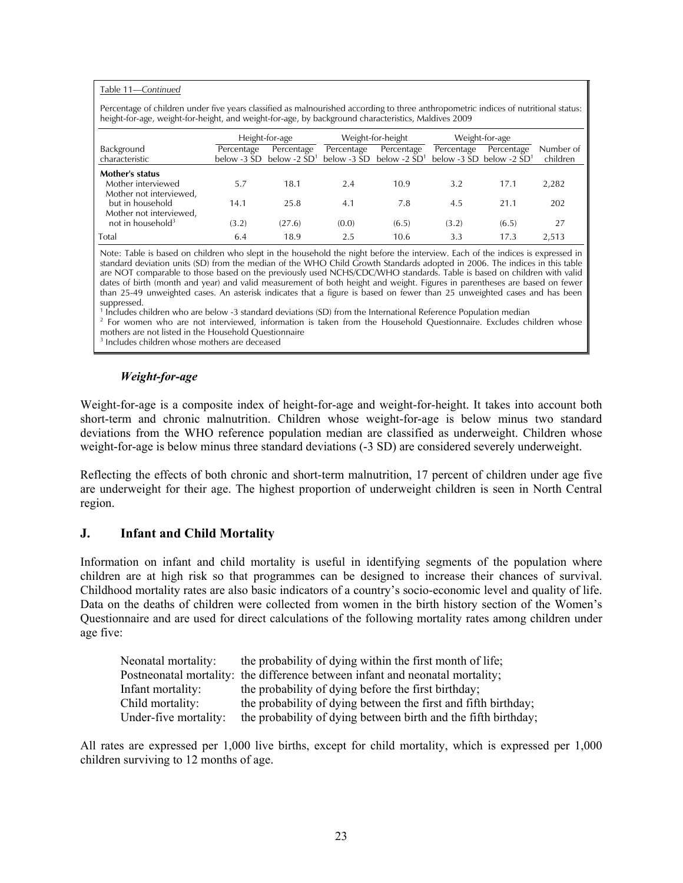Table 11—*Continued*

Percentage of children under five years classified as malnourished according to three anthropometric indices of nutritional status: height-for-age, weight-for-height, and weight-for-age, by background characteristics, Maldives 2009

| Background characteristic | Height-for-age | | Weight-for-height | | Weight-for-age | | Number of children |
|---|---|---|---|---|---|---|---|
| | Percentage below -3 SD | Percentage below -2 SD[1] | Percentage below -3 SD | Percentage below -2 SD[1] | Percentage below -3 SD | Percentage below -2 SD[1] | |
| **Mother's status** | | | | | | | |
| Mother interviewed | 5.7 | 18.1 | 2.4 | 10.9 | 3.2 | 17.1 | 2,282 |
| Mother not interviewed, but in household | 14.1 | 25.8 | 4.1 | 7.8 | 4.5 | 21.1 | 202 |
| Mother not interviewed, not in household[3] | (3.2) | (27.6) | (0.0) | (6.5) | (3.2) | (6.5) | 27 |
| Total | 6.4 | 18.9 | 2.5 | 10.6 | 3.3 | 17.3 | 2,513 |

Note: Table is based on children who slept in the household the night before the interview. Each of the indices is expressed in standard deviation units (SD) from the median of the WHO Child Growth Standards adopted in 2006. The indices in this table are NOT comparable to those based on the previously used NCHS/CDC/WHO standards. Table is based on children with valid dates of birth (month and year) and valid measurement of both height and weight. Figures in parentheses are based on fewer than 25-49 unweighted cases. An asterisk indicates that a figure is based on fewer than 25 unweighted cases and has been suppressed.

[1] Includes children who are below -3 standard deviations (SD) from the International Reference Population median

[2] For women who are not interviewed, information is taken from the Household Questionnaire. Excludes children whose mothers are not listed in the Household Questionnaire

[3] Includes children whose mothers are deceased

### *Weight-for-age*

Weight-for-age is a composite index of height-for-age and weight-for-height. It takes into account both short-term and chronic malnutrition. Children whose weight-for-age is below minus two standard deviations from the WHO reference population median are classified as underweight. Children whose weight-for-age is below minus three standard deviations (-3 SD) are considered severely underweight.

Reflecting the effects of both chronic and short-term malnutrition, 17 percent of children under age five are underweight for their age. The highest proportion of underweight children is seen in North Central region.

## J. Infant and Child Mortality

Information on infant and child mortality is useful in identifying segments of the population where children are at high risk so that programmes can be designed to increase their chances of survival. Childhood mortality rates are also basic indicators of a country's socio-economic level and quality of life. Data on the deaths of children were collected from women in the birth history section of the Women's Questionnaire and are used for direct calculations of the following mortality rates among children under age five:

- Neonatal mortality: the probability of dying within the first month of life;
- Postneonatal mortality: the difference between infant and neonatal mortality;
- Infant mortality: the probability of dying before the first birthday;
- Child mortality: the probability of dying between the first and fifth birthday;
- Under-five mortality: the probability of dying between birth and the fifth birthday;

All rates are expressed per 1,000 live births, except for child mortality, which is expressed per 1,000 children surviving to 12 months of age.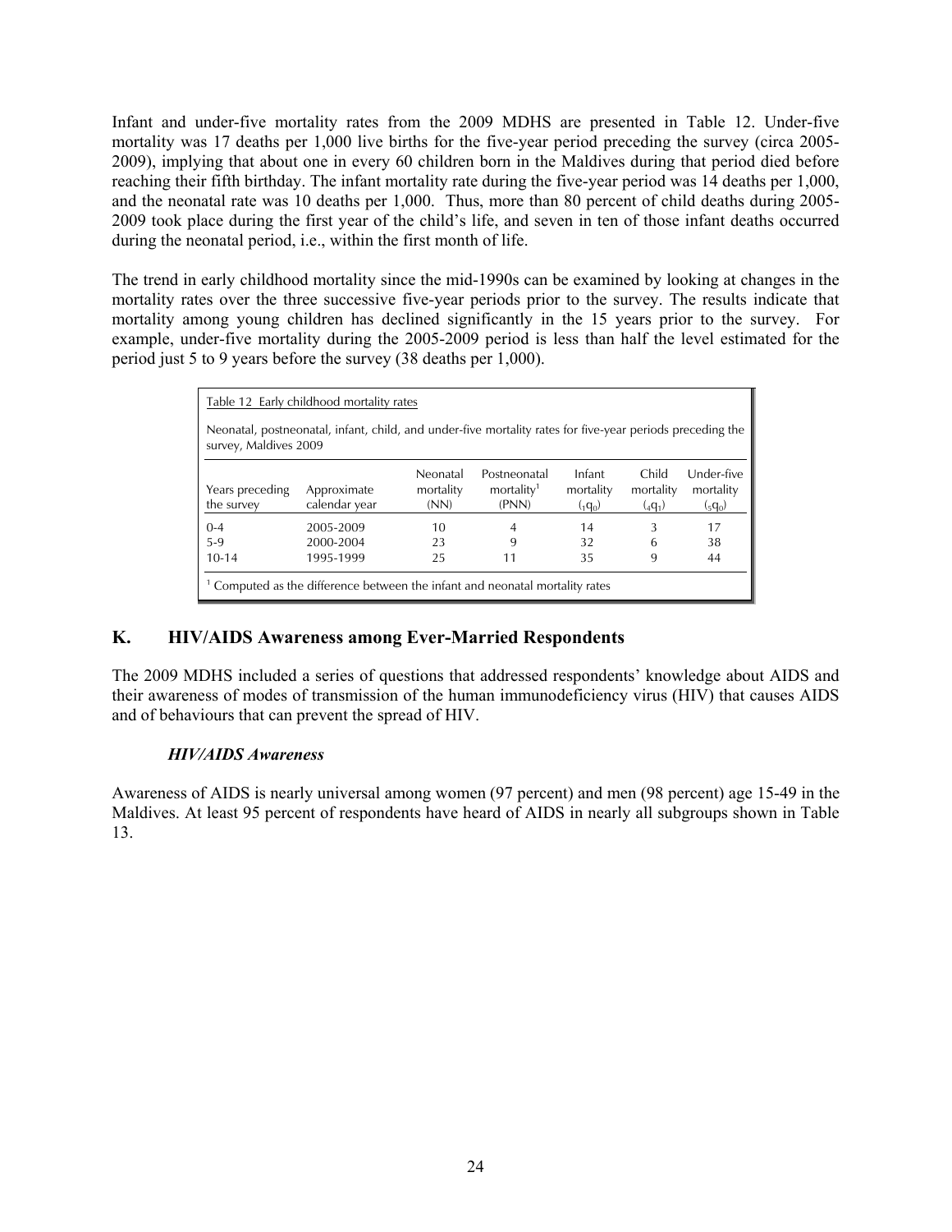Infant and under-five mortality rates from the 2009 MDHS are presented in Table 12. Under-five mortality was 17 deaths per 1,000 live births for the five-year period preceding the survey (circa 2005-2009), implying that about one in every 60 children born in the Maldives during that period died before reaching their fifth birthday. The infant mortality rate during the five-year period was 14 deaths per 1,000, and the neonatal rate was 10 deaths per 1,000. Thus, more than 80 percent of child deaths during 2005-2009 took place during the first year of the child's life, and seven in ten of those infant deaths occurred during the neonatal period, i.e., within the first month of life.

The trend in early childhood mortality since the mid-1990s can be examined by looking at changes in the mortality rates over the three successive five-year periods prior to the survey. The results indicate that mortality among young children has declined significantly in the 15 years prior to the survey. For example, under-five mortality during the 2005-2009 period is less than half the level estimated for the period just 5 to 9 years before the survey (38 deaths per 1,000).

Table 12 Early childhood mortality rates

Neonatal, postneonatal, infant, child, and under-five mortality rates for five-year periods preceding the survey, Maldives 2009

| Years preceding the survey | Approximate calendar year | Neonatal mortality (NN) | Postneonatal mortality[1] (PNN) | Infant mortality ($_1q_0$) | Child mortality ($_4q_1$) | Under-five mortality ($_5q_0$) |
|---|---|---|---|---|---|---|
| 0-4 | 2005-2009 | 10 | 4 | 14 | 3 | 17 |
| 5-9 | 2000-2004 | 23 | 9 | 32 | 6 | 38 |
| 10-14 | 1995-1999 | 25 | 11 | 35 | 9 | 44 |

[1] Computed as the difference between the infant and neonatal mortality rates

## K. HIV/AIDS Awareness among Ever-Married Respondents

The 2009 MDHS included a series of questions that addressed respondents' knowledge about AIDS and their awareness of modes of transmission of the human immunodeficiency virus (HIV) that causes AIDS and of behaviours that can prevent the spread of HIV.

### *HIV/AIDS Awareness*

Awareness of AIDS is nearly universal among women (97 percent) and men (98 percent) age 15-49 in the Maldives. At least 95 percent of respondents have heard of AIDS in nearly all subgroups shown in Table 13.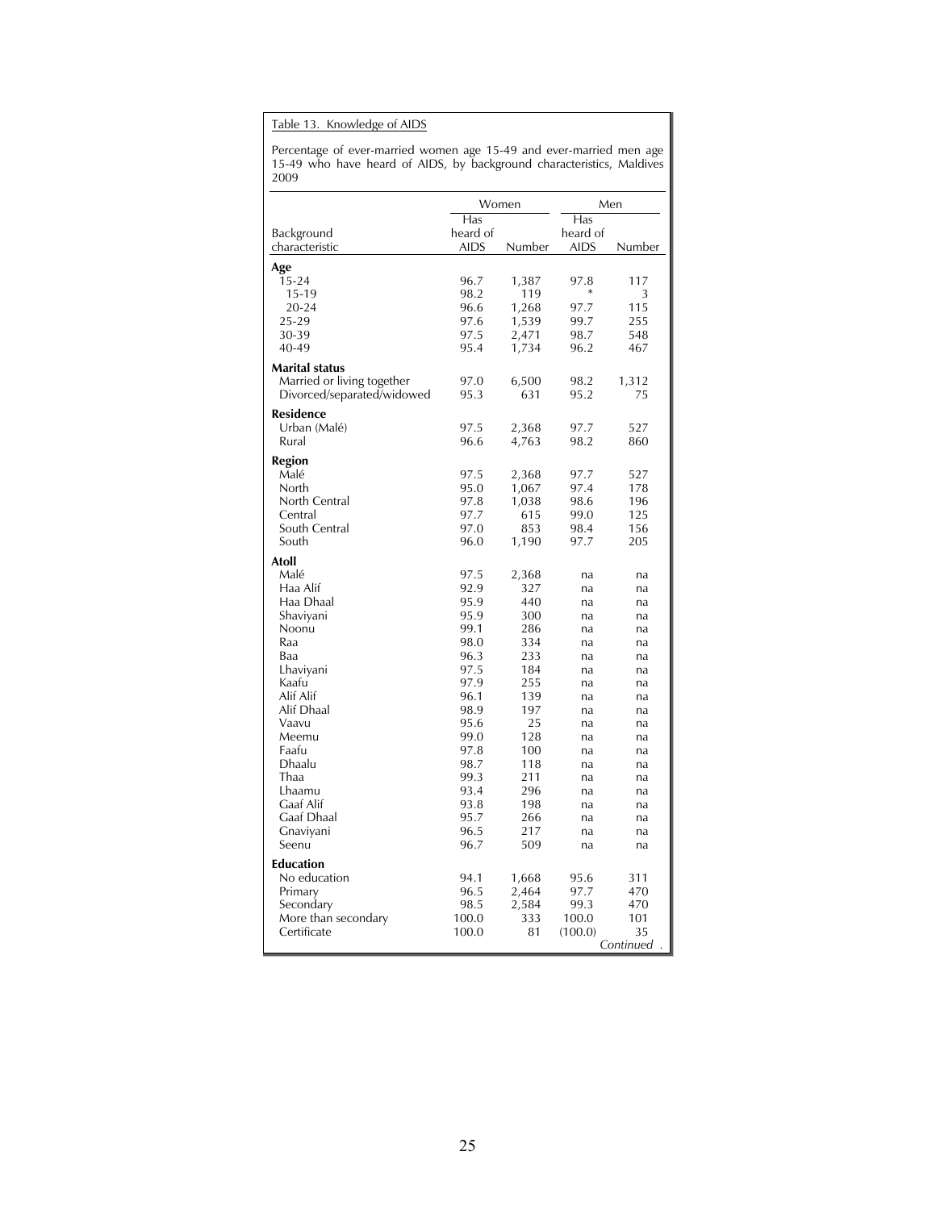Table 13. Knowledge of AIDS

Percentage of ever-married women age 15-49 and ever-married men age 15-49 who have heard of AIDS, by background characteristics, Maldives 2009

| Background characteristic | Women | | Men | |
|---|---|---|---|---|
| | Has heard of AIDS | Number | Has heard of AIDS | Number |
| **Age** | | | | |
| 15-24 | 96.7 | 1,387 | 97.8 | 117 |
| 15-19 | 98.2 | 119 | * | 3 |
| 20-24 | 96.6 | 1,268 | 97.7 | 115 |
| 25-29 | 97.6 | 1,539 | 99.7 | 255 |
| 30-39 | 97.5 | 2,471 | 98.7 | 548 |
| 40-49 | 95.4 | 1,734 | 96.2 | 467 |
| **Marital status** | | | | |
| Married or living together | 97.0 | 6,500 | 98.2 | 1,312 |
| Divorced/separated/widowed | 95.3 | 631 | 95.2 | 75 |
| **Residence** | | | | |
| Urban (Malé) | 97.5 | 2,368 | 97.7 | 527 |
| Rural | 96.6 | 4,763 | 98.2 | 860 |
| **Region** | | | | |
| Malé | 97.5 | 2,368 | 97.7 | 527 |
| North | 95.0 | 1,067 | 97.4 | 178 |
| North Central | 97.8 | 1,038 | 98.6 | 196 |
| Central | 97.7 | 615 | 99.0 | 125 |
| South Central | 97.0 | 853 | 98.4 | 156 |
| South | 96.0 | 1,190 | 97.7 | 205 |
| **Atoll** | | | | |
| Malé | 97.5 | 2,368 | na | na |
| Haa Alif | 92.9 | 327 | na | na |
| Haa Dhaal | 95.9 | 440 | na | na |
| Shaviyani | 95.9 | 300 | na | na |
| Noonu | 99.1 | 286 | na | na |
| Raa | 98.0 | 334 | na | na |
| Baa | 96.3 | 233 | na | na |
| Lhaviyani | 97.5 | 184 | na | na |
| Kaafu | 97.9 | 255 | na | na |
| Alif Alif | 96.1 | 139 | na | na |
| Alif Dhaal | 98.9 | 197 | na | na |
| Vaavu | 95.6 | 25 | na | na |
| Meemu | 99.0 | 128 | na | na |
| Faafu | 97.8 | 100 | na | na |
| Dhaalu | 98.7 | 118 | na | na |
| Thaa | 99.3 | 211 | na | na |
| Lhaamu | 93.4 | 296 | na | na |
| Gaaf Alif | 93.8 | 198 | na | na |
| Gaaf Dhaal | 95.7 | 266 | na | na |
| Gnaviyani | 96.5 | 217 | na | na |
| Seenu | 96.7 | 509 | na | na |
| **Education** | | | | |
| No education | 94.1 | 1,668 | 95.6 | 311 |
| Primary | 96.5 | 2,464 | 97.7 | 470 |
| Secondary | 98.5 | 2,584 | 99.3 | 470 |
| More than secondary | 100.0 | 333 | 100.0 | 101 |
| Certificate | 100.0 | 81 | (100.0) | 35 |

*Continued* .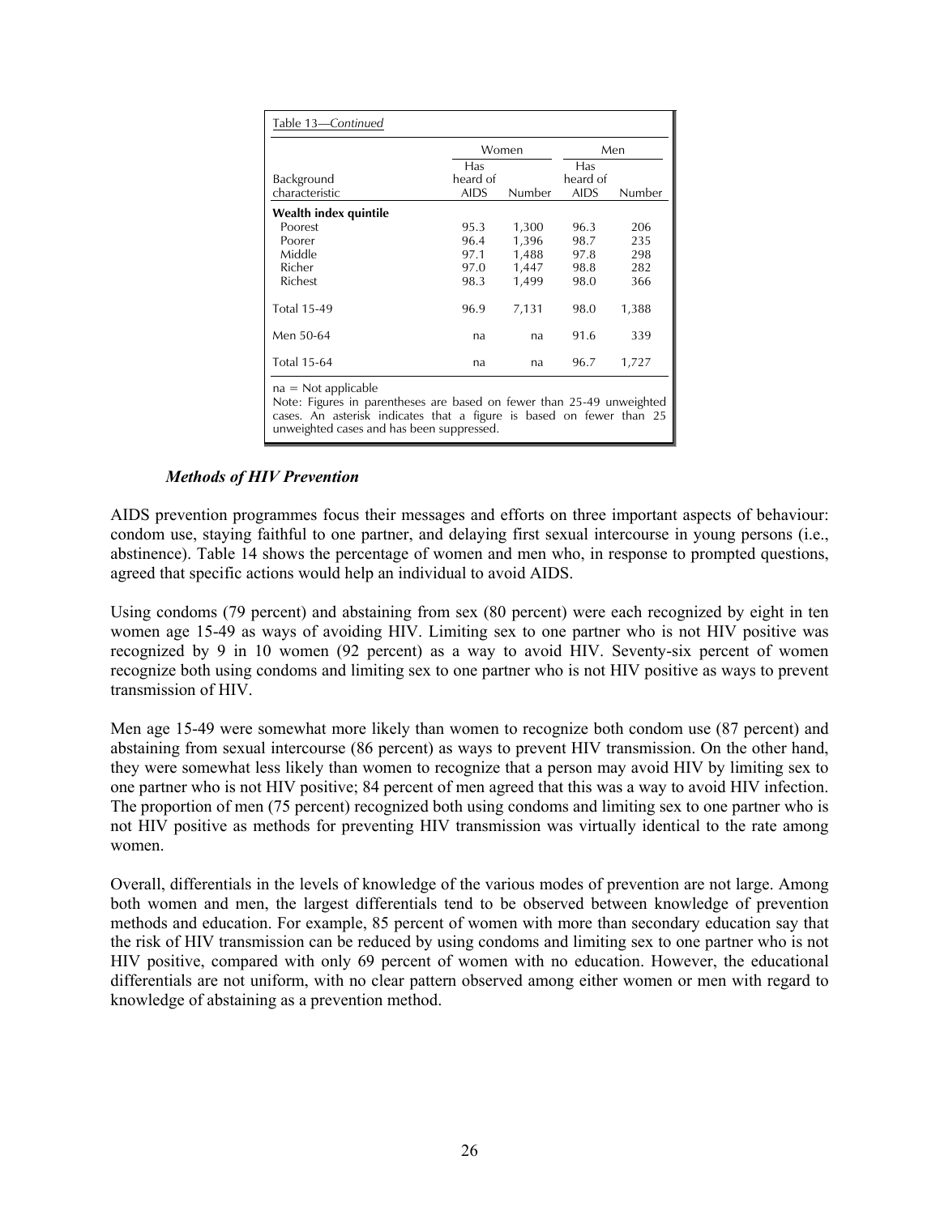Table 13—*Continued*

| Background characteristic | Women | | Men | |
|---|---|---|---|---|
| | Has heard of AIDS | Number | Has heard of AIDS | Number |
| **Wealth index quintile** | | | | |
| Poorest | 95.3 | 1,300 | 96.3 | 206 |
| Poorer | 96.4 | 1,396 | 98.7 | 235 |
| Middle | 97.1 | 1,488 | 97.8 | 298 |
| Richer | 97.0 | 1,447 | 98.8 | 282 |
| Richest | 98.3 | 1,499 | 98.0 | 366 |
| Total 15-49 | 96.9 | 7,131 | 98.0 | 1,388 |
| Men 50-64 | na | na | 91.6 | 339 |
| Total 15-64 | na | na | 96.7 | 1,727 |

na = Not applicable
Note: Figures in parentheses are based on fewer than 25-49 unweighted cases. An asterisk indicates that a figure is based on fewer than 25 unweighted cases and has been suppressed.

### *Methods of HIV Prevention*

AIDS prevention programmes focus their messages and efforts on three important aspects of behaviour: condom use, staying faithful to one partner, and delaying first sexual intercourse in young persons (i.e., abstinence). Table 14 shows the percentage of women and men who, in response to prompted questions, agreed that specific actions would help an individual to avoid AIDS.

Using condoms (79 percent) and abstaining from sex (80 percent) were each recognized by eight in ten women age 15-49 as ways of avoiding HIV. Limiting sex to one partner who is not HIV positive was recognized by 9 in 10 women (92 percent) as a way to avoid HIV. Seventy-six percent of women recognize both using condoms and limiting sex to one partner who is not HIV positive as ways to prevent transmission of HIV.

Men age 15-49 were somewhat more likely than women to recognize both condom use (87 percent) and abstaining from sexual intercourse (86 percent) as ways to prevent HIV transmission. On the other hand, they were somewhat less likely than women to recognize that a person may avoid HIV by limiting sex to one partner who is not HIV positive; 84 percent of men agreed that this was a way to avoid HIV infection. The proportion of men (75 percent) recognized both using condoms and limiting sex to one partner who is not HIV positive as methods for preventing HIV transmission was virtually identical to the rate among women.

Overall, differentials in the levels of knowledge of the various modes of prevention are not large. Among both women and men, the largest differentials tend to be observed between knowledge of prevention methods and education. For example, 85 percent of women with more than secondary education say that the risk of HIV transmission can be reduced by using condoms and limiting sex to one partner who is not HIV positive, compared with only 69 percent of women with no education. However, the educational differentials are not uniform, with no clear pattern observed among either women or men with regard to knowledge of abstaining as a prevention method.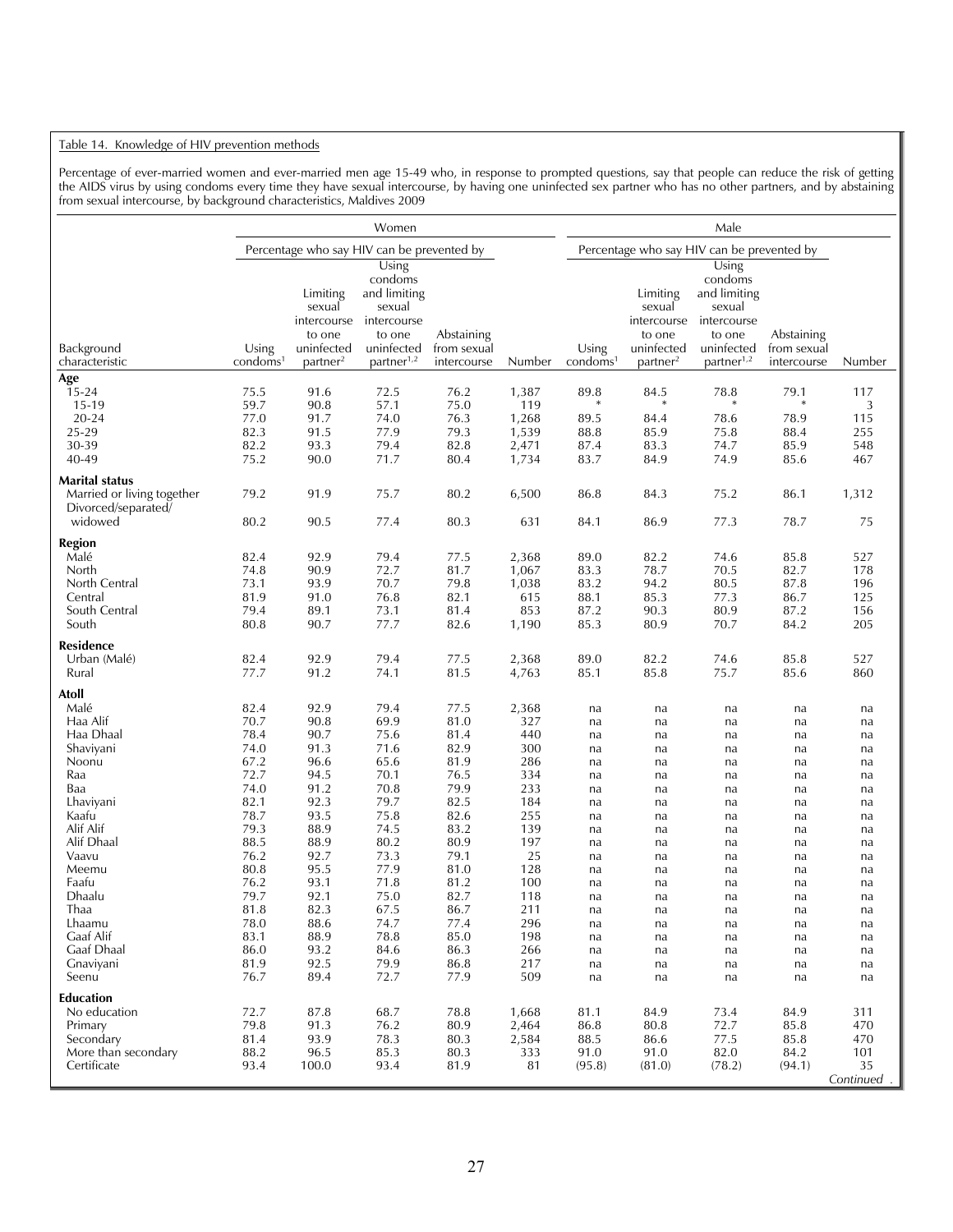Table 14. Knowledge of HIV prevention methods

Percentage of ever-married women and ever-married men age 15-49 who, in response to prompted questions, say that people can reduce the risk of getting the AIDS virus by using condoms every time they have sexual intercourse, by having one uninfected sex partner who has no other partners, and by abstaining from sexual intercourse, by background characteristics, Maldives 2009

| | Women | | | | | Male | | | | |
|---|---|---|---|---|---|---|---|---|---|---|
| | Percentage who say HIV can be prevented by | | | | | Percentage who say HIV can be prevented by | | | | |
| Background characteristic | Using condoms[1] | Limiting sexual intercourse to one uninfected partner[2] | Using condoms and limiting sexual intercourse to one uninfected partner[1,2] | Abstaining from sexual intercourse | Number | Using condoms[1] | Limiting sexual intercourse to one uninfected partner[2] | Using condoms and limiting sexual intercourse to one uninfected partner[1,2] | Abstaining from sexual intercourse | Number |
| **Age** | | | | | | | | | | |
| 15-24 | 75.5 | 91.6 | 72.5 | 76.2 | 1,387 | 89.8 | 84.5 | 78.8 | 79.1 | 117 |
| 15-19 | 59.7 | 90.8 | 57.1 | 75.0 | 119 | * | * | * | * | 3 |
| 20-24 | 77.0 | 91.7 | 74.0 | 76.3 | 1,268 | 89.5 | 84.4 | 78.6 | 78.9 | 115 |
| 25-29 | 82.3 | 91.5 | 77.9 | 79.3 | 1,539 | 88.8 | 85.9 | 75.8 | 88.4 | 255 |
| 30-39 | 82.2 | 93.3 | 79.4 | 82.8 | 2,471 | 87.4 | 83.3 | 74.7 | 85.9 | 548 |
| 40-49 | 75.2 | 90.0 | 71.7 | 80.4 | 1,734 | 83.7 | 84.9 | 74.9 | 85.6 | 467 |
| **Marital status** | | | | | | | | | | |
| Married or living together | 79.2 | 91.9 | 75.7 | 80.2 | 6,500 | 86.8 | 84.3 | 75.2 | 86.1 | 1,312 |
| Divorced/separated/ widowed | 80.2 | 90.5 | 77.4 | 80.3 | 631 | 84.1 | 86.9 | 77.3 | 78.7 | 75 |
| **Region** | | | | | | | | | | |
| Malé | 82.4 | 92.9 | 79.4 | 77.5 | 2,368 | 89.0 | 82.2 | 74.6 | 85.8 | 527 |
| North | 74.8 | 90.9 | 72.7 | 81.7 | 1,067 | 83.3 | 78.7 | 70.5 | 82.7 | 178 |
| North Central | 73.1 | 93.9 | 70.7 | 79.8 | 1,038 | 83.2 | 94.2 | 80.5 | 87.8 | 196 |
| Central | 81.9 | 91.0 | 76.8 | 82.1 | 615 | 88.1 | 85.3 | 77.3 | 86.7 | 125 |
| South Central | 79.4 | 89.1 | 73.1 | 81.4 | 853 | 87.2 | 90.3 | 80.9 | 87.2 | 156 |
| South | 80.8 | 90.7 | 77.7 | 82.6 | 1,190 | 85.3 | 80.9 | 70.7 | 84.2 | 205 |
| **Residence** | | | | | | | | | | |
| Urban (Malé) | 82.4 | 92.9 | 79.4 | 77.5 | 2,368 | 89.0 | 82.2 | 74.6 | 85.8 | 527 |
| Rural | 77.7 | 91.2 | 74.1 | 81.5 | 4,763 | 85.1 | 85.8 | 75.7 | 85.6 | 860 |
| **Atoll** | | | | | | | | | | |
| Malé | 82.4 | 92.9 | 79.4 | 77.5 | 2,368 | na | na | na | na | na |
| Haa Alif | 70.7 | 90.8 | 69.9 | 81.0 | 327 | na | na | na | na | na |
| Haa Dhaal | 78.4 | 90.7 | 75.6 | 81.4 | 440 | na | na | na | na | na |
| Shaviyani | 74.0 | 91.3 | 71.6 | 82.9 | 300 | na | na | na | na | na |
| Noonu | 67.2 | 96.6 | 65.6 | 81.9 | 286 | na | na | na | na | na |
| Raa | 72.7 | 94.5 | 70.1 | 76.5 | 334 | na | na | na | na | na |
| Baa | 74.0 | 91.2 | 70.8 | 79.9 | 233 | na | na | na | na | na |
| Lhaviyani | 82.1 | 92.3 | 79.7 | 82.5 | 184 | na | na | na | na | na |
| Kaafu | 78.7 | 93.5 | 75.8 | 82.6 | 255 | na | na | na | na | na |
| Alif Alif | 79.3 | 88.9 | 74.5 | 83.2 | 139 | na | na | na | na | na |
| Alif Dhaal | 88.5 | 88.9 | 80.2 | 80.9 | 197 | na | na | na | na | na |
| Vaavu | 76.2 | 92.7 | 73.3 | 79.1 | 25 | na | na | na | na | na |
| Meemu | 80.8 | 95.5 | 77.9 | 81.0 | 128 | na | na | na | na | na |
| Faafu | 76.2 | 93.1 | 71.8 | 81.2 | 100 | na | na | na | na | na |
| Dhaalu | 79.7 | 92.1 | 75.0 | 82.7 | 118 | na | na | na | na | na |
| Thaa | 81.8 | 82.3 | 67.5 | 86.7 | 211 | na | na | na | na | na |
| Lhaamu | 78.0 | 88.6 | 74.7 | 77.4 | 296 | na | na | na | na | na |
| Gaaf Alif | 83.1 | 88.9 | 78.8 | 85.0 | 198 | na | na | na | na | na |
| Gaaf Dhaal | 86.0 | 93.2 | 84.6 | 86.3 | 266 | na | na | na | na | na |
| Gnaviyani | 81.9 | 92.5 | 79.9 | 86.8 | 217 | na | na | na | na | na |
| Seenu | 76.7 | 89.4 | 72.7 | 77.9 | 509 | na | na | na | na | na |
| **Education** | | | | | | | | | | |
| No education | 72.7 | 87.8 | 68.7 | 78.8 | 1,668 | 81.1 | 84.9 | 73.4 | 84.9 | 311 |
| Primary | 79.8 | 91.3 | 76.2 | 80.9 | 2,464 | 86.8 | 80.8 | 72.7 | 85.8 | 470 |
| Secondary | 81.4 | 93.9 | 78.3 | 80.3 | 2,584 | 88.5 | 86.6 | 77.5 | 85.8 | 470 |
| More than secondary | 88.2 | 96.5 | 85.3 | 80.3 | 333 | 91.0 | 91.0 | 82.0 | 84.2 | 101 |
| Certificate | 93.4 | 100.0 | 93.4 | 81.9 | 81 | (95.8) | (81.0) | (78.2) | (94.1) | 35 |

*Continued . . .*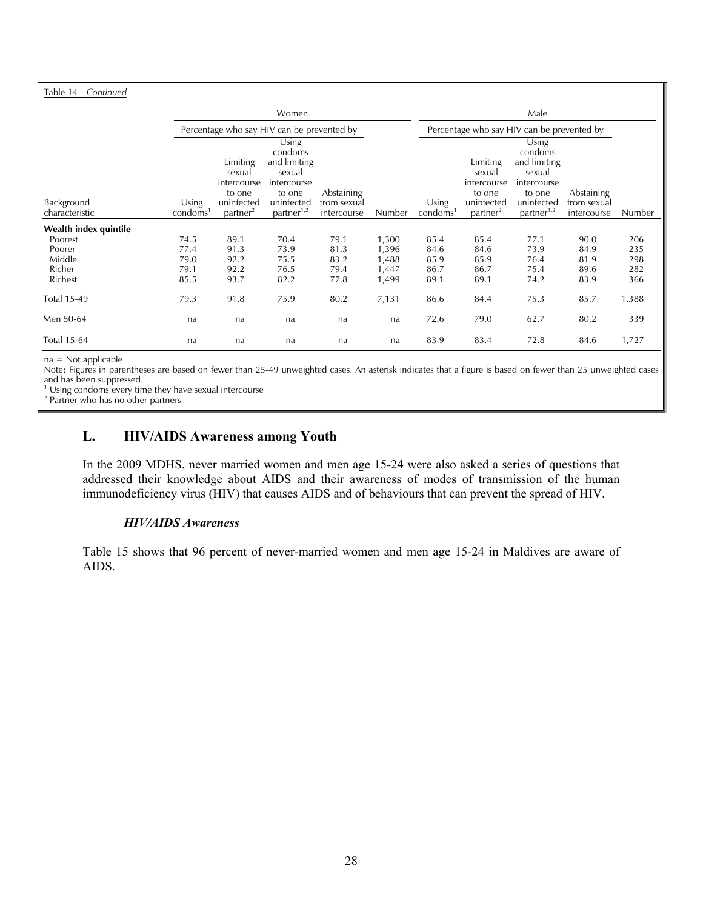Table 14—*Continued*

| Background characteristic | Women: Percentage who say HIV can be prevented by: Using condoms[1] | Limiting sexual intercourse to one uninfected partner[2] | Using condoms and limiting sexual intercourse to one uninfected partner[1,2] | Abstaining from sexual intercourse | Number | Male: Percentage who say HIV can be prevented by: Using condoms[1] | Limiting sexual intercourse to one uninfected partner[2] | Using condoms and limiting sexual intercourse to one uninfected partner[1,2] | Abstaining from sexual intercourse | Number |
|---|---|---|---|---|---|---|---|---|---|---|
| **Wealth index quintile** | | | | | | | | | | |
| Poorest | 74.5 | 89.1 | 70.4 | 79.1 | 1,300 | 85.4 | 85.4 | 77.1 | 90.0 | 206 |
| Poorer | 77.4 | 91.3 | 73.9 | 81.3 | 1,396 | 84.6 | 84.6 | 73.9 | 84.9 | 235 |
| Middle | 79.0 | 92.2 | 75.5 | 83.2 | 1,488 | 85.9 | 85.9 | 76.4 | 81.9 | 298 |
| Richer | 79.1 | 92.2 | 76.5 | 79.4 | 1,447 | 86.7 | 86.7 | 75.4 | 89.6 | 282 |
| Richest | 85.5 | 93.7 | 82.2 | 77.8 | 1,499 | 89.1 | 89.1 | 74.2 | 83.9 | 366 |
| Total 15-49 | 79.3 | 91.8 | 75.9 | 80.2 | 7,131 | 86.6 | 84.4 | 75.3 | 85.7 | 1,388 |
| Men 50-64 | na | na | na | na | na | 72.6 | 79.0 | 62.7 | 80.2 | 339 |
| Total 15-64 | na | na | na | na | na | 83.9 | 83.4 | 72.8 | 84.6 | 1,727 |

na = Not applicable
Note: Figures in parentheses are based on fewer than 25-49 unweighted cases. An asterisk indicates that a figure is based on fewer than 25 unweighted cases and has been suppressed.
[1] Using condoms every time they have sexual intercourse
[2] Partner who has no other partners

## L. HIV/AIDS Awareness among Youth

In the 2009 MDHS, never married women and men age 15-24 were also asked a series of questions that addressed their knowledge about AIDS and their awareness of modes of transmission of the human immunodeficiency virus (HIV) that causes AIDS and of behaviours that can prevent the spread of HIV.

### *HIV/AIDS Awareness*

Table 15 shows that 96 percent of never-married women and men age 15-24 in Maldives are aware of AIDS.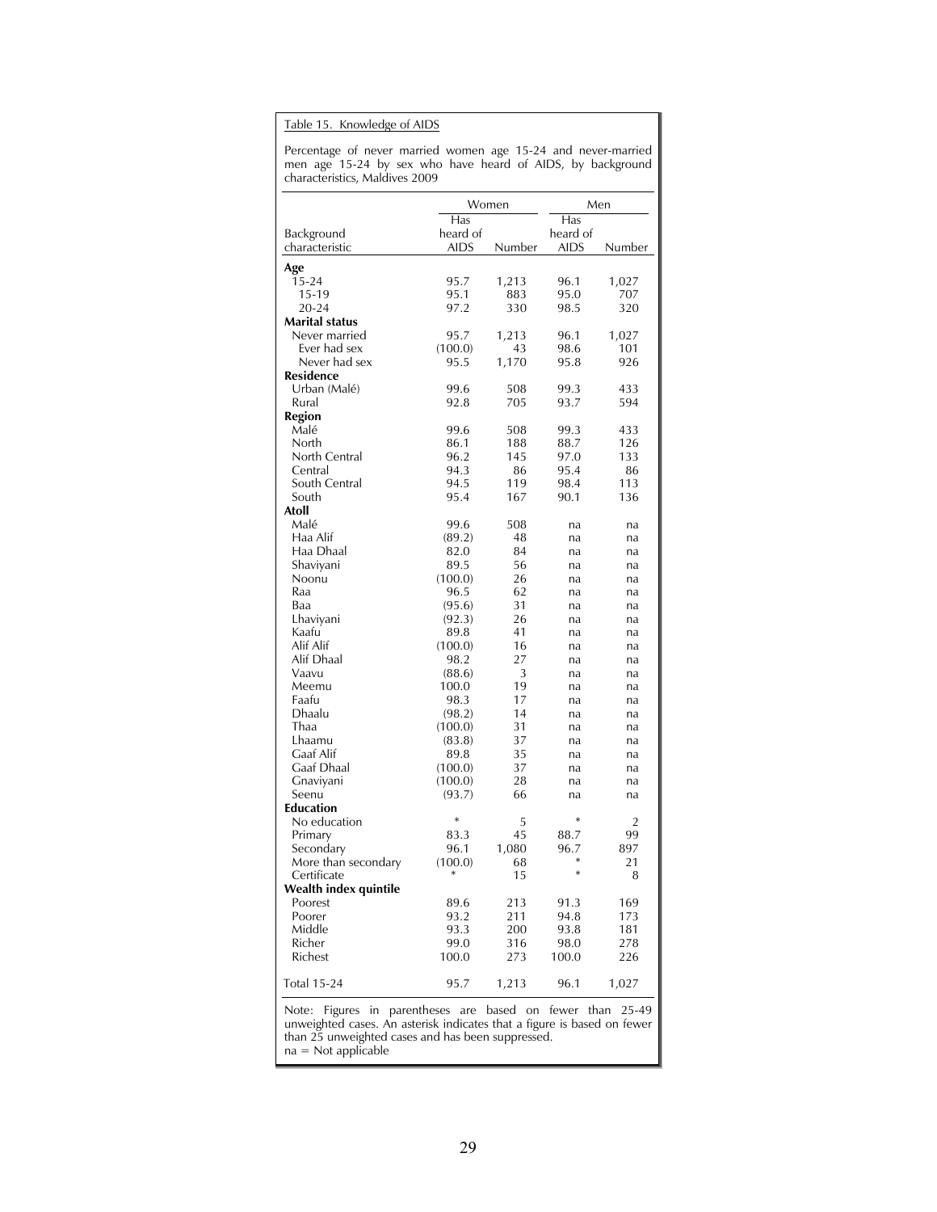Table 15. Knowledge of AIDS

Percentage of never married women age 15-24 and never-married men age 15-24 by sex who have heard of AIDS, by background characteristics, Maldives 2009

| Background characteristic | Women | | Men | |
|---|---|---|---|---|
| | Has heard of AIDS | Number | Has heard of AIDS | Number |
| **Age** | | | | |
| 15-24 | 95.7 | 1,213 | 96.1 | 1,027 |
| 15-19 | 95.1 | 883 | 95.0 | 707 |
| 20-24 | 97.2 | 330 | 98.5 | 320 |
| **Marital status** | | | | |
| Never married | 95.7 | 1,213 | 96.1 | 1,027 |
| Ever had sex | (100.0) | 43 | 98.6 | 101 |
| Never had sex | 95.5 | 1,170 | 95.8 | 926 |
| **Residence** | | | | |
| Urban (Malé) | 99.6 | 508 | 99.3 | 433 |
| Rural | 92.8 | 705 | 93.7 | 594 |
| **Region** | | | | |
| Malé | 99.6 | 508 | 99.3 | 433 |
| North | 86.1 | 188 | 88.7 | 126 |
| North Central | 96.2 | 145 | 97.0 | 133 |
| Central | 94.3 | 86 | 95.4 | 86 |
| South Central | 94.5 | 119 | 98.4 | 113 |
| South | 95.4 | 167 | 90.1 | 136 |
| **Atoll** | | | | |
| Malé | 99.6 | 508 | na | na |
| Haa Alif | (89.2) | 48 | na | na |
| Haa Dhaal | 82.0 | 84 | na | na |
| Shaviyani | 89.5 | 56 | na | na |
| Noonu | (100.0) | 26 | na | na |
| Raa | 96.5 | 62 | na | na |
| Baa | (95.6) | 31 | na | na |
| Lhaviyani | (92.3) | 26 | na | na |
| Kaafu | 89.8 | 41 | na | na |
| Alif Alif | (100.0) | 16 | na | na |
| Alif Dhaal | 98.2 | 27 | na | na |
| Vaavu | (88.6) | 3 | na | na |
| Meemu | 100.0 | 19 | na | na |
| Faafu | 98.3 | 17 | na | na |
| Dhaalu | (98.2) | 14 | na | na |
| Thaa | (100.0) | 31 | na | na |
| Lhaamu | (83.8) | 37 | na | na |
| Gaaf Alif | 89.8 | 35 | na | na |
| Gaaf Dhaal | (100.0) | 37 | na | na |
| Gnaviyani | (100.0) | 28 | na | na |
| Seenu | (93.7) | 66 | na | na |
| **Education** | | | | |
| No education | * | 5 | * | 2 |
| Primary | 83.3 | 45 | 88.7 | 99 |
| Secondary | 96.1 | 1,080 | 96.7 | 897 |
| More than secondary | (100.0) | 68 | * | 21 |
| Certificate | * | 15 | * | 8 |
| **Wealth index quintile** | | | | |
| Poorest | 89.6 | 213 | 91.3 | 169 |
| Poorer | 93.2 | 211 | 94.8 | 173 |
| Middle | 93.3 | 200 | 93.8 | 181 |
| Richer | 99.0 | 316 | 98.0 | 278 |
| Richest | 100.0 | 273 | 100.0 | 226 |
| Total 15-24 | 95.7 | 1,213 | 96.1 | 1,027 |

Note: Figures in parentheses are based on fewer than 25-49 unweighted cases. An asterisk indicates that a figure is based on fewer than 25 unweighted cases and has been suppressed.
na = Not applicable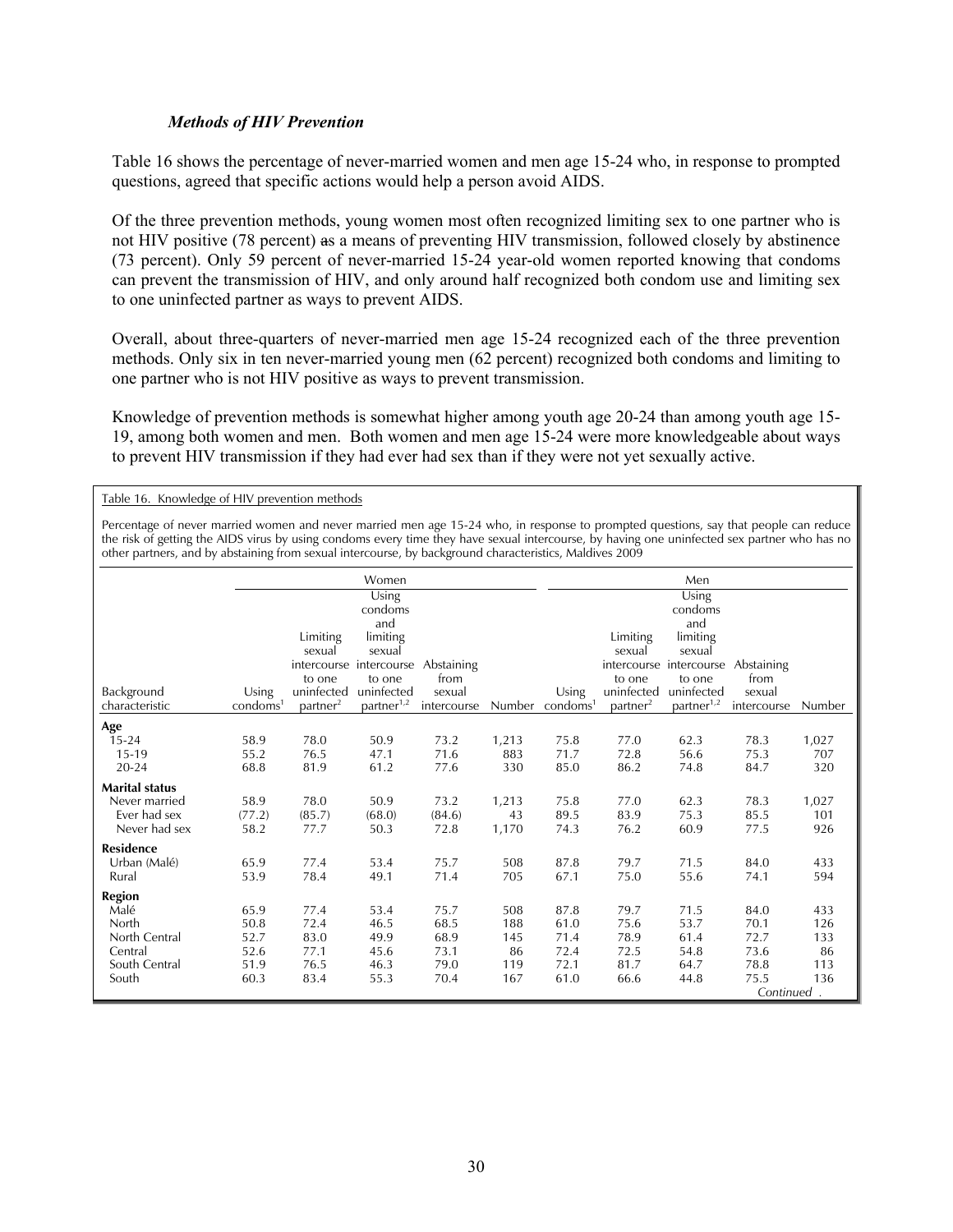### *Methods of HIV Prevention*

Table 16 shows the percentage of never-married women and men age 15-24 who, in response to prompted questions, agreed that specific actions would help a person avoid AIDS.

Of the three prevention methods, young women most often recognized limiting sex to one partner who is not HIV positive (78 percent) as a means of preventing HIV transmission, followed closely by abstinence (73 percent). Only 59 percent of never-married 15-24 year-old women reported knowing that condoms can prevent the transmission of HIV, and only around half recognized both condom use and limiting sex to one uninfected partner as ways to prevent AIDS.

Overall, about three-quarters of never-married men age 15-24 recognized each of the three prevention methods. Only six in ten never-married young men (62 percent) recognized both condoms and limiting to one partner who is not HIV positive as ways to prevent transmission.

Knowledge of prevention methods is somewhat higher among youth age 20-24 than among youth age 15-19, among both women and men. Both women and men age 15-24 were more knowledgeable about ways to prevent HIV transmission if they had ever had sex than if they were not yet sexually active.

Table 16. Knowledge of HIV prevention methods

Percentage of never married women and never married men age 15-24 who, in response to prompted questions, say that people can reduce the risk of getting the AIDS virus by using condoms every time they have sexual intercourse, by having one uninfected sex partner who has no other partners, and by abstaining from sexual intercourse, by background characteristics, Maldives 2009

| Background characteristic | Women | | | | | Men | | | | |
|---|---|---|---|---|---|---|---|---|---|---|
| | Using condoms[1] | Limiting sexual intercourse to one uninfected partner[2] | Using condoms and limiting sexual intercourse to one uninfected partner[1,2] | Abstaining from sexual intercourse | Number | Using condoms[1] | Limiting sexual intercourse to one uninfected partner[2] | Using condoms and limiting sexual intercourse to one uninfected partner[1,2] | Abstaining from sexual intercourse | Number |
| **Age** | | | | | | | | | | |
| 15-24 | 58.9 | 78.0 | 50.9 | 73.2 | 1,213 | 75.8 | 77.0 | 62.3 | 78.3 | 1,027 |
| 15-19 | 55.2 | 76.5 | 47.1 | 71.6 | 883 | 71.7 | 72.8 | 56.6 | 75.3 | 707 |
| 20-24 | 68.8 | 81.9 | 61.2 | 77.6 | 330 | 85.0 | 86.2 | 74.8 | 84.7 | 320 |
| **Marital status** | | | | | | | | | | |
| Never married | 58.9 | 78.0 | 50.9 | 73.2 | 1,213 | 75.8 | 77.0 | 62.3 | 78.3 | 1,027 |
| Ever had sex | (77.2) | (85.7) | (68.0) | (84.6) | 43 | 89.5 | 83.9 | 75.3 | 85.5 | 101 |
| Never had sex | 58.2 | 77.7 | 50.3 | 72.8 | 1,170 | 74.3 | 76.2 | 60.9 | 77.5 | 926 |
| **Residence** | | | | | | | | | | |
| Urban (Malé) | 65.9 | 77.4 | 53.4 | 75.7 | 508 | 87.8 | 79.7 | 71.5 | 84.0 | 433 |
| Rural | 53.9 | 78.4 | 49.1 | 71.4 | 705 | 67.1 | 75.0 | 55.6 | 74.1 | 594 |
| **Region** | | | | | | | | | | |
| Malé | 65.9 | 77.4 | 53.4 | 75.7 | 508 | 87.8 | 79.7 | 71.5 | 84.0 | 433 |
| North | 50.8 | 72.4 | 46.5 | 68.5 | 188 | 61.0 | 75.6 | 53.7 | 70.1 | 126 |
| North Central | 52.7 | 83.0 | 49.9 | 68.9 | 145 | 71.4 | 78.9 | 61.4 | 72.7 | 133 |
| Central | 52.6 | 77.1 | 45.6 | 73.1 | 86 | 72.4 | 72.5 | 54.8 | 73.6 | 86 |
| South Central | 51.9 | 76.5 | 46.3 | 79.0 | 119 | 72.1 | 81.7 | 64.7 | 78.8 | 113 |
| South | 60.3 | 83.4 | 55.3 | 70.4 | 167 | 61.0 | 66.6 | 44.8 | 75.5 | 136 |

*Continued* .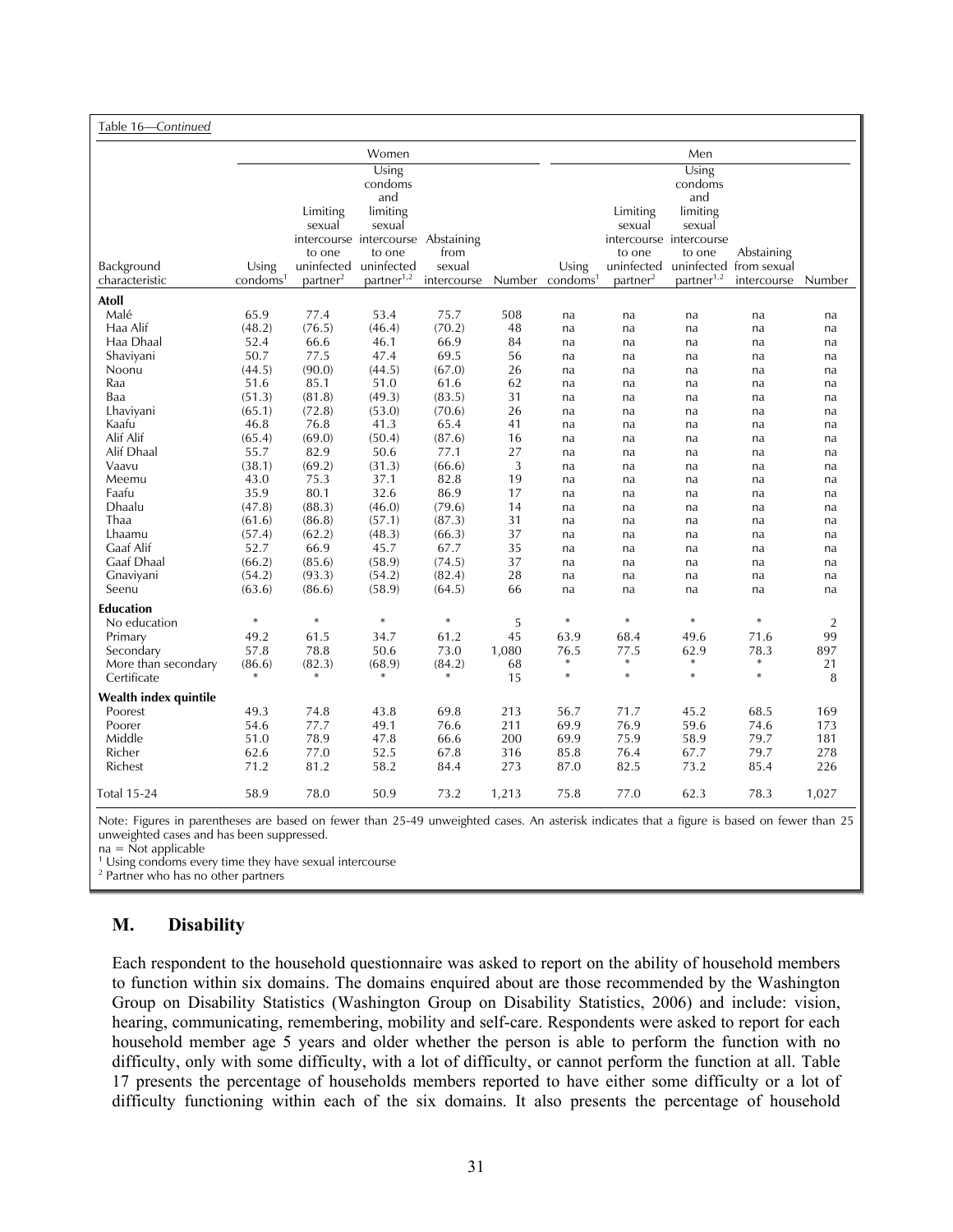Table 16—*Continued*

| Background characteristic | Women | | | | | Men | | | | |
|---|---|---|---|---|---|---|---|---|---|---|
| | Using condoms[1] | Limiting sexual intercourse to one uninfected partner[2] | Using condoms and limiting sexual intercourse to one uninfected partner[1,2] | Abstaining from sexual intercourse | Number | Using condoms[1] | Limiting sexual intercourse to one uninfected partner[2] | Using condoms and limiting sexual intercourse to one uninfected partner[1,2] | Abstaining from sexual intercourse | Number |
| **Atoll** | | | | | | | | | | |
| Malé | 65.9 | 77.4 | 53.4 | 75.7 | 508 | na | na | na | na | na |
| Haa Alif | (48.2) | (76.5) | (46.4) | (70.2) | 48 | na | na | na | na | na |
| Haa Dhaal | 52.4 | 66.6 | 46.1 | 66.9 | 84 | na | na | na | na | na |
| Shaviyani | 50.7 | 77.5 | 47.4 | 69.5 | 56 | na | na | na | na | na |
| Noonu | (44.5) | (90.0) | (44.5) | (67.0) | 26 | na | na | na | na | na |
| Raa | 51.6 | 85.1 | 51.0 | 61.6 | 62 | na | na | na | na | na |
| Baa | (51.3) | (81.8) | (49.3) | (83.5) | 31 | na | na | na | na | na |
| Lhaviyani | (65.1) | (72.8) | (53.0) | (70.6) | 26 | na | na | na | na | na |
| Kaafu | 46.8 | 76.8 | 41.3 | 65.4 | 41 | na | na | na | na | na |
| Alif Alif | (65.4) | (69.0) | (50.4) | (87.6) | 16 | na | na | na | na | na |
| Alif Dhaal | 55.7 | 82.9 | 50.6 | 77.1 | 27 | na | na | na | na | na |
| Vaavu | (38.1) | (69.2) | (31.3) | (66.6) | 3 | na | na | na | na | na |
| Meemu | 43.0 | 75.3 | 37.1 | 82.8 | 19 | na | na | na | na | na |
| Faafu | 35.9 | 80.1 | 32.6 | 86.9 | 17 | na | na | na | na | na |
| Dhaalu | (47.8) | (88.3) | (46.0) | (79.6) | 14 | na | na | na | na | na |
| Thaa | (61.6) | (86.8) | (57.1) | (87.3) | 31 | na | na | na | na | na |
| Lhaamu | (57.4) | (62.2) | (48.3) | (66.3) | 37 | na | na | na | na | na |
| Gaaf Alif | 52.7 | 66.9 | 45.7 | 67.7 | 35 | na | na | na | na | na |
| Gaaf Dhaal | (66.2) | (85.6) | (58.9) | (74.5) | 37 | na | na | na | na | na |
| Gnaviyani | (54.2) | (93.3) | (54.2) | (82.4) | 28 | na | na | na | na | na |
| Seenu | (63.6) | (86.6) | (58.9) | (64.5) | 66 | na | na | na | na | na |
| **Education** | | | | | | | | | | |
| No education | * | * | * | * | 5 | * | * | * | * | 2 |
| Primary | 49.2 | 61.5 | 34.7 | 61.2 | 45 | 63.9 | 68.4 | 49.6 | 71.6 | 99 |
| Secondary | 57.8 | 78.8 | 50.6 | 73.0 | 1,080 | 76.5 | 77.5 | 62.9 | 78.3 | 897 |
| More than secondary | (86.6) | (82.3) | (68.9) | (84.2) | 68 | * | * | * | * | 21 |
| Certificate | * | * | * | * | 15 | * | * | * | * | 8 |
| **Wealth index quintile** | | | | | | | | | | |
| Poorest | 49.3 | 74.8 | 43.8 | 69.8 | 213 | 56.7 | 71.7 | 45.2 | 68.5 | 169 |
| Poorer | 54.6 | 77.7 | 49.1 | 76.6 | 211 | 69.9 | 76.9 | 59.6 | 74.6 | 173 |
| Middle | 51.0 | 78.9 | 47.8 | 66.6 | 200 | 69.9 | 75.9 | 58.9 | 79.7 | 181 |
| Richer | 62.6 | 77.0 | 52.5 | 67.8 | 316 | 85.8 | 76.4 | 67.7 | 79.7 | 278 |
| Richest | 71.2 | 81.2 | 58.2 | 84.4 | 273 | 87.0 | 82.5 | 73.2 | 85.4 | 226 |
| Total 15-24 | 58.9 | 78.0 | 50.9 | 73.2 | 1,213 | 75.8 | 77.0 | 62.3 | 78.3 | 1,027 |

Note: Figures in parentheses are based on fewer than 25-49 unweighted cases. An asterisk indicates that a figure is based on fewer than 25 unweighted cases and has been suppressed.
na = Not applicable
[1] Using condoms every time they have sexual intercourse
[2] Partner who has no other partners

## M. Disability

Each respondent to the household questionnaire was asked to report on the ability of household members to function within six domains. The domains enquired about are those recommended by the Washington Group on Disability Statistics (Washington Group on Disability Statistics, 2006) and include: vision, hearing, communicating, remembering, mobility and self-care. Respondents were asked to report for each household member age 5 years and older whether the person is able to perform the function with no difficulty, only with some difficulty, with a lot of difficulty, or cannot perform the function at all. Table 17 presents the percentage of households members reported to have either some difficulty or a lot of difficulty functioning within each of the six domains. It also presents the percentage of household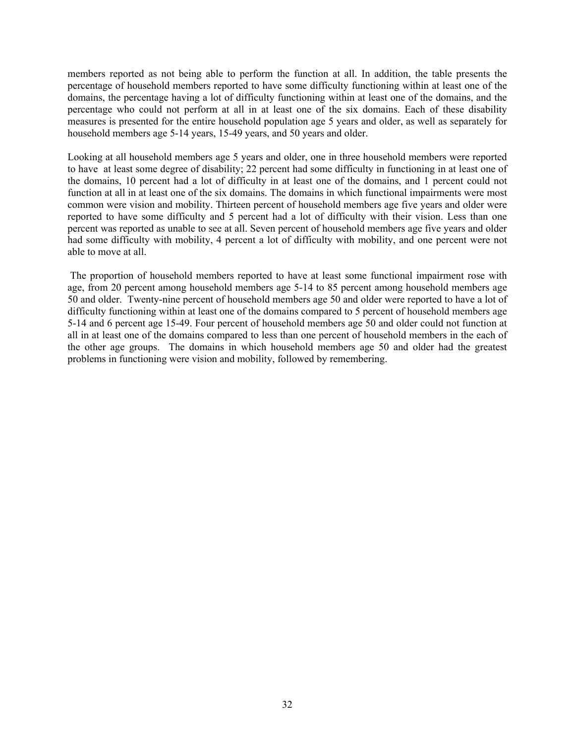members reported as not being able to perform the function at all. In addition, the table presents the percentage of household members reported to have some difficulty functioning within at least one of the domains, the percentage having a lot of difficulty functioning within at least one of the domains, and the percentage who could not perform at all in at least one of the six domains. Each of these disability measures is presented for the entire household population age 5 years and older, as well as separately for household members age 5-14 years, 15-49 years, and 50 years and older.

Looking at all household members age 5 years and older, one in three household members were reported to have at least some degree of disability; 22 percent had some difficulty in functioning in at least one of the domains, 10 percent had a lot of difficulty in at least one of the domains, and 1 percent could not function at all in at least one of the six domains. The domains in which functional impairments were most common were vision and mobility. Thirteen percent of household members age five years and older were reported to have some difficulty and 5 percent had a lot of difficulty with their vision. Less than one percent was reported as unable to see at all. Seven percent of household members age five years and older had some difficulty with mobility, 4 percent a lot of difficulty with mobility, and one percent were not able to move at all.

The proportion of household members reported to have at least some functional impairment rose with age, from 20 percent among household members age 5-14 to 85 percent among household members age 50 and older. Twenty-nine percent of household members age 50 and older were reported to have a lot of difficulty functioning within at least one of the domains compared to 5 percent of household members age 5-14 and 6 percent age 15-49. Four percent of household members age 50 and older could not function at all in at least one of the domains compared to less than one percent of household members in the each of the other age groups. The domains in which household members age 50 and older had the greatest problems in functioning were vision and mobility, followed by remembering.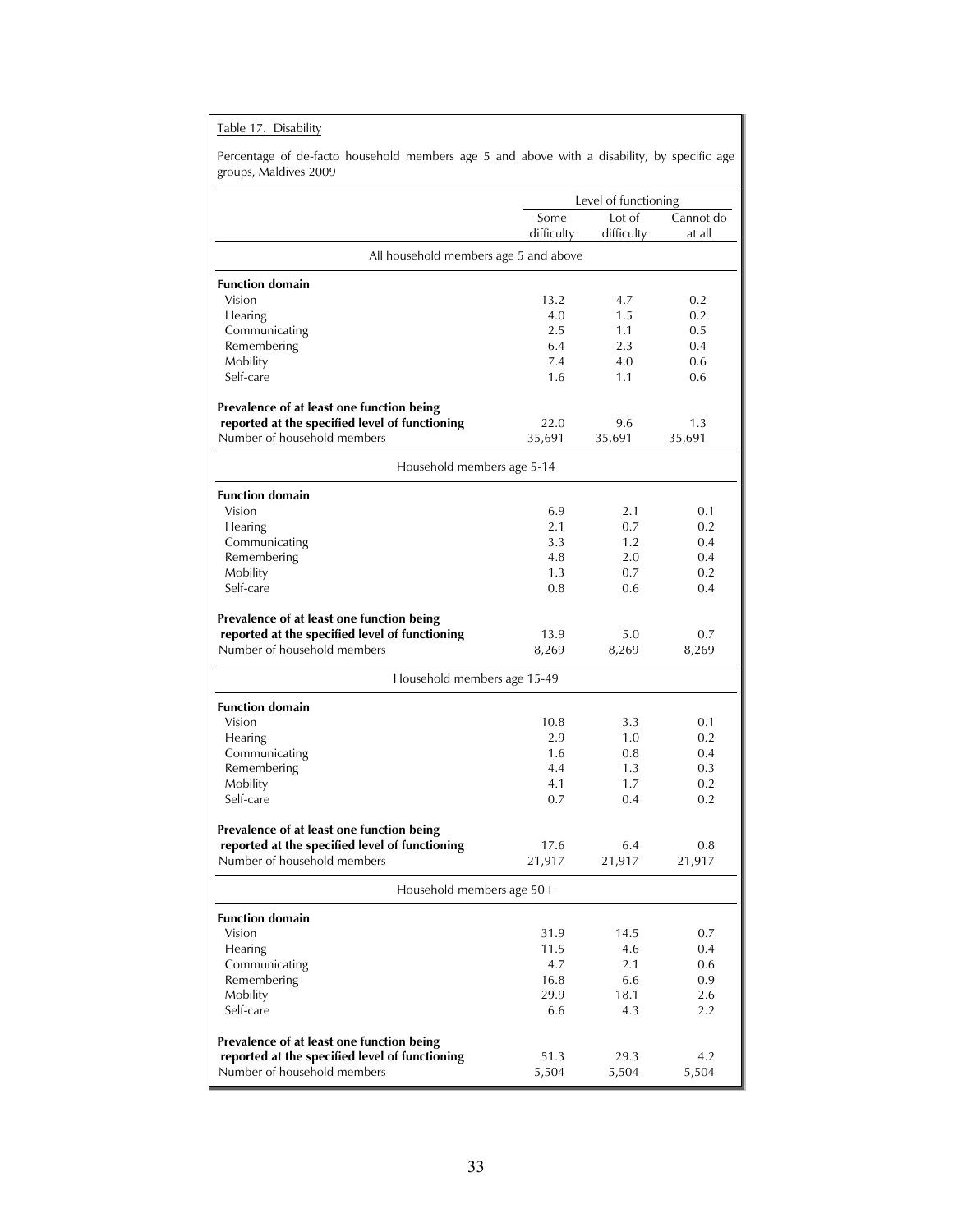Table 17. Disability

Percentage of de-facto household members age 5 and above with a disability, by specific age groups, Maldives 2009

| | Level of functioning | | |
|---|---|---|---|
| | Some difficulty | Lot of difficulty | Cannot do at all |
| **All household members age 5 and above** | | | |
| **Function domain** | | | |
| Vision | 13.2 | 4.7 | 0.2 |
| Hearing | 4.0 | 1.5 | 0.2 |
| Communicating | 2.5 | 1.1 | 0.5 |
| Remembering | 6.4 | 2.3 | 0.4 |
| Mobility | 7.4 | 4.0 | 0.6 |
| Self-care | 1.6 | 1.1 | 0.6 |
| **Prevalence of at least one function being reported at the specified level of functioning** | 22.0 | 9.6 | 1.3 |
| Number of household members | 35,691 | 35,691 | 35,691 |
| **Household members age 5-14** | | | |
| **Function domain** | | | |
| Vision | 6.9 | 2.1 | 0.1 |
| Hearing | 2.1 | 0.7 | 0.2 |
| Communicating | 3.3 | 1.2 | 0.4 |
| Remembering | 4.8 | 2.0 | 0.4 |
| Mobility | 1.3 | 0.7 | 0.2 |
| Self-care | 0.8 | 0.6 | 0.4 |
| **Prevalence of at least one function being reported at the specified level of functioning** | 13.9 | 5.0 | 0.7 |
| Number of household members | 8,269 | 8,269 | 8,269 |
| **Household members age 15-49** | | | |
| **Function domain** | | | |
| Vision | 10.8 | 3.3 | 0.1 |
| Hearing | 2.9 | 1.0 | 0.2 |
| Communicating | 1.6 | 0.8 | 0.4 |
| Remembering | 4.4 | 1.3 | 0.3 |
| Mobility | 4.1 | 1.7 | 0.2 |
| Self-care | 0.7 | 0.4 | 0.2 |
| **Prevalence of at least one function being reported at the specified level of functioning** | 17.6 | 6.4 | 0.8 |
| Number of household members | 21,917 | 21,917 | 21,917 |
| **Household members age 50+** | | | |
| **Function domain** | | | |
| Vision | 31.9 | 14.5 | 0.7 |
| Hearing | 11.5 | 4.6 | 0.4 |
| Communicating | 4.7 | 2.1 | 0.6 |
| Remembering | 16.8 | 6.6 | 0.9 |
| Mobility | 29.9 | 18.1 | 2.6 |
| Self-care | 6.6 | 4.3 | 2.2 |
| **Prevalence of at least one function being reported at the specified level of functioning** | 51.3 | 29.3 | 4.2 |
| Number of household members | 5,504 | 5,504 | 5,504 |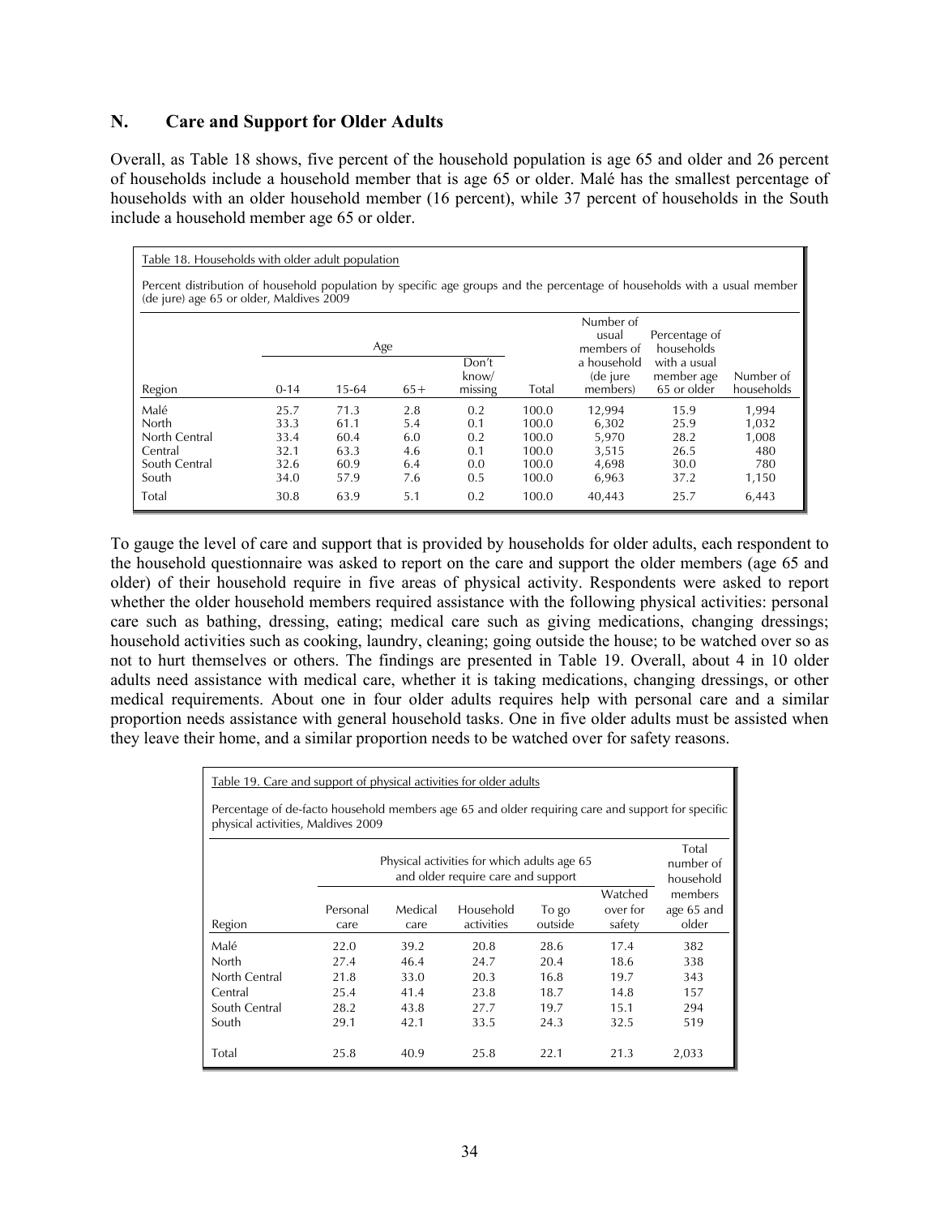## N. Care and Support for Older Adults

Overall, as Table 18 shows, five percent of the household population is age 65 and older and 26 percent of households include a household member that is age 65 or older. Malé has the smallest percentage of households with an older household member (16 percent), while 37 percent of households in the South include a household member age 65 or older.

Table 18. Households with older adult population

Percent distribution of household population by specific age groups and the percentage of households with a usual member (de jure) age 65 or older, Maldives 2009

| Region | Age | | | | | Number of usual members of a household (de jure members) | Percentage of households with a usual member age 65 or older | Number of households |
|---|---|---|---|---|---|---|---|---|
| | 0-14 | 15-64 | 65+ | Don't know/ missing | Total | | | |
| Malé | 25.7 | 71.3 | 2.8 | 0.2 | 100.0 | 12,994 | 15.9 | 1,994 |
| North | 33.3 | 61.1 | 5.4 | 0.1 | 100.0 | 6,302 | 25.9 | 1,032 |
| North Central | 33.4 | 60.4 | 6.0 | 0.2 | 100.0 | 5,970 | 28.2 | 1,008 |
| Central | 32.1 | 63.3 | 4.6 | 0.1 | 100.0 | 3,515 | 26.5 | 480 |
| South Central | 32.6 | 60.9 | 6.4 | 0.0 | 100.0 | 4,698 | 30.0 | 780 |
| South | 34.0 | 57.9 | 7.6 | 0.5 | 100.0 | 6,963 | 37.2 | 1,150 |
| Total | 30.8 | 63.9 | 5.1 | 0.2 | 100.0 | 40,443 | 25.7 | 6,443 |

To gauge the level of care and support that is provided by households for older adults, each respondent to the household questionnaire was asked to report on the care and support the older members (age 65 and older) of their household require in five areas of physical activity. Respondents were asked to report whether the older household members required assistance with the following physical activities: personal care such as bathing, dressing, eating; medical care such as giving medications, changing dressings; household activities such as cooking, laundry, cleaning; going outside the house; to be watched over so as not to hurt themselves or others. The findings are presented in Table 19. Overall, about 4 in 10 older adults need assistance with medical care, whether it is taking medications, changing dressings, or other medical requirements. About one in four older adults requires help with personal care and a similar proportion needs assistance with general household tasks. One in five older adults must be assisted when they leave their home, and a similar proportion needs to be watched over for safety reasons.

Table 19. Care and support of physical activities for older adults

Percentage of de-facto household members age 65 and older requiring care and support for specific physical activities, Maldives 2009

| Region | Physical activities for which adults age 65 and older require care and support | | | | | Total number of household members age 65 and older |
|---|---|---|---|---|---|---|
| | Personal care | Medical care | Household activities | To go outside | Watched over for safety | |
| Malé | 22.0 | 39.2 | 20.8 | 28.6 | 17.4 | 382 |
| North | 27.4 | 46.4 | 24.7 | 20.4 | 18.6 | 338 |
| North Central | 21.8 | 33.0 | 20.3 | 16.8 | 19.7 | 343 |
| Central | 25.4 | 41.4 | 23.8 | 18.7 | 14.8 | 157 |
| South Central | 28.2 | 43.8 | 27.7 | 19.7 | 15.1 | 294 |
| South | 29.1 | 42.1 | 33.5 | 24.3 | 32.5 | 519 |
| Total | 25.8 | 40.9 | 25.8 | 22.1 | 21.3 | 2,033 |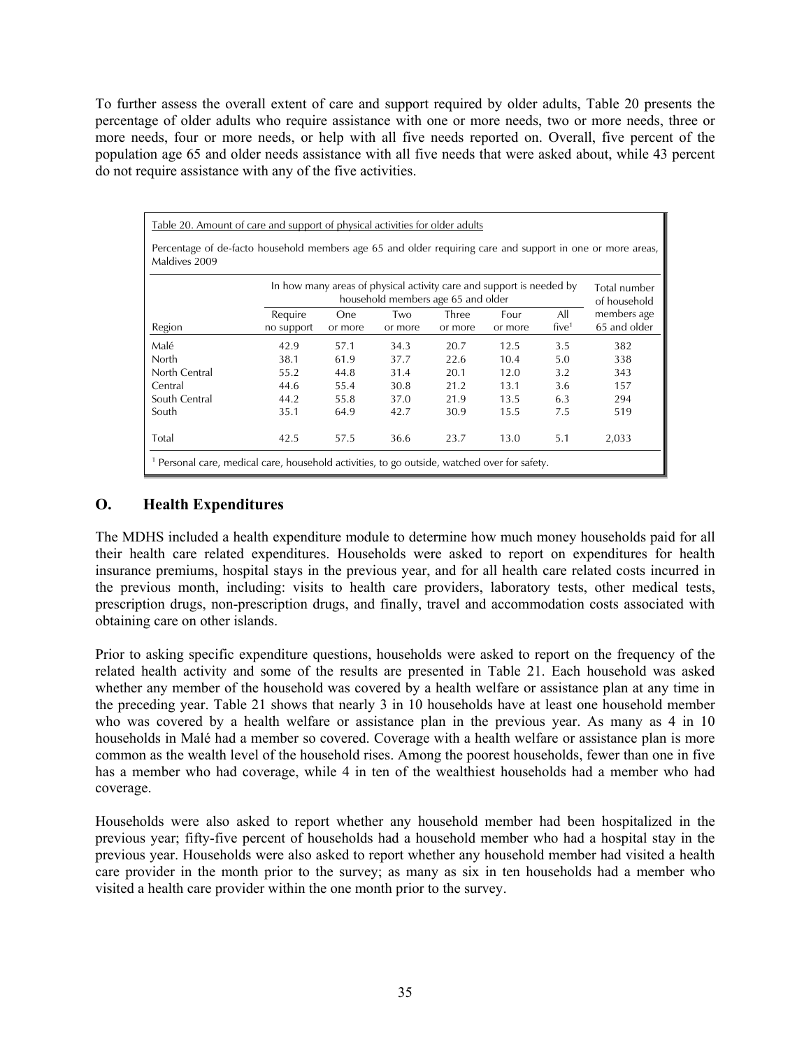To further assess the overall extent of care and support required by older adults, Table 20 presents the percentage of older adults who require assistance with one or more needs, two or more needs, three or more needs, four or more needs, or help with all five needs reported on. Overall, five percent of the population age 65 and older needs assistance with all five needs that were asked about, while 43 percent do not require assistance with any of the five activities.

Table 20. Amount of care and support of physical activities for older adults

Percentage of de-facto household members age 65 and older requiring care and support in one or more areas, Maldives 2009

| Region | In how many areas of physical activity care and support is needed by household members age 65 and older | | | | | | Total number of household members age 65 and older |
|---|---|---|---|---|---|---|---|
| | Require no support | One or more | Two or more | Three or more | Four or more | All five[1] | |
| Malé | 42.9 | 57.1 | 34.3 | 20.7 | 12.5 | 3.5 | 382 |
| North | 38.1 | 61.9 | 37.7 | 22.6 | 10.4 | 5.0 | 338 |
| North Central | 55.2 | 44.8 | 31.4 | 20.1 | 12.0 | 3.2 | 343 |
| Central | 44.6 | 55.4 | 30.8 | 21.2 | 13.1 | 3.6 | 157 |
| South Central | 44.2 | 55.8 | 37.0 | 21.9 | 13.5 | 6.3 | 294 |
| South | 35.1 | 64.9 | 42.7 | 30.9 | 15.5 | 7.5 | 519 |
| Total | 42.5 | 57.5 | 36.6 | 23.7 | 13.0 | 5.1 | 2,033 |

[1] Personal care, medical care, household activities, to go outside, watched over for safety.

## O. Health Expenditures

The MDHS included a health expenditure module to determine how much money households paid for all their health care related expenditures. Households were asked to report on expenditures for health insurance premiums, hospital stays in the previous year, and for all health care related costs incurred in the previous month, including: visits to health care providers, laboratory tests, other medical tests, prescription drugs, non-prescription drugs, and finally, travel and accommodation costs associated with obtaining care on other islands.

Prior to asking specific expenditure questions, households were asked to report on the frequency of the related health activity and some of the results are presented in Table 21. Each household was asked whether any member of the household was covered by a health welfare or assistance plan at any time in the preceding year. Table 21 shows that nearly 3 in 10 households have at least one household member who was covered by a health welfare or assistance plan in the previous year. As many as 4 in 10 households in Malé had a member so covered. Coverage with a health welfare or assistance plan is more common as the wealth level of the household rises. Among the poorest households, fewer than one in five has a member who had coverage, while 4 in ten of the wealthiest households had a member who had coverage.

Households were also asked to report whether any household member had been hospitalized in the previous year; fifty-five percent of households had a household member who had a hospital stay in the previous year. Households were also asked to report whether any household member had visited a health care provider in the month prior to the survey; as many as six in ten households had a member who visited a health care provider within the one month prior to the survey.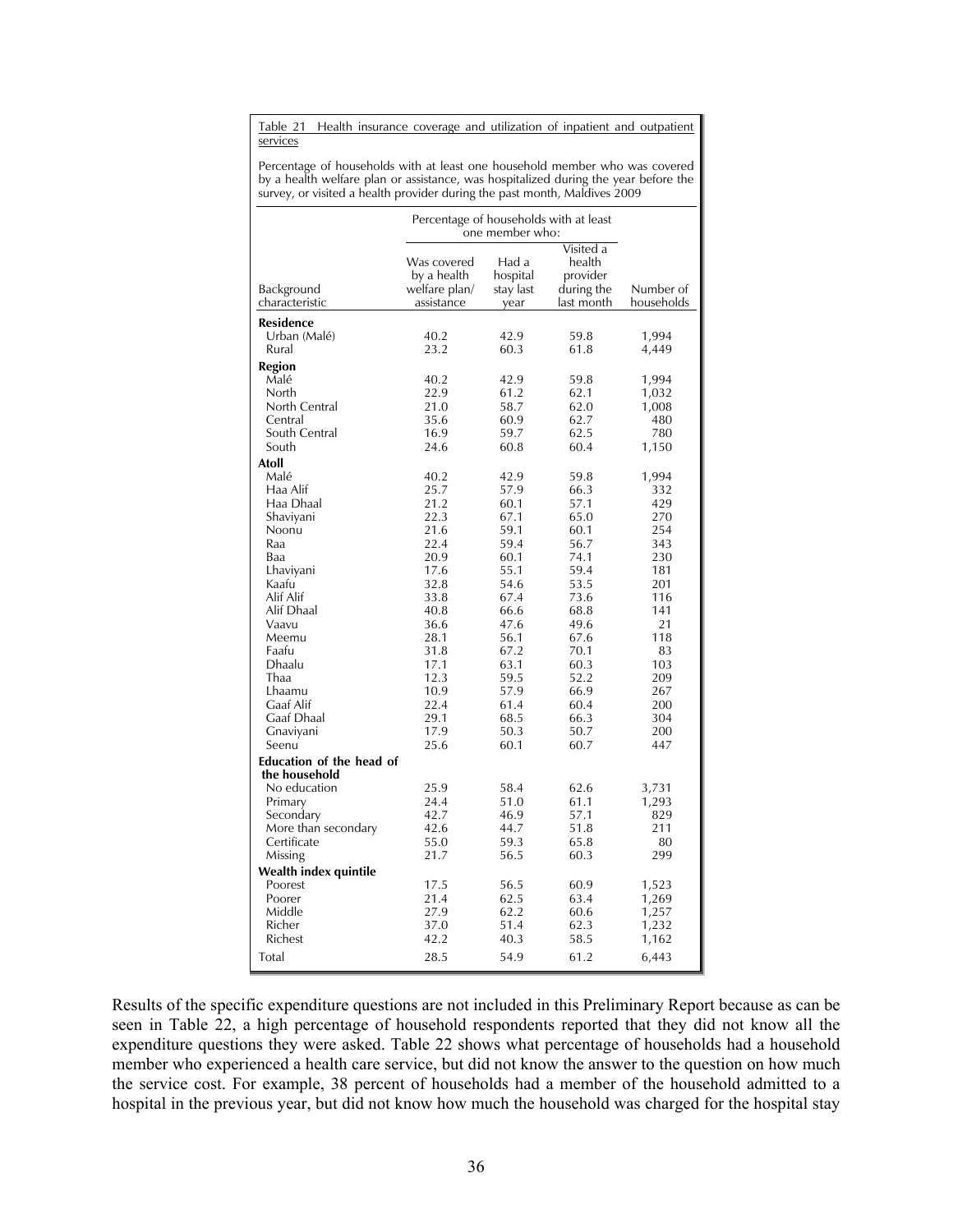Table 21 Health insurance coverage and utilization of inpatient and outpatient services

Percentage of households with at least one household member who was covered by a health welfare plan or assistance, was hospitalized during the year before the survey, or visited a health provider during the past month, Maldives 2009

| Background characteristic | Percentage of households with at least one member who: Was covered by a health welfare plan/ assistance | Had a hospital stay last year | Visited a health provider during the last month | Number of households |
|---|---|---|---|---|
| **Residence** | | | | |
| Urban (Malé) | 40.2 | 42.9 | 59.8 | 1,994 |
| Rural | 23.2 | 60.3 | 61.8 | 4,449 |
| **Region** | | | | |
| Malé | 40.2 | 42.9 | 59.8 | 1,994 |
| North | 22.9 | 61.2 | 62.1 | 1,032 |
| North Central | 21.0 | 58.7 | 62.0 | 1,008 |
| Central | 35.6 | 60.9 | 62.7 | 480 |
| South Central | 16.9 | 59.7 | 62.5 | 780 |
| South | 24.6 | 60.8 | 60.4 | 1,150 |
| **Atoll** | | | | |
| Malé | 40.2 | 42.9 | 59.8 | 1,994 |
| Haa Alif | 25.7 | 57.9 | 66.3 | 332 |
| Haa Dhaal | 21.2 | 60.1 | 57.1 | 429 |
| Shaviyani | 22.3 | 67.1 | 65.0 | 270 |
| Noonu | 21.6 | 59.1 | 60.1 | 254 |
| Raa | 22.4 | 59.4 | 56.7 | 343 |
| Baa | 20.9 | 60.1 | 74.1 | 230 |
| Lhaviyani | 17.6 | 55.1 | 59.4 | 181 |
| Kaafu | 32.8 | 54.6 | 53.5 | 201 |
| Alif Alif | 33.8 | 67.4 | 73.6 | 116 |
| Alif Dhaal | 40.8 | 66.6 | 68.8 | 141 |
| Vaavu | 36.6 | 47.6 | 49.6 | 21 |
| Meemu | 28.1 | 56.1 | 67.6 | 118 |
| Faafu | 31.8 | 67.2 | 70.1 | 83 |
| Dhaalu | 17.1 | 63.1 | 60.3 | 103 |
| Thaa | 12.3 | 59.5 | 52.2 | 209 |
| Lhaamu | 10.9 | 57.9 | 66.9 | 267 |
| Gaaf Alif | 22.4 | 61.4 | 60.4 | 200 |
| Gaaf Dhaal | 29.1 | 68.5 | 66.3 | 304 |
| Gnaviyani | 17.9 | 50.3 | 50.7 | 200 |
| Seenu | 25.6 | 60.1 | 60.7 | 447 |
| **Education of the head of the household** | | | | |
| No education | 25.9 | 58.4 | 62.6 | 3,731 |
| Primary | 24.4 | 51.0 | 61.1 | 1,293 |
| Secondary | 42.7 | 46.9 | 57.1 | 829 |
| More than secondary | 42.6 | 44.7 | 51.8 | 211 |
| Certificate | 55.0 | 59.3 | 65.8 | 80 |
| Missing | 21.7 | 56.5 | 60.3 | 299 |
| **Wealth index quintile** | | | | |
| Poorest | 17.5 | 56.5 | 60.9 | 1,523 |
| Poorer | 21.4 | 62.5 | 63.4 | 1,269 |
| Middle | 27.9 | 62.2 | 60.6 | 1,257 |
| Richer | 37.0 | 51.4 | 62.3 | 1,232 |
| Richest | 42.2 | 40.3 | 58.5 | 1,162 |
| Total | 28.5 | 54.9 | 61.2 | 6,443 |

Results of the specific expenditure questions are not included in this Preliminary Report because as can be seen in Table 22, a high percentage of household respondents reported that they did not know all the expenditure questions they were asked. Table 22 shows what percentage of households had a household member who experienced a health care service, but did not know the answer to the question on how much the service cost. For example, 38 percent of households had a member of the household admitted to a hospital in the previous year, but did not know how much the household was charged for the hospital stay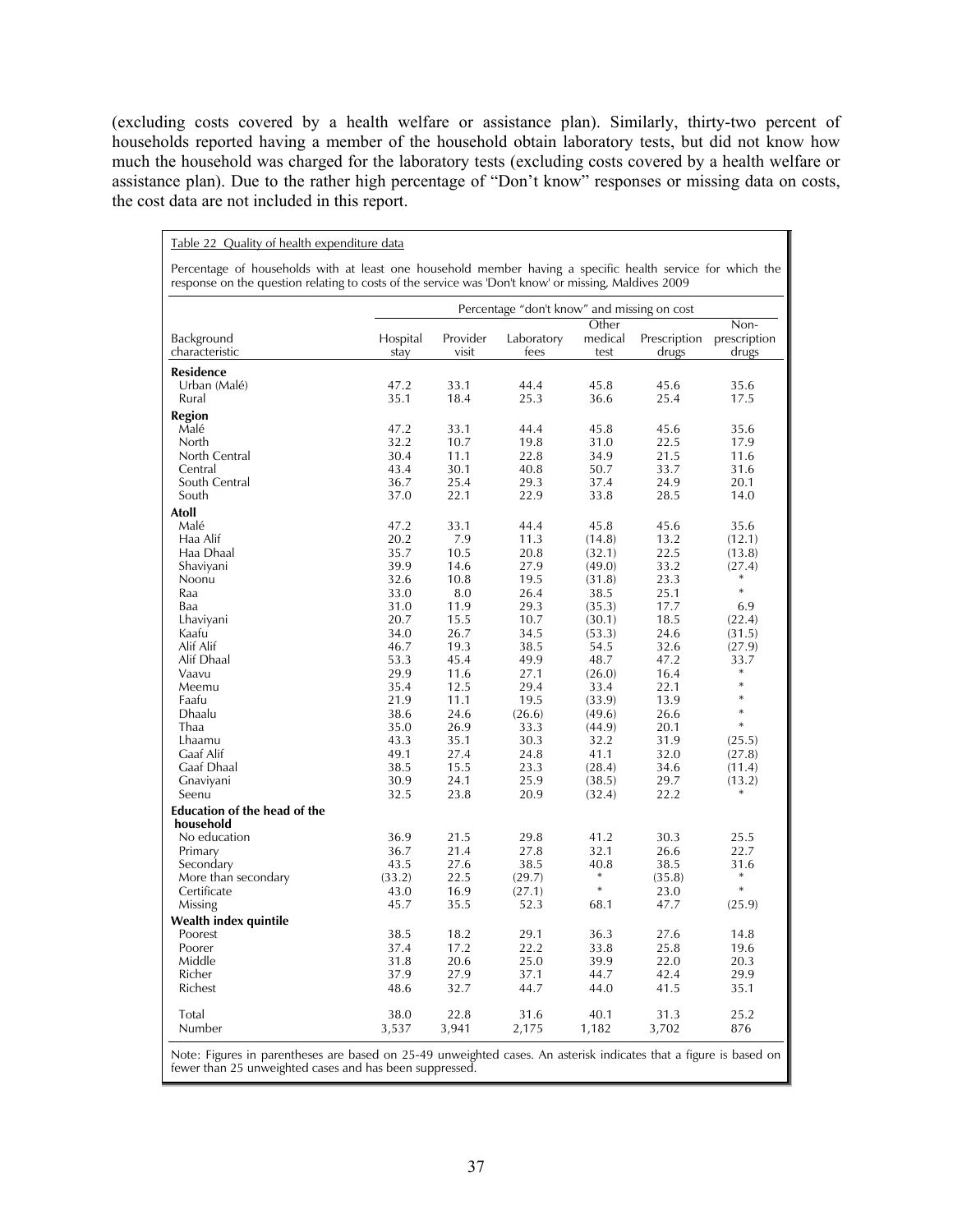(excluding costs covered by a health welfare or assistance plan). Similarly, thirty-two percent of households reported having a member of the household obtain laboratory tests, but did not know how much the household was charged for the laboratory tests (excluding costs covered by a health welfare or assistance plan). Due to the rather high percentage of "Don't know" responses or missing data on costs, the cost data are not included in this report.

Table 22 Quality of health expenditure data

Percentage of households with at least one household member having a specific health service for which the response on the question relating to costs of the service was 'Don't know' or missing, Maldives 2009

| Background characteristic | Percentage "don't know" and missing on cost | | | | | |
|---|---|---|---|---|---|---|
| | Hospital stay | Provider visit | Laboratory fees | Other medical test | Prescription drugs | Non-prescription drugs |
| **Residence** | | | | | | |
| Urban (Malé) | 47.2 | 33.1 | 44.4 | 45.8 | 45.6 | 35.6 |
| Rural | 35.1 | 18.4 | 25.3 | 36.6 | 25.4 | 17.5 |
| **Region** | | | | | | |
| Malé | 47.2 | 33.1 | 44.4 | 45.8 | 45.6 | 35.6 |
| North | 32.2 | 10.7 | 19.8 | 31.0 | 22.5 | 17.9 |
| North Central | 30.4 | 11.1 | 22.8 | 34.9 | 21.5 | 11.6 |
| Central | 43.4 | 30.1 | 40.8 | 50.7 | 33.7 | 31.6 |
| South Central | 36.7 | 25.4 | 29.3 | 37.4 | 24.9 | 20.1 |
| South | 37.0 | 22.1 | 22.9 | 33.8 | 28.5 | 14.0 |
| **Atoll** | | | | | | |
| Malé | 47.2 | 33.1 | 44.4 | 45.8 | 45.6 | 35.6 |
| Haa Alif | 20.2 | 7.9 | 11.3 | (14.8) | 13.2 | (12.1) |
| Haa Dhaal | 35.7 | 10.5 | 20.8 | (32.1) | 22.5 | (13.8) |
| Shaviyani | 39.9 | 14.6 | 27.9 | (49.0) | 33.2 | (27.4) |
| Noonu | 32.6 | 10.8 | 19.5 | (31.8) | 23.3 | * |
| Raa | 33.0 | 8.0 | 26.4 | 38.5 | 25.1 | * |
| Baa | 31.0 | 11.9 | 29.3 | (35.3) | 17.7 | 6.9 |
| Lhaviyani | 20.7 | 15.5 | 10.7 | (30.1) | 18.5 | (22.4) |
| Kaafu | 34.0 | 26.7 | 34.5 | (53.3) | 24.6 | (31.5) |
| Alif Alif | 46.7 | 19.3 | 38.5 | 54.5 | 32.6 | (27.9) |
| Alif Dhaal | 53.3 | 45.4 | 49.9 | 48.7 | 47.2 | 33.7 |
| Vaavu | 29.9 | 11.6 | 27.1 | (26.0) | 16.4 | * |
| Meemu | 35.4 | 12.5 | 29.4 | 33.4 | 22.1 | * |
| Faafu | 21.9 | 11.1 | 19.5 | (33.9) | 13.9 | * |
| Dhaalu | 38.6 | 24.6 | (26.6) | (49.6) | 26.6 | * |
| Thaa | 35.0 | 26.9 | 33.3 | (44.9) | 20.1 | * |
| Lhaamu | 43.3 | 35.1 | 30.3 | 32.2 | 31.9 | (25.5) |
| Gaaf Alif | 49.1 | 27.4 | 24.8 | 41.1 | 32.0 | (27.8) |
| Gaaf Dhaal | 38.5 | 15.5 | 23.3 | (28.4) | 34.6 | (11.4) |
| Gnaviyani | 30.9 | 24.1 | 25.9 | (38.5) | 29.7 | (13.2) |
| Seenu | 32.5 | 23.8 | 20.9 | (32.4) | 22.2 | * |
| **Education of the head of the household** | | | | | | |
| No education | 36.9 | 21.5 | 29.8 | 41.2 | 30.3 | 25.5 |
| Primary | 36.7 | 21.4 | 27.8 | 32.1 | 26.6 | 22.7 |
| Secondary | 43.5 | 27.6 | 38.5 | 40.8 | 38.5 | 31.6 |
| More than secondary | (33.2) | 22.5 | (29.7) | * | (35.8) | * |
| Certificate | 43.0 | 16.9 | (27.1) | * | 23.0 | * |
| Missing | 45.7 | 35.5 | 52.3 | 68.1 | 47.7 | (25.9) |
| **Wealth index quintile** | | | | | | |
| Poorest | 38.5 | 18.2 | 29.1 | 36.3 | 27.6 | 14.8 |
| Poorer | 37.4 | 17.2 | 22.2 | 33.8 | 25.8 | 19.6 |
| Middle | 31.8 | 20.6 | 25.0 | 39.9 | 22.0 | 20.3 |
| Richer | 37.9 | 27.9 | 37.1 | 44.7 | 42.4 | 29.9 |
| Richest | 48.6 | 32.7 | 44.7 | 44.0 | 41.5 | 35.1 |
| Total | 38.0 | 22.8 | 31.6 | 40.1 | 31.3 | 25.2 |
| Number | 3,537 | 3,941 | 2,175 | 1,182 | 3,702 | 876 |

Note: Figures in parentheses are based on 25-49 unweighted cases. An asterisk indicates that a figure is based on fewer than 25 unweighted cases and has been suppressed.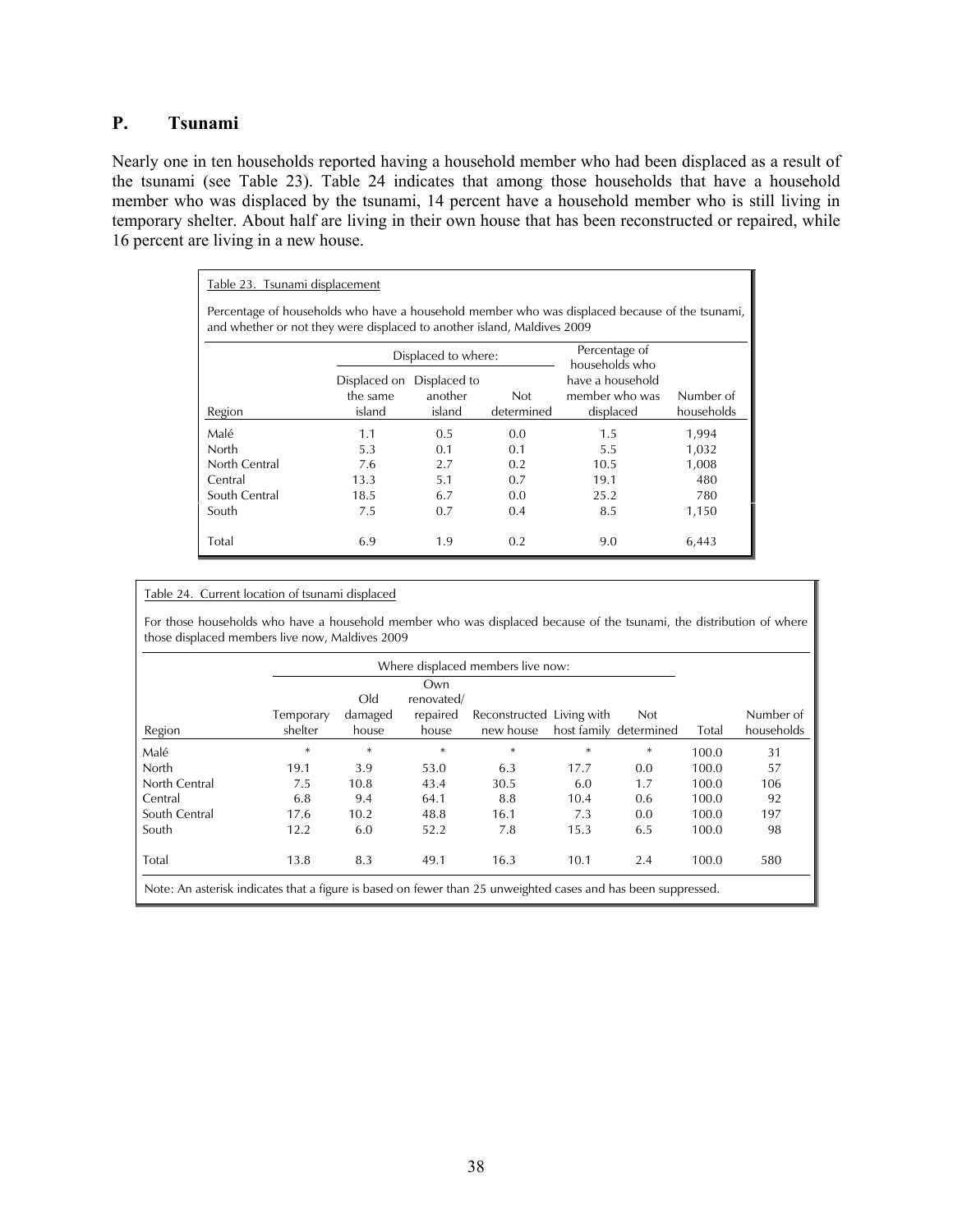## P. Tsunami

Nearly one in ten households reported having a household member who had been displaced as a result of the tsunami (see Table 23). Table 24 indicates that among those households that have a household member who was displaced by the tsunami, 14 percent have a household member who is still living in temporary shelter. About half are living in their own house that has been reconstructed or repaired, while 16 percent are living in a new house.

Table 23. Tsunami displacement

Percentage of households who have a household member who was displaced because of the tsunami, and whether or not they were displaced to another island, Maldives 2009

| Region | Displaced to where: | | | Percentage of households who have a household member who was displaced | Number of households |
|---|---|---|---|---|---|
| | Displaced on the same island | Displaced to another island | Not determined | | |
| Malé | 1.1 | 0.5 | 0.0 | 1.5 | 1,994 |
| North | 5.3 | 0.1 | 0.1 | 5.5 | 1,032 |
| North Central | 7.6 | 2.7 | 0.2 | 10.5 | 1,008 |
| Central | 13.3 | 5.1 | 0.7 | 19.1 | 480 |
| South Central | 18.5 | 6.7 | 0.0 | 25.2 | 780 |
| South | 7.5 | 0.7 | 0.4 | 8.5 | 1,150 |
| Total | 6.9 | 1.9 | 0.2 | 9.0 | 6,443 |

Table 24. Current location of tsunami displaced

For those households who have a household member who was displaced because of the tsunami, the distribution of where those displaced members live now, Maldives 2009

| Region | Where displaced members live now: | | | | | | Total | Number of households |
|---|---|---|---|---|---|---|---|---|
| | Temporary shelter | Old damaged house | Own renovated/ repaired house | Reconstructed new house | Living with host family | Not determined | | |
| Malé | * | * | * | * | * | * | 100.0 | 31 |
| North | 19.1 | 3.9 | 53.0 | 6.3 | 17.7 | 0.0 | 100.0 | 57 |
| North Central | 7.5 | 10.8 | 43.4 | 30.5 | 6.0 | 1.7 | 100.0 | 106 |
| Central | 6.8 | 9.4 | 64.1 | 8.8 | 10.4 | 0.6 | 100.0 | 92 |
| South Central | 17.6 | 10.2 | 48.8 | 16.1 | 7.3 | 0.0 | 100.0 | 197 |
| South | 12.2 | 6.0 | 52.2 | 7.8 | 15.3 | 6.5 | 100.0 | 98 |
| Total | 13.8 | 8.3 | 49.1 | 16.3 | 10.1 | 2.4 | 100.0 | 580 |

Note: An asterisk indicates that a figure is based on fewer than 25 unweighted cases and has been suppressed.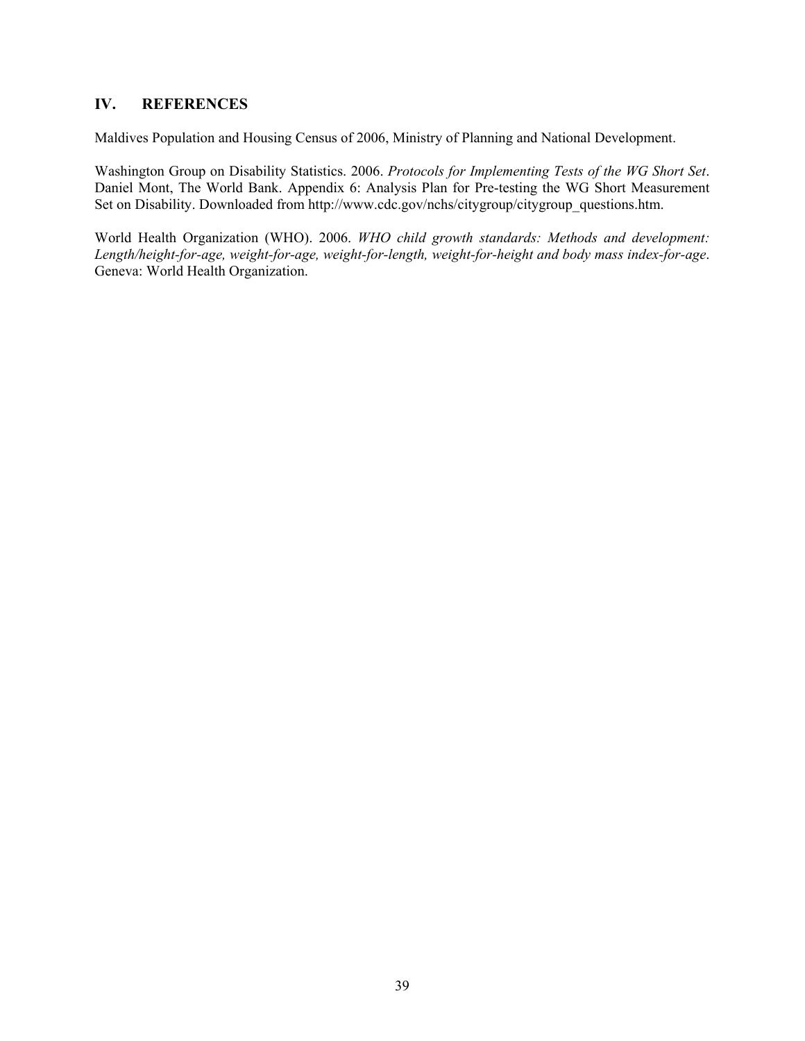## IV. REFERENCES

Maldives Population and Housing Census of 2006, Ministry of Planning and National Development.

Washington Group on Disability Statistics. 2006. *Protocols for Implementing Tests of the WG Short Set*. Daniel Mont, The World Bank. Appendix 6: Analysis Plan for Pre-testing the WG Short Measurement Set on Disability. Downloaded from http://www.cdc.gov/nchs/citygroup/citygroup_questions.htm.

World Health Organization (WHO). 2006. *WHO child growth standards: Methods and development: Length/height-for-age, weight-for-age, weight-for-length, weight-for-height and body mass index-for-age*. Geneva: World Health Organization.